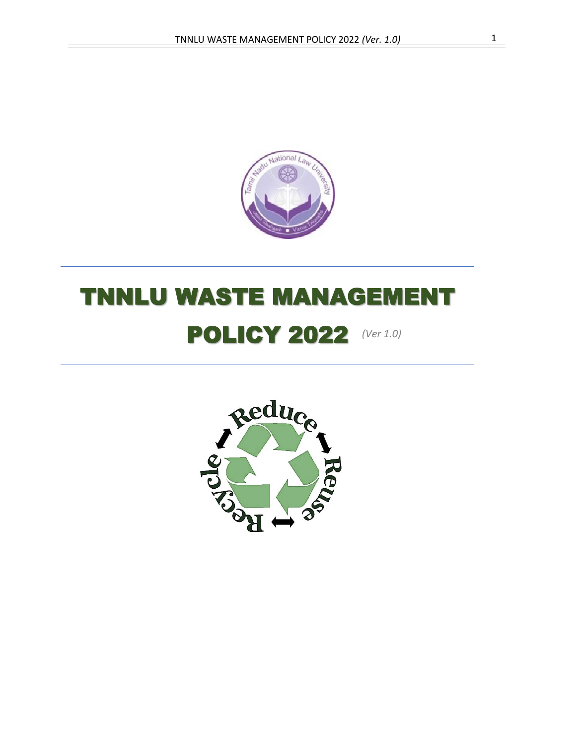# TNNLU WASTE MANAGEMENT POLICY 2022 *(Ver 1.0)*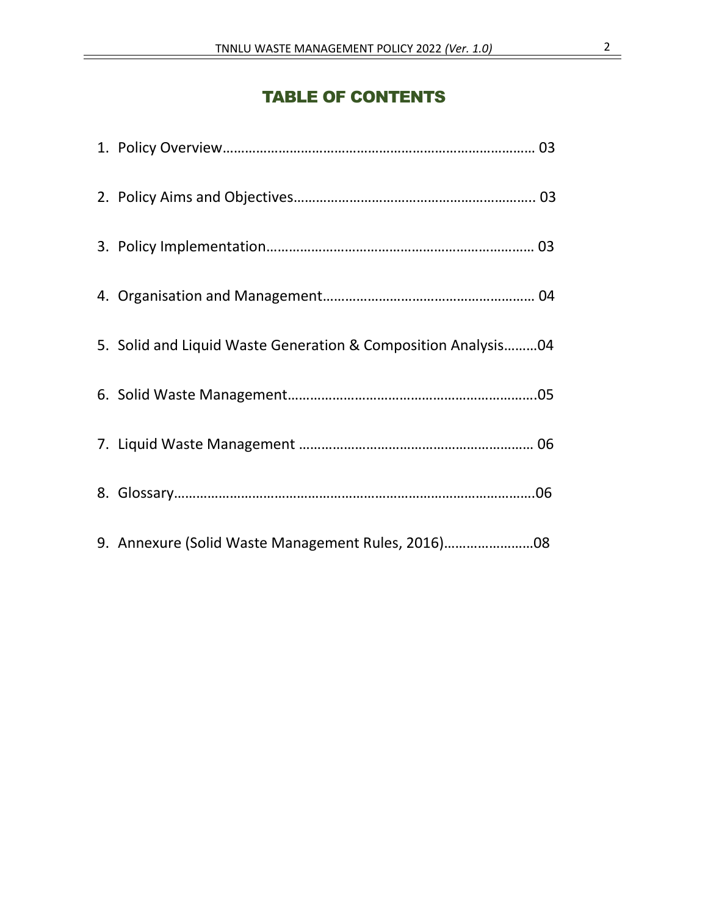# TABLE OF CONTENTS

1. Policy Overview…………………………………………………………………………… 03
2. Policy Aims and Objectives……………………………………………………….. 03
3. Policy Implementation……………………………………………………………… 03
4. Organisation and Management………………………………………………… 04
5. Solid and Liquid Waste Generation & Composition Analysis………04
6. Solid Waste Management………………………………………………………….05
7. Liquid Waste Management ……………………………………………………… 06
8. Glossary……………………………………………………………………………………….06
9. Annexure (Solid Waste Management Rules, 2016)……………………08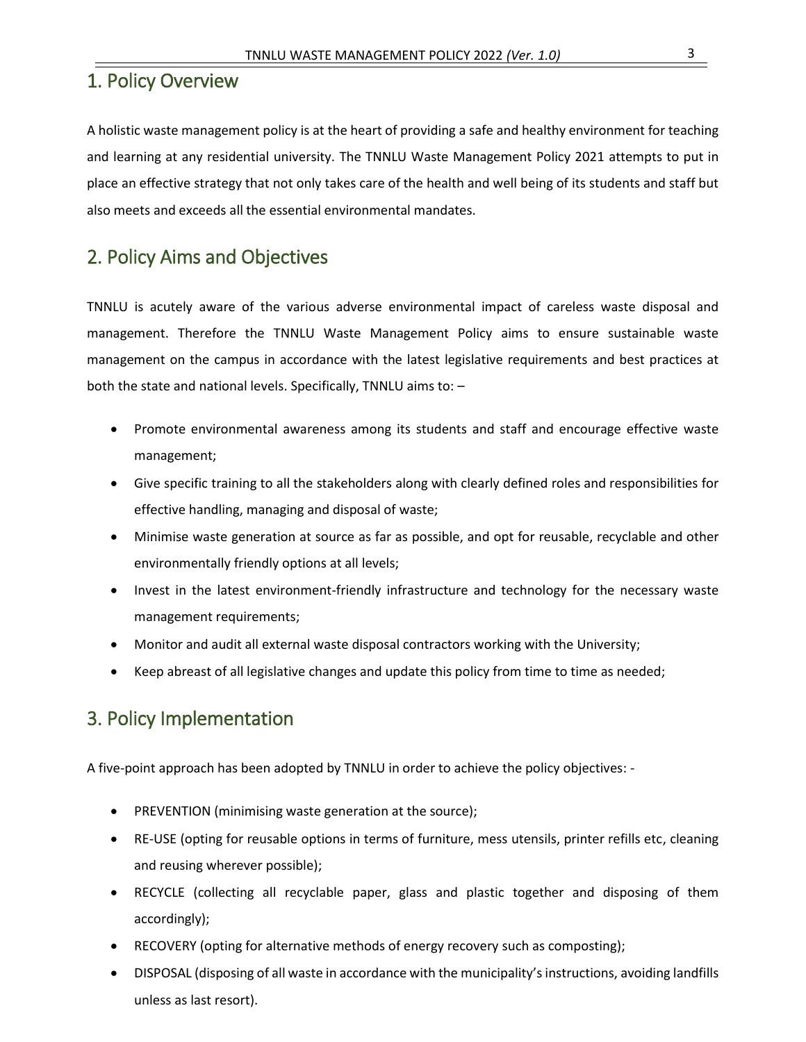## 1. Policy Overview

A holistic waste management policy is at the heart of providing a safe and healthy environment for teaching and learning at any residential university. The TNNLU Waste Management Policy 2021 attempts to put in place an effective strategy that not only takes care of the health and well being of its students and staff but also meets and exceeds all the essential environmental mandates.

## 2. Policy Aims and Objectives

TNNLU is acutely aware of the various adverse environmental impact of careless waste disposal and management. Therefore the TNNLU Waste Management Policy aims to ensure sustainable waste management on the campus in accordance with the latest legislative requirements and best practices at both the state and national levels. Specifically, TNNLU aims to: –

- Promote environmental awareness among its students and staff and encourage effective waste management;
- Give specific training to all the stakeholders along with clearly defined roles and responsibilities for effective handling, managing and disposal of waste;
- Minimise waste generation at source as far as possible, and opt for reusable, recyclable and other environmentally friendly options at all levels;
- Invest in the latest environment-friendly infrastructure and technology for the necessary waste management requirements;
- Monitor and audit all external waste disposal contractors working with the University;
- Keep abreast of all legislative changes and update this policy from time to time as needed;

## 3. Policy Implementation

A five-point approach has been adopted by TNNLU in order to achieve the policy objectives: -

- PREVENTION (minimising waste generation at the source);
- RE-USE (opting for reusable options in terms of furniture, mess utensils, printer refills etc, cleaning and reusing wherever possible);
- RECYCLE (collecting all recyclable paper, glass and plastic together and disposing of them accordingly);
- RECOVERY (opting for alternative methods of energy recovery such as composting);
- DISPOSAL (disposing of all waste in accordance with the municipality's instructions, avoiding landfills unless as last resort).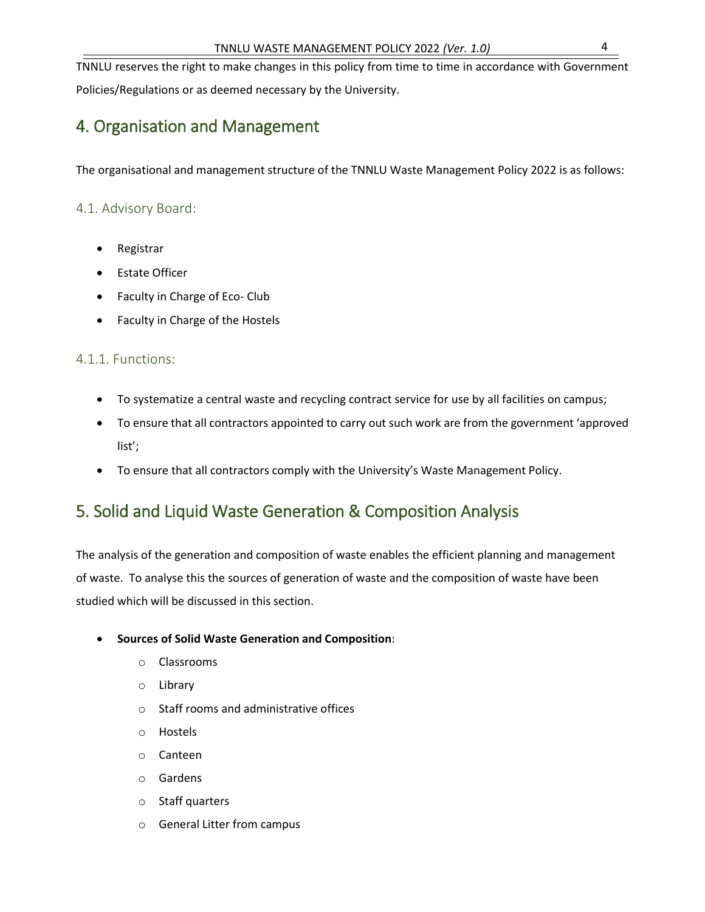TNNLU reserves the right to make changes in this policy from time to time in accordance with Government Policies/Regulations or as deemed necessary by the University.

## 4. Organisation and Management

The organisational and management structure of the TNNLU Waste Management Policy 2022 is as follows:

### 4.1. Advisory Board:

- Registrar
- Estate Officer
- Faculty in Charge of Eco- Club
- Faculty in Charge of the Hostels

### 4.1.1. Functions:

- To systematize a central waste and recycling contract service for use by all facilities on campus;
- To ensure that all contractors appointed to carry out such work are from the government 'approved list';
- To ensure that all contractors comply with the University's Waste Management Policy.

## 5. Solid and Liquid Waste Generation & Composition Analysis

The analysis of the generation and composition of waste enables the efficient planning and management of waste. To analyse this the sources of generation of waste and the composition of waste have been studied which will be discussed in this section.

- **Sources of Solid Waste Generation and Composition**:
    - Classrooms
    - Library
    - Staff rooms and administrative offices
    - Hostels
    - Canteen
    - Gardens
    - Staff quarters
    - General Litter from campus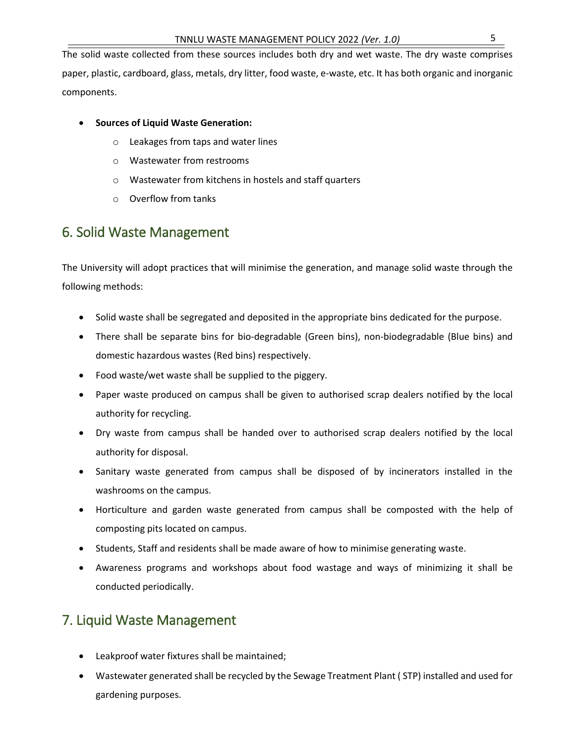The solid waste collected from these sources includes both dry and wet waste. The dry waste comprises paper, plastic, cardboard, glass, metals, dry litter, food waste, e-waste, etc. It has both organic and inorganic components.

- **Sources of Liquid Waste Generation:**
  - Leakages from taps and water lines
  - Wastewater from restrooms
  - Wastewater from kitchens in hostels and staff quarters
  - Overflow from tanks

## 6. Solid Waste Management

The University will adopt practices that will minimise the generation, and manage solid waste through the following methods:

- Solid waste shall be segregated and deposited in the appropriate bins dedicated for the purpose.
- There shall be separate bins for bio-degradable (Green bins), non-biodegradable (Blue bins) and domestic hazardous wastes (Red bins) respectively.
- Food waste/wet waste shall be supplied to the piggery.
- Paper waste produced on campus shall be given to authorised scrap dealers notified by the local authority for recycling.
- Dry waste from campus shall be handed over to authorised scrap dealers notified by the local authority for disposal.
- Sanitary waste generated from campus shall be disposed of by incinerators installed in the washrooms on the campus.
- Horticulture and garden waste generated from campus shall be composted with the help of composting pits located on campus.
- Students, Staff and residents shall be made aware of how to minimise generating waste.
- Awareness programs and workshops about food wastage and ways of minimizing it shall be conducted periodically.

## 7. Liquid Waste Management

- Leakproof water fixtures shall be maintained;
- Wastewater generated shall be recycled by the Sewage Treatment Plant ( STP) installed and used for gardening purposes.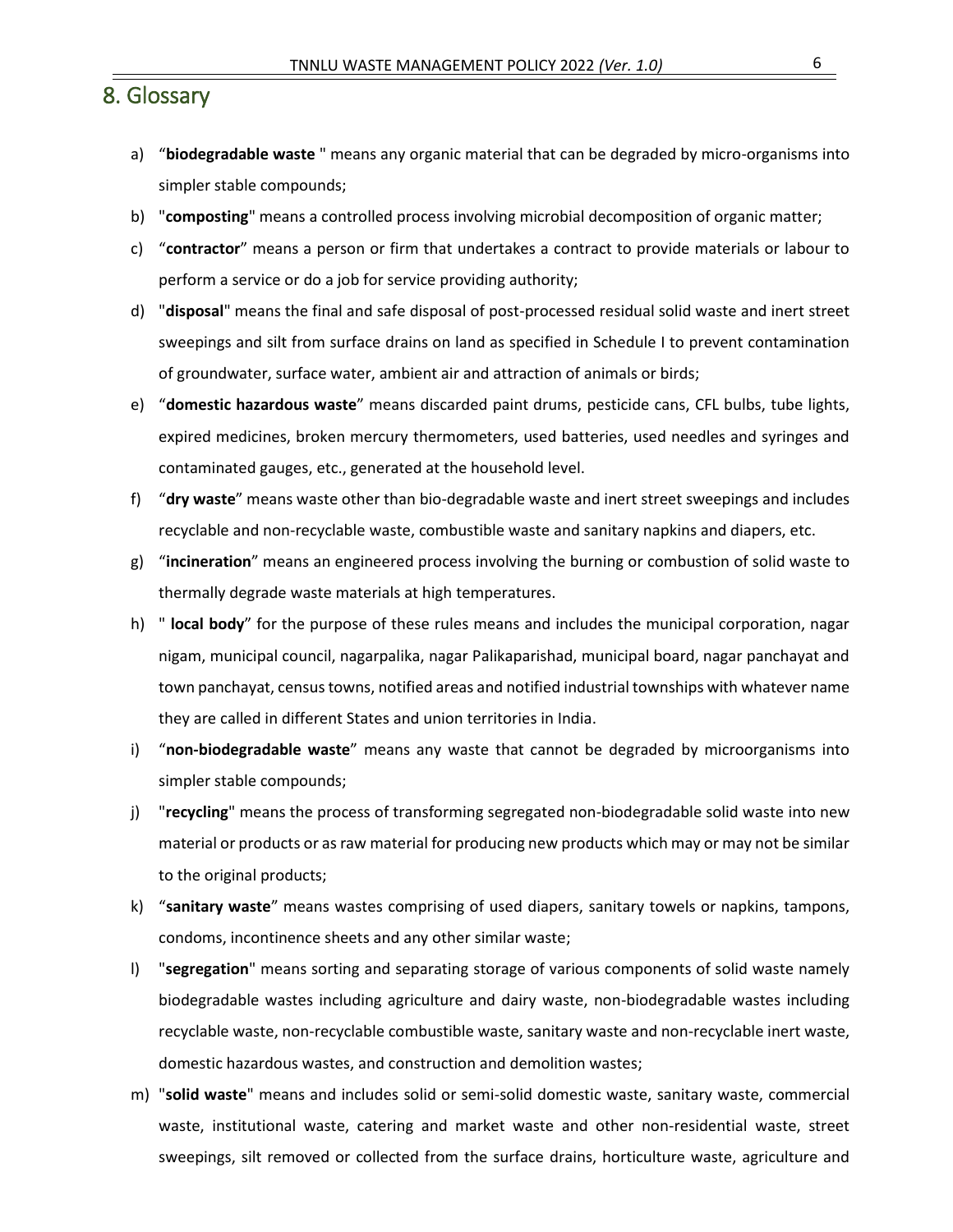## 8. Glossary

a) "**biodegradable waste** " means any organic material that can be degraded by micro-organisms into simpler stable compounds;

b) "**composting**" means a controlled process involving microbial decomposition of organic matter;

c) "**contractor**" means a person or firm that undertakes a contract to provide materials or labour to perform a service or do a job for service providing authority;

d) "**disposal**" means the final and safe disposal of post-processed residual solid waste and inert street sweepings and silt from surface drains on land as specified in Schedule I to prevent contamination of groundwater, surface water, ambient air and attraction of animals or birds;

e) "**domestic hazardous waste**" means discarded paint drums, pesticide cans, CFL bulbs, tube lights, expired medicines, broken mercury thermometers, used batteries, used needles and syringes and contaminated gauges, etc., generated at the household level.

f) "**dry waste**" means waste other than bio-degradable waste and inert street sweepings and includes recyclable and non-recyclable waste, combustible waste and sanitary napkins and diapers, etc.

g) "**incineration**" means an engineered process involving the burning or combustion of solid waste to thermally degrade waste materials at high temperatures.

h) " **local body**" for the purpose of these rules means and includes the municipal corporation, nagar nigam, municipal council, nagarpalika, nagar Palikaparishad, municipal board, nagar panchayat and town panchayat, census towns, notified areas and notified industrial townships with whatever name they are called in different States and union territories in India.

i) "**non-biodegradable waste**" means any waste that cannot be degraded by microorganisms into simpler stable compounds;

j) "**recycling**" means the process of transforming segregated non-biodegradable solid waste into new material or products or as raw material for producing new products which may or may not be similar to the original products;

k) "**sanitary waste**" means wastes comprising of used diapers, sanitary towels or napkins, tampons, condoms, incontinence sheets and any other similar waste;

l) "**segregation**" means sorting and separating storage of various components of solid waste namely biodegradable wastes including agriculture and dairy waste, non-biodegradable wastes including recyclable waste, non-recyclable combustible waste, sanitary waste and non-recyclable inert waste, domestic hazardous wastes, and construction and demolition wastes;

m) "**solid waste**" means and includes solid or semi-solid domestic waste, sanitary waste, commercial waste, institutional waste, catering and market waste and other non-residential waste, street sweepings, silt removed or collected from the surface drains, horticulture waste, agriculture and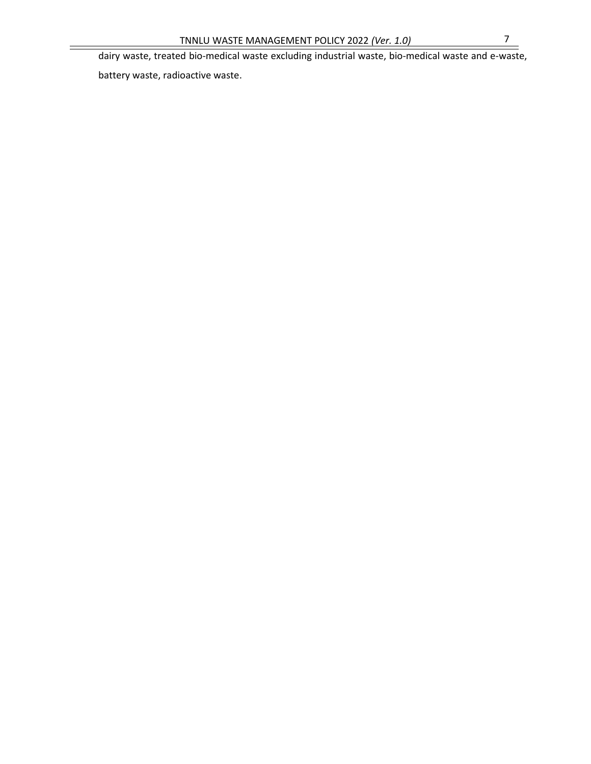dairy waste, treated bio-medical waste excluding industrial waste, bio-medical waste and e-waste, battery waste, radioactive waste.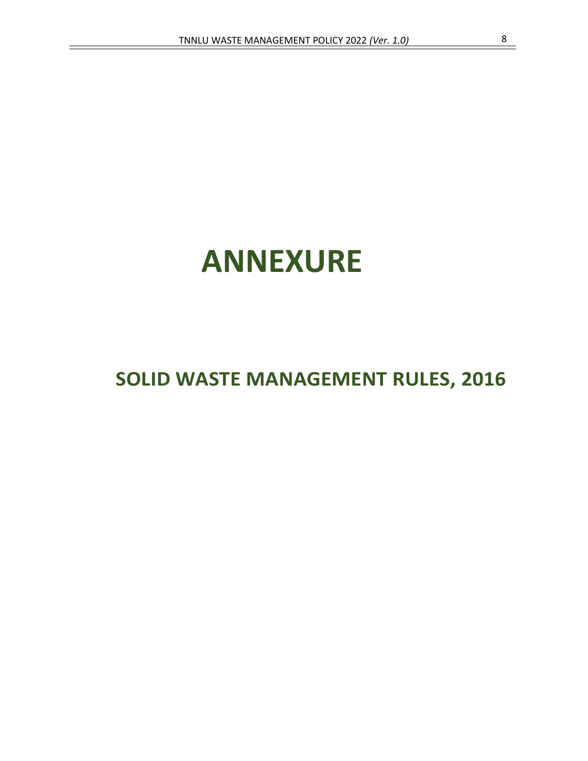# ANNEXURE

## SOLID WASTE MANAGEMENT RULES, 2016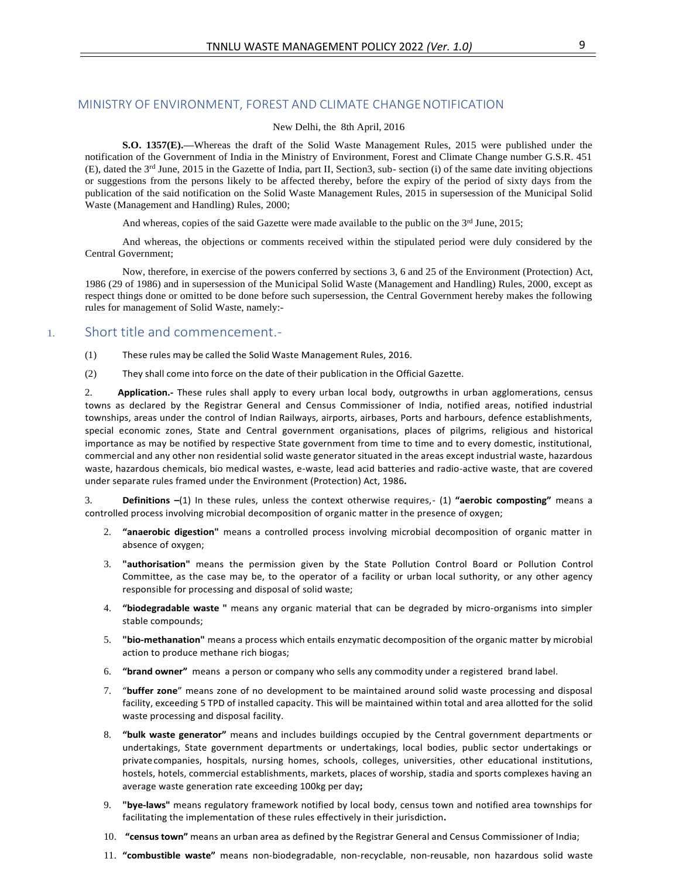## MINISTRY OF ENVIRONMENT, FOREST AND CLIMATE CHANGE NOTIFICATION

New Delhi, the 8th April, 2016

**S.O. 1357(E).—**Whereas the draft of the Solid Waste Management Rules, 2015 were published under the notification of the Government of India in the Ministry of Environment, Forest and Climate Change number G.S.R. 451 (E), dated the 3rd June, 2015 in the Gazette of India, part II, Section3, sub- section (i) of the same date inviting objections or suggestions from the persons likely to be affected thereby, before the expiry of the period of sixty days from the publication of the said notification on the Solid Waste Management Rules, 2015 in supersession of the Municipal Solid Waste (Management and Handling) Rules, 2000;

And whereas, copies of the said Gazette were made available to the public on the 3rd June, 2015;

And whereas, the objections or comments received within the stipulated period were duly considered by the Central Government;

Now, therefore, in exercise of the powers conferred by sections 3, 6 and 25 of the Environment (Protection) Act, 1986 (29 of 1986) and in supersession of the Municipal Solid Waste (Management and Handling) Rules, 2000, except as respect things done or omitted to be done before such supersession, the Central Government hereby makes the following rules for management of Solid Waste, namely:-

## 1. Short title and commencement.-

(1) These rules may be called the Solid Waste Management Rules, 2016.

(2) They shall come into force on the date of their publication in the Official Gazette.

2. **Application.-** These rules shall apply to every urban local body, outgrowths in urban agglomerations, census towns as declared by the Registrar General and Census Commissioner of India, notified areas, notified industrial townships, areas under the control of Indian Railways, airports, airbases, Ports and harbours, defence establishments, special economic zones, State and Central government organisations, places of pilgrims, religious and historical importance as may be notified by respective State government from time to time and to every domestic, institutional, commercial and any other non residential solid waste generator situated in the areas except industrial waste, hazardous waste, hazardous chemicals, bio medical wastes, e-waste, lead acid batteries and radio-active waste, that are covered under separate rules framed under the Environment (Protection) Act, 1986**.**

3. **Definitions –**(1) In these rules, unless the context otherwise requires,- (1) **"aerobic composting"** means a controlled process involving microbial decomposition of organic matter in the presence of oxygen;

2. **"anaerobic digestion"** means a controlled process involving microbial decomposition of organic matter in absence of oxygen;
3. **"authorisation"** means the permission given by the State Pollution Control Board or Pollution Control Committee, as the case may be, to the operator of a facility or urban local suthority, or any other agency responsible for processing and disposal of solid waste;
4. **"biodegradable waste "** means any organic material that can be degraded by micro-organisms into simpler stable compounds;
5. **"bio-methanation"** means a process which entails enzymatic decomposition of the organic matter by microbial action to produce methane rich biogas;
6. **"brand owner"** means a person or company who sells any commodity under a registered brand label.
7. "**buffer zone**" means zone of no development to be maintained around solid waste processing and disposal facility, exceeding 5 TPD of installed capacity. This will be maintained within total and area allotted for the solid waste processing and disposal facility.
8. **"bulk waste generator"** means and includes buildings occupied by the Central government departments or undertakings, State government departments or undertakings, local bodies, public sector undertakings or private companies, hospitals, nursing homes, schools, colleges, universities, other educational institutions, hostels, hotels, commercial establishments, markets, places of worship, stadia and sports complexes having an average waste generation rate exceeding 100kg per day**;**
9. **"bye-laws"** means regulatory framework notified by local body, census town and notified area townships for facilitating the implementation of these rules effectively in their jurisdiction**.**
10. **"census town"** means an urban area as defined by the Registrar General and Census Commissioner of India;
11. **"combustible waste"** means non-biodegradable, non-recyclable, non-reusable, non hazardous solid waste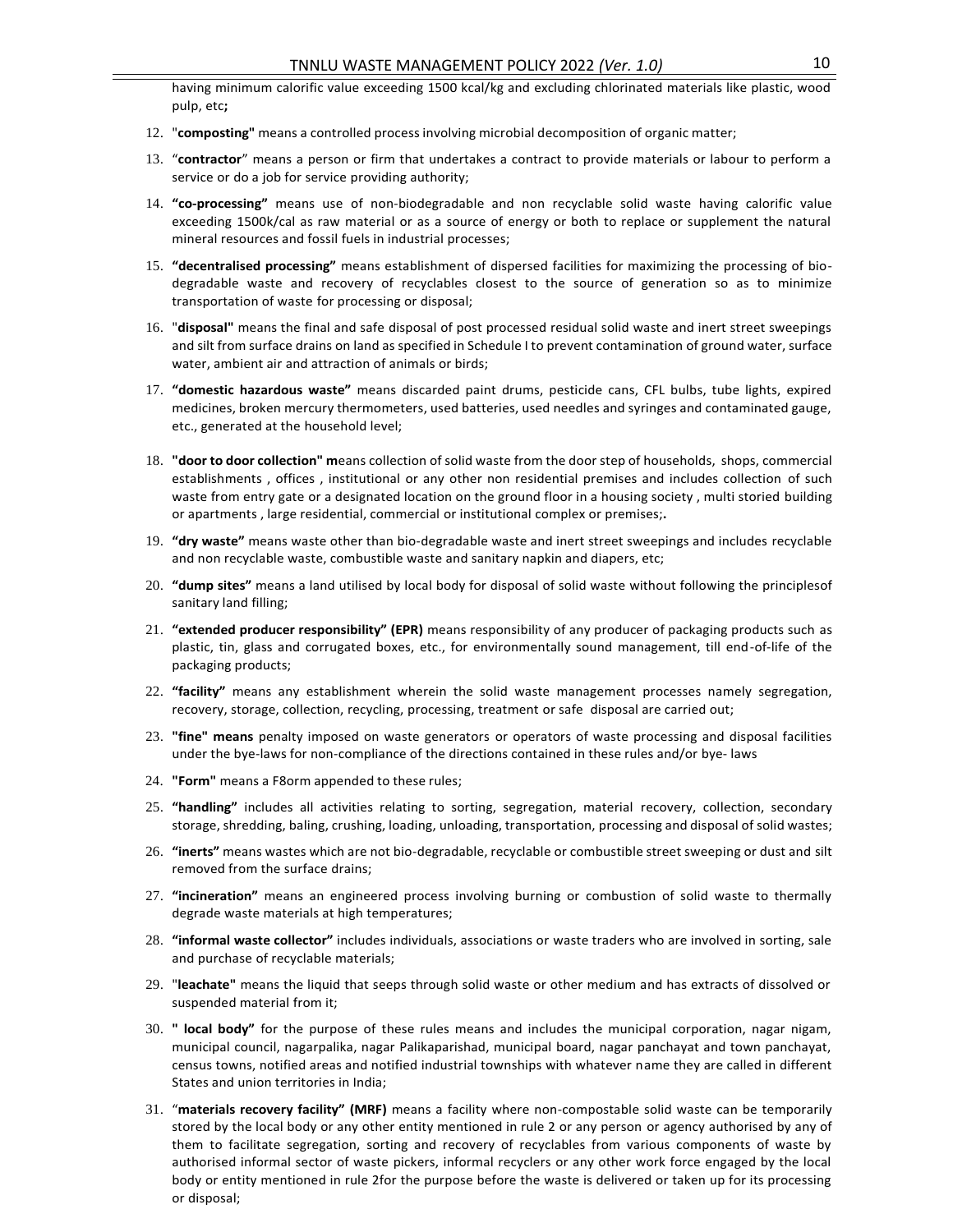having minimum calorific value exceeding 1500 kcal/kg and excluding chlorinated materials like plastic, wood pulp, etc**;**

12. "**composting"** means a controlled process involving microbial decomposition of organic matter;
13. "**contractor**" means a person or firm that undertakes a contract to provide materials or labour to perform a service or do a job for service providing authority;
14. **"co-processing"** means use of non-biodegradable and non recyclable solid waste having calorific value exceeding 1500k/cal as raw material or as a source of energy or both to replace or supplement the natural mineral resources and fossil fuels in industrial processes;
15. **"decentralised processing"** means establishment of dispersed facilities for maximizing the processing of bio-degradable waste and recovery of recyclables closest to the source of generation so as to minimize transportation of waste for processing or disposal;
16. "**disposal"** means the final and safe disposal of post processed residual solid waste and inert street sweepings and silt from surface drains on land as specified in Schedule I to prevent contamination of ground water, surface water, ambient air and attraction of animals or birds;
17. **"domestic hazardous waste"** means discarded paint drums, pesticide cans, CFL bulbs, tube lights, expired medicines, broken mercury thermometers, used batteries, used needles and syringes and contaminated gauge, etc., generated at the household level;
18. **"door to door collection" m**eans collection of solid waste from the door step of households, shops, commercial establishments , offices , institutional or any other non residential premises and includes collection of such waste from entry gate or a designated location on the ground floor in a housing society , multi storied building or apartments , large residential, commercial or institutional complex or premises;**.**
19. **"dry waste"** means waste other than bio-degradable waste and inert street sweepings and includes recyclable and non recyclable waste, combustible waste and sanitary napkin and diapers, etc;
20. **"dump sites"** means a land utilised by local body for disposal of solid waste without following the principlesof sanitary land filling;
21. **"extended producer responsibility" (EPR)** means responsibility of any producer of packaging products such as plastic, tin, glass and corrugated boxes, etc., for environmentally sound management, till end-of-life of the packaging products;
22. **"facility"** means any establishment wherein the solid waste management processes namely segregation, recovery, storage, collection, recycling, processing, treatment or safe disposal are carried out;
23. **"fine" means** penalty imposed on waste generators or operators of waste processing and disposal facilities under the bye-laws for non-compliance of the directions contained in these rules and/or bye- laws
24. **"Form"** means a F8orm appended to these rules;
25. **"handling"** includes all activities relating to sorting, segregation, material recovery, collection, secondary storage, shredding, baling, crushing, loading, unloading, transportation, processing and disposal of solid wastes;
26. **"inerts"** means wastes which are not bio-degradable, recyclable or combustible street sweeping or dust and silt removed from the surface drains;
27. **"incineration"** means an engineered process involving burning or combustion of solid waste to thermally degrade waste materials at high temperatures;
28. **"informal waste collector"** includes individuals, associations or waste traders who are involved in sorting, sale and purchase of recyclable materials;
29. "**leachate"** means the liquid that seeps through solid waste or other medium and has extracts of dissolved or suspended material from it;
30. **" local body"** for the purpose of these rules means and includes the municipal corporation, nagar nigam, municipal council, nagarpalika, nagar Palikaparishad, municipal board, nagar panchayat and town panchayat, census towns, notified areas and notified industrial townships with whatever name they are called in different States and union territories in India;
31. "**materials recovery facility" (MRF)** means a facility where non-compostable solid waste can be temporarily stored by the local body or any other entity mentioned in rule 2 or any person or agency authorised by any of them to facilitate segregation, sorting and recovery of recyclables from various components of waste by authorised informal sector of waste pickers, informal recyclers or any other work force engaged by the local body or entity mentioned in rule 2for the purpose before the waste is delivered or taken up for its processing or disposal;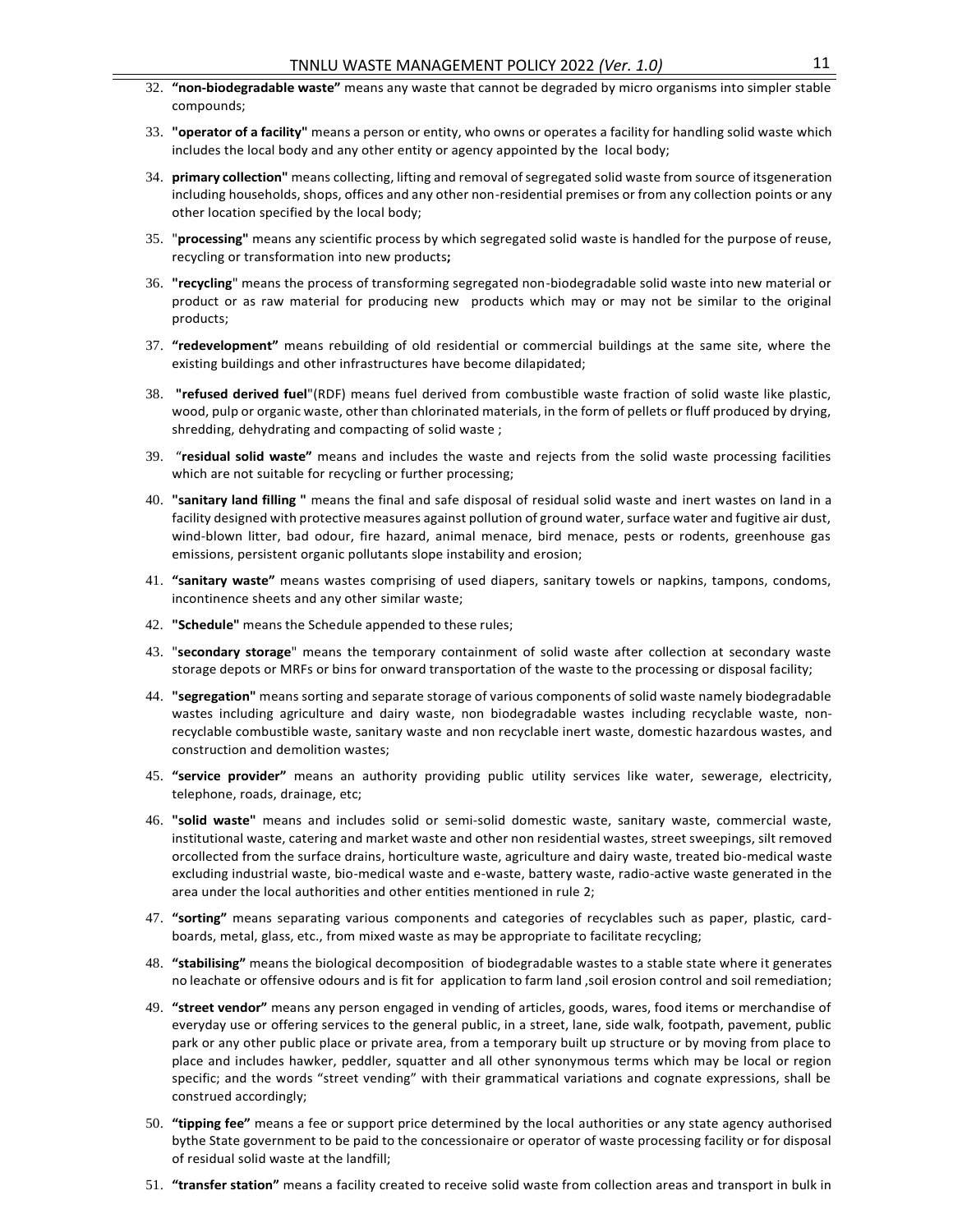32. **"non-biodegradable waste"** means any waste that cannot be degraded by micro organisms into simpler stable compounds;

33. **"operator of a facility"** means a person or entity, who owns or operates a facility for handling solid waste which includes the local body and any other entity or agency appointed by the local body;

34. **primary collection"** means collecting, lifting and removal of segregated solid waste from source of itsgeneration including households, shops, offices and any other non-residential premises or from any collection points or any other location specified by the local body;

35. "**processing"** means any scientific process by which segregated solid waste is handled for the purpose of reuse, recycling or transformation into new products**;**

36. **"recycling**" means the process of transforming segregated non-biodegradable solid waste into new material or product or as raw material for producing new products which may or may not be similar to the original products;

37. **"redevelopment"** means rebuilding of old residential or commercial buildings at the same site, where the existing buildings and other infrastructures have become dilapidated;

38. **"refused derived fuel**"(RDF) means fuel derived from combustible waste fraction of solid waste like plastic, wood, pulp or organic waste, other than chlorinated materials, in the form of pellets or fluff produced by drying, shredding, dehydrating and compacting of solid waste ;

39. "**residual solid waste"** means and includes the waste and rejects from the solid waste processing facilities which are not suitable for recycling or further processing;

40. **"sanitary land filling "** means the final and safe disposal of residual solid waste and inert wastes on land in a facility designed with protective measures against pollution of ground water, surface water and fugitive air dust, wind-blown litter, bad odour, fire hazard, animal menace, bird menace, pests or rodents, greenhouse gas emissions, persistent organic pollutants slope instability and erosion;

41. **"sanitary waste"** means wastes comprising of used diapers, sanitary towels or napkins, tampons, condoms, incontinence sheets and any other similar waste;

42. **"Schedule"** means the Schedule appended to these rules;

43. "**secondary storage**" means the temporary containment of solid waste after collection at secondary waste storage depots or MRFs or bins for onward transportation of the waste to the processing or disposal facility;

44. **"segregation"** means sorting and separate storage of various components of solid waste namely biodegradable wastes including agriculture and dairy waste, non biodegradable wastes including recyclable waste, non-recyclable combustible waste, sanitary waste and non recyclable inert waste, domestic hazardous wastes, and construction and demolition wastes;

45. **"service provider"** means an authority providing public utility services like water, sewerage, electricity, telephone, roads, drainage, etc;

46. **"solid waste"** means and includes solid or semi-solid domestic waste, sanitary waste, commercial waste, institutional waste, catering and market waste and other non residential wastes, street sweepings, silt removed orcollected from the surface drains, horticulture waste, agriculture and dairy waste, treated bio-medical waste excluding industrial waste, bio-medical waste and e-waste, battery waste, radio-active waste generated in the area under the local authorities and other entities mentioned in rule 2;

47. **"sorting"** means separating various components and categories of recyclables such as paper, plastic, card-boards, metal, glass, etc., from mixed waste as may be appropriate to facilitate recycling;

48. **"stabilising"** means the biological decomposition of biodegradable wastes to a stable state where it generates no leachate or offensive odours and is fit for application to farm land ,soil erosion control and soil remediation;

49. **"street vendor"** means any person engaged in vending of articles, goods, wares, food items or merchandise of everyday use or offering services to the general public, in a street, lane, side walk, footpath, pavement, public park or any other public place or private area, from a temporary built up structure or by moving from place to place and includes hawker, peddler, squatter and all other synonymous terms which may be local or region specific; and the words "street vending" with their grammatical variations and cognate expressions, shall be construed accordingly;

50. **"tipping fee"** means a fee or support price determined by the local authorities or any state agency authorised bythe State government to be paid to the concessionaire or operator of waste processing facility or for disposal of residual solid waste at the landfill;

51. **"transfer station"** means a facility created to receive solid waste from collection areas and transport in bulk in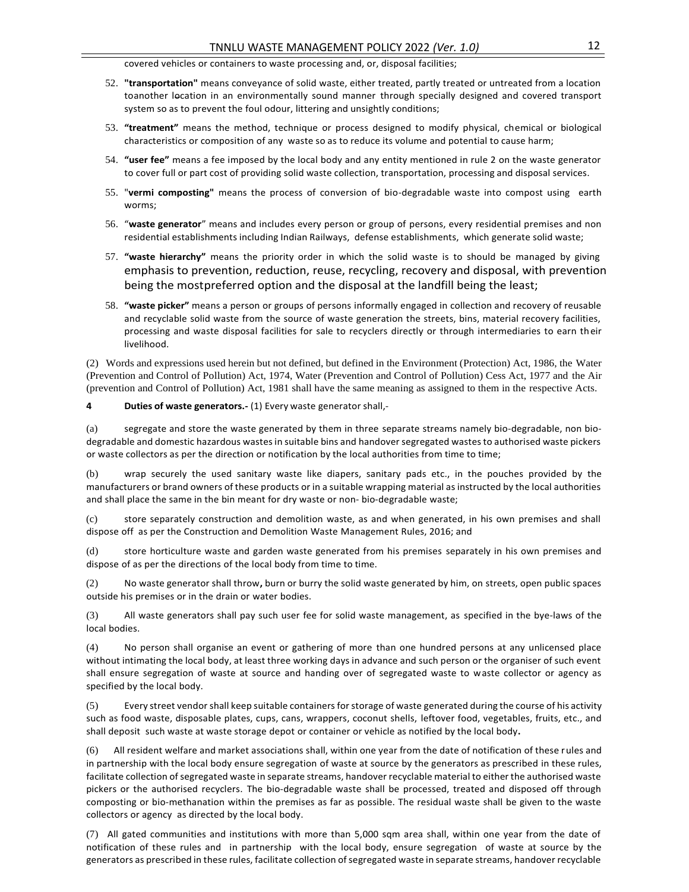covered vehicles or containers to waste processing and, or, disposal facilities;

52. **"transportation"** means conveyance of solid waste, either treated, partly treated or untreated from a location toanother location in an environmentally sound manner through specially designed and covered transport system so as to prevent the foul odour, littering and unsightly conditions;
53. **"treatment"** means the method, technique or process designed to modify physical, chemical or biological characteristics or composition of any waste so as to reduce its volume and potential to cause harm;
54. **"user fee"** means a fee imposed by the local body and any entity mentioned in rule 2 on the waste generator to cover full or part cost of providing solid waste collection, transportation, processing and disposal services.
55. "**vermi composting"** means the process of conversion of bio-degradable waste into compost using earth worms;
56. "**waste generator**" means and includes every person or group of persons, every residential premises and non residential establishments including Indian Railways, defense establishments, which generate solid waste;
57. **"waste hierarchy"** means the priority order in which the solid waste is to should be managed by giving emphasis to prevention, reduction, reuse, recycling, recovery and disposal, with prevention being the mostpreferred option and the disposal at the landfill being the least;
58. **"waste picker"** means a person or groups of persons informally engaged in collection and recovery of reusable and recyclable solid waste from the source of waste generation the streets, bins, material recovery facilities, processing and waste disposal facilities for sale to recyclers directly or through intermediaries to earn their livelihood.

(2) Words and expressions used herein but not defined, but defined in the Environment (Protection) Act, 1986, the Water (Prevention and Control of Pollution) Act, 1974, Water (Prevention and Control of Pollution) Cess Act, 1977 and the Air (prevention and Control of Pollution) Act, 1981 shall have the same meaning as assigned to them in the respective Acts.

**4 Duties of waste generators.-** (1) Every waste generator shall,-

(a) segregate and store the waste generated by them in three separate streams namely bio-degradable, non bio-degradable and domestic hazardous wastes in suitable bins and handover segregated wastes to authorised waste pickers or waste collectors as per the direction or notification by the local authorities from time to time;

(b) wrap securely the used sanitary waste like diapers, sanitary pads etc., in the pouches provided by the manufacturers or brand owners of these products or in a suitable wrapping material as instructed by the local authorities and shall place the same in the bin meant for dry waste or non- bio-degradable waste;

(c) store separately construction and demolition waste, as and when generated, in his own premises and shall dispose off as per the Construction and Demolition Waste Management Rules, 2016; and

(d) store horticulture waste and garden waste generated from his premises separately in his own premises and dispose of as per the directions of the local body from time to time.

(2) No waste generator shall throw**,** burn or burry the solid waste generated by him, on streets, open public spaces outside his premises or in the drain or water bodies.

(3) All waste generators shall pay such user fee for solid waste management, as specified in the bye-laws of the local bodies.

(4) No person shall organise an event or gathering of more than one hundred persons at any unlicensed place without intimating the local body, at least three working days in advance and such person or the organiser of such event shall ensure segregation of waste at source and handing over of segregated waste to waste collector or agency as specified by the local body.

(5) Every street vendor shall keep suitable containers for storage of waste generated during the course of his activity such as food waste, disposable plates, cups, cans, wrappers, coconut shells, leftover food, vegetables, fruits, etc., and shall deposit such waste at waste storage depot or container or vehicle as notified by the local body**.**

(6) All resident welfare and market associations shall, within one year from the date of notification of these rules and in partnership with the local body ensure segregation of waste at source by the generators as prescribed in these rules, facilitate collection of segregated waste in separate streams, handover recyclable material to either the authorised waste pickers or the authorised recyclers. The bio-degradable waste shall be processed, treated and disposed off through composting or bio-methanation within the premises as far as possible. The residual waste shall be given to the waste collectors or agency as directed by the local body.

(7) All gated communities and institutions with more than 5,000 sqm area shall, within one year from the date of notification of these rules and in partnership with the local body, ensure segregation of waste at source by the generators as prescribed in these rules, facilitate collection of segregated waste in separate streams, handover recyclable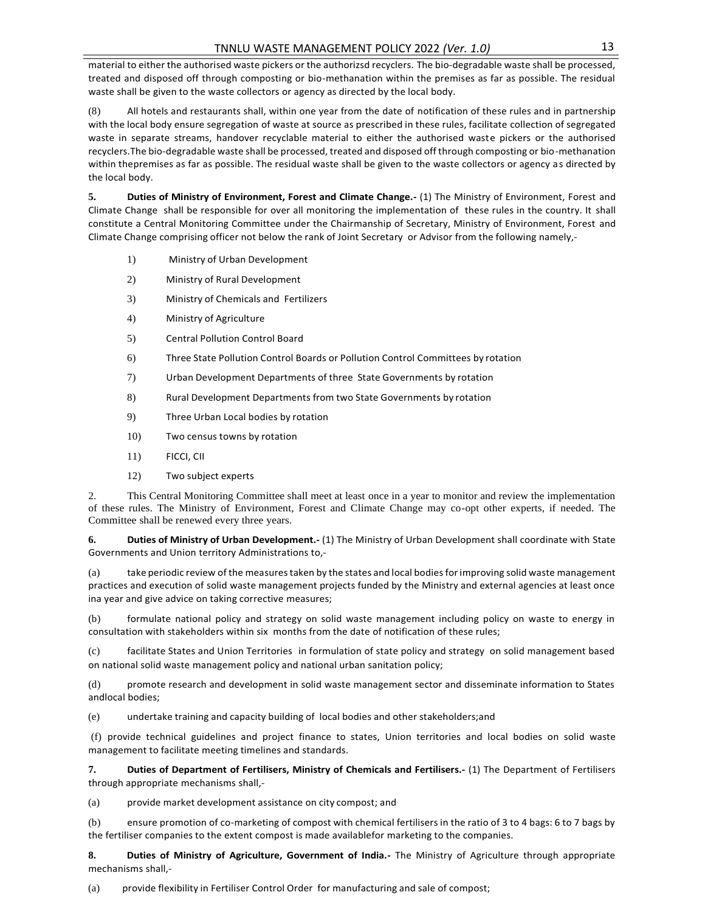material to either the authorised waste pickers or the authorizsd recyclers. The bio-degradable waste shall be processed, treated and disposed off through composting or bio-methanation within the premises as far as possible. The residual waste shall be given to the waste collectors or agency as directed by the local body.

(8) All hotels and restaurants shall, within one year from the date of notification of these rules and in partnership with the local body ensure segregation of waste at source as prescribed in these rules, facilitate collection of segregated waste in separate streams, handover recyclable material to either the authorised waste pickers or the authorised recyclers.The bio-degradable waste shall be processed, treated and disposed off through composting or bio-methanation within thepremises as far as possible. The residual waste shall be given to the waste collectors or agency as directed by the local body.

**5. Duties of Ministry of Environment, Forest and Climate Change.-** (1) The Ministry of Environment, Forest and Climate Change shall be responsible for over all monitoring the implementation of these rules in the country. It shall constitute a Central Monitoring Committee under the Chairmanship of Secretary, Ministry of Environment, Forest and Climate Change comprising officer not below the rank of Joint Secretary or Advisor from the following namely,-

1) Ministry of Urban Development
2) Ministry of Rural Development
3) Ministry of Chemicals and Fertilizers
4) Ministry of Agriculture
5) Central Pollution Control Board
6) Three State Pollution Control Boards or Pollution Control Committees by rotation
7) Urban Development Departments of three State Governments by rotation
8) Rural Development Departments from two State Governments by rotation
9) Three Urban Local bodies by rotation
10) Two census towns by rotation
11) FICCI, CII
12) Two subject experts

2. This Central Monitoring Committee shall meet at least once in a year to monitor and review the implementation of these rules. The Ministry of Environment, Forest and Climate Change may co-opt other experts, if needed. The Committee shall be renewed every three years.

**6. Duties of Ministry of Urban Development.-** (1) The Ministry of Urban Development shall coordinate with State Governments and Union territory Administrations to,-

(a) take periodic review of the measures taken by the states and local bodies for improving solid waste management practices and execution of solid waste management projects funded by the Ministry and external agencies at least once ina year and give advice on taking corrective measures;

(b) formulate national policy and strategy on solid waste management including policy on waste to energy in consultation with stakeholders within six months from the date of notification of these rules;

(c) facilitate States and Union Territories in formulation of state policy and strategy on solid management based on national solid waste management policy and national urban sanitation policy;

(d) promote research and development in solid waste management sector and disseminate information to States andlocal bodies;

(e) undertake training and capacity building of local bodies and other stakeholders;and

(f) provide technical guidelines and project finance to states, Union territories and local bodies on solid waste management to facilitate meeting timelines and standards.

**7. Duties of Department of Fertilisers, Ministry of Chemicals and Fertilisers.-** (1) The Department of Fertilisers through appropriate mechanisms shall,-

(a) provide market development assistance on city compost; and

(b) ensure promotion of co-marketing of compost with chemical fertilisers in the ratio of 3 to 4 bags: 6 to 7 bags by the fertiliser companies to the extent compost is made availablefor marketing to the companies.

**8. Duties of Ministry of Agriculture, Government of India.-** The Ministry of Agriculture through appropriate mechanisms shall,-

(a) provide flexibility in Fertiliser Control Order for manufacturing and sale of compost;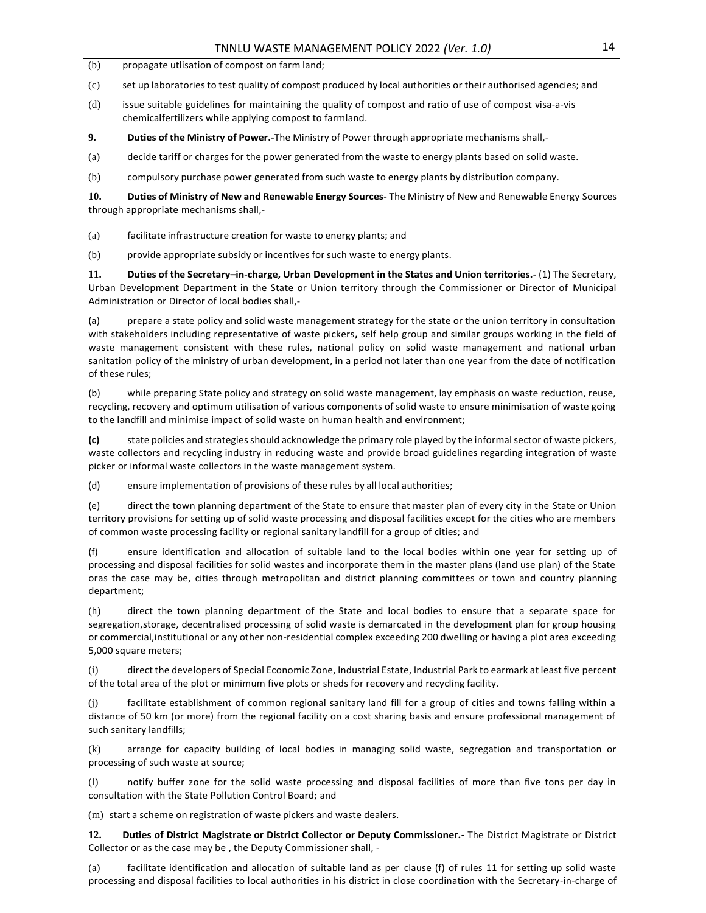(b) propagate utlisation of compost on farm land;

(c) set up laboratories to test quality of compost produced by local authorities or their authorised agencies; and

(d) issue suitable guidelines for maintaining the quality of compost and ratio of use of compost visa-a-vis chemicalfertilizers while applying compost to farmland.

**9. Duties of the Ministry of Power.-**The Ministry of Power through appropriate mechanisms shall,-

(a) decide tariff or charges for the power generated from the waste to energy plants based on solid waste.

(b) compulsory purchase power generated from such waste to energy plants by distribution company.

**10. Duties of Ministry of New and Renewable Energy Sources-** The Ministry of New and Renewable Energy Sources through appropriate mechanisms shall,-

(a) facilitate infrastructure creation for waste to energy plants; and

(b) provide appropriate subsidy or incentives for such waste to energy plants.

**11. Duties of the Secretary–in-charge, Urban Development in the States and Union territories.-** (1) The Secretary, Urban Development Department in the State or Union territory through the Commissioner or Director of Municipal Administration or Director of local bodies shall,-

(a) prepare a state policy and solid waste management strategy for the state or the union territory in consultation with stakeholders including representative of waste pickers**,** self help group and similar groups working in the field of waste management consistent with these rules, national policy on solid waste management and national urban sanitation policy of the ministry of urban development, in a period not later than one year from the date of notification of these rules;

(b) while preparing State policy and strategy on solid waste management, lay emphasis on waste reduction, reuse, recycling, recovery and optimum utilisation of various components of solid waste to ensure minimisation of waste going to the landfill and minimise impact of solid waste on human health and environment;

**(c)** state policies and strategies should acknowledge the primary role played by the informal sector of waste pickers, waste collectors and recycling industry in reducing waste and provide broad guidelines regarding integration of waste picker or informal waste collectors in the waste management system.

(d) ensure implementation of provisions of these rules by all local authorities;

(e) direct the town planning department of the State to ensure that master plan of every city in the State or Union territory provisions for setting up of solid waste processing and disposal facilities except for the cities who are members of common waste processing facility or regional sanitary landfill for a group of cities; and

(f) ensure identification and allocation of suitable land to the local bodies within one year for setting up of processing and disposal facilities for solid wastes and incorporate them in the master plans (land use plan) of the State oras the case may be, cities through metropolitan and district planning committees or town and country planning department;

(h) direct the town planning department of the State and local bodies to ensure that a separate space for segregation,storage, decentralised processing of solid waste is demarcated in the development plan for group housing or commercial,institutional or any other non-residential complex exceeding 200 dwelling or having a plot area exceeding 5,000 square meters;

(i) direct the developers of Special Economic Zone, Industrial Estate, Industrial Park to earmark at least five percent of the total area of the plot or minimum five plots or sheds for recovery and recycling facility.

(j) facilitate establishment of common regional sanitary land fill for a group of cities and towns falling within a distance of 50 km (or more) from the regional facility on a cost sharing basis and ensure professional management of such sanitary landfills;

(k) arrange for capacity building of local bodies in managing solid waste, segregation and transportation or processing of such waste at source;

(l) notify buffer zone for the solid waste processing and disposal facilities of more than five tons per day in consultation with the State Pollution Control Board; and

(m) start a scheme on registration of waste pickers and waste dealers.

**12. Duties of District Magistrate or District Collector or Deputy Commissioner.-** The District Magistrate or District Collector or as the case may be , the Deputy Commissioner shall, -

(a) facilitate identification and allocation of suitable land as per clause (f) of rules 11 for setting up solid waste processing and disposal facilities to local authorities in his district in close coordination with the Secretary-in-charge of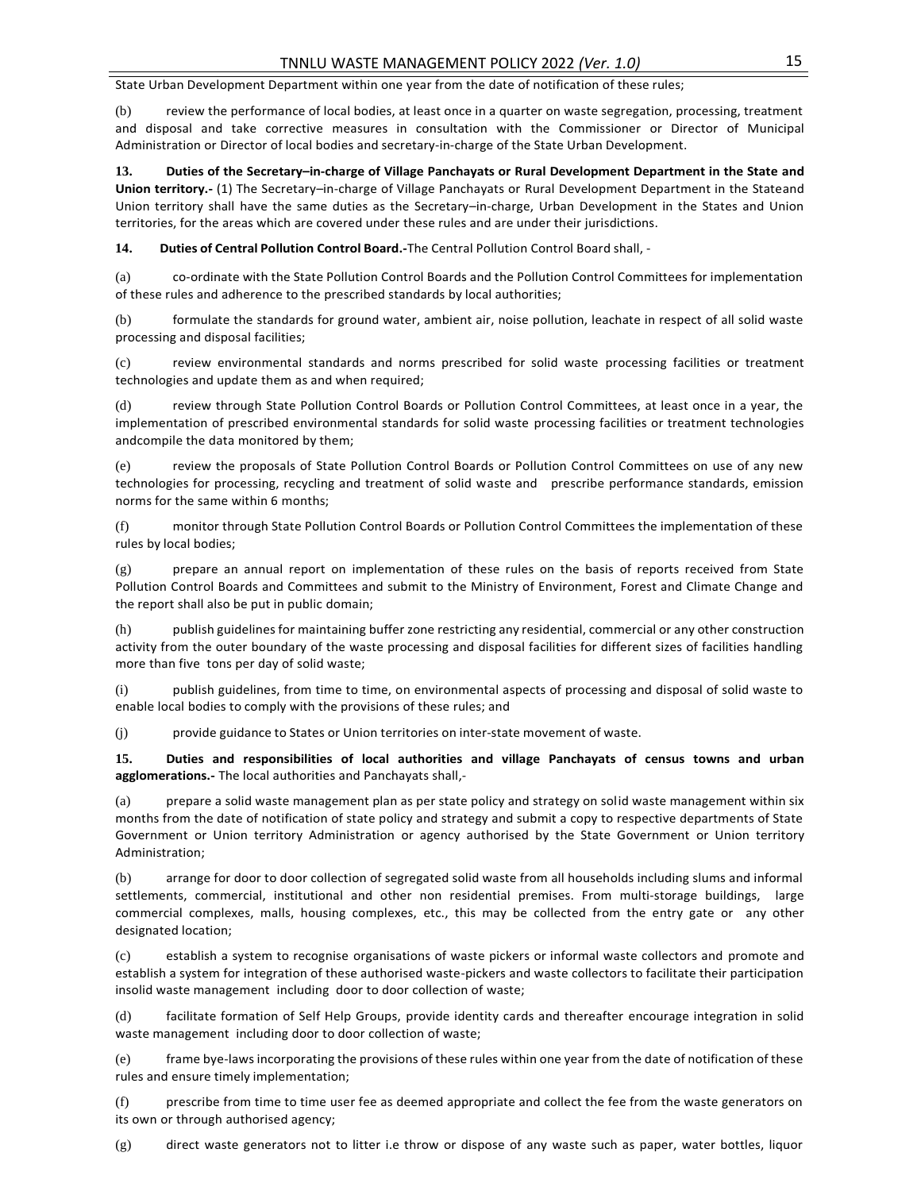State Urban Development Department within one year from the date of notification of these rules;

(b) review the performance of local bodies, at least once in a quarter on waste segregation, processing, treatment and disposal and take corrective measures in consultation with the Commissioner or Director of Municipal Administration or Director of local bodies and secretary-in-charge of the State Urban Development.

**13. Duties of the Secretary–in-charge of Village Panchayats or Rural Development Department in the State and Union territory.-** (1) The Secretary–in-charge of Village Panchayats or Rural Development Department in the Stateand Union territory shall have the same duties as the Secretary–in-charge, Urban Development in the States and Union territories, for the areas which are covered under these rules and are under their jurisdictions.

**14. Duties of Central Pollution Control Board.-**The Central Pollution Control Board shall, -

(a) co-ordinate with the State Pollution Control Boards and the Pollution Control Committees for implementation of these rules and adherence to the prescribed standards by local authorities;

(b) formulate the standards for ground water, ambient air, noise pollution, leachate in respect of all solid waste processing and disposal facilities;

(c) review environmental standards and norms prescribed for solid waste processing facilities or treatment technologies and update them as and when required;

(d) review through State Pollution Control Boards or Pollution Control Committees, at least once in a year, the implementation of prescribed environmental standards for solid waste processing facilities or treatment technologies andcompile the data monitored by them;

(e) review the proposals of State Pollution Control Boards or Pollution Control Committees on use of any new technologies for processing, recycling and treatment of solid waste and prescribe performance standards, emission norms for the same within 6 months;

(f) monitor through State Pollution Control Boards or Pollution Control Committees the implementation of these rules by local bodies;

(g) prepare an annual report on implementation of these rules on the basis of reports received from State Pollution Control Boards and Committees and submit to the Ministry of Environment, Forest and Climate Change and the report shall also be put in public domain;

(h) publish guidelines for maintaining buffer zone restricting any residential, commercial or any other construction activity from the outer boundary of the waste processing and disposal facilities for different sizes of facilities handling more than five tons per day of solid waste;

(i) publish guidelines, from time to time, on environmental aspects of processing and disposal of solid waste to enable local bodies to comply with the provisions of these rules; and

(j) provide guidance to States or Union territories on inter-state movement of waste.

**15. Duties and responsibilities of local authorities and village Panchayats of census towns and urban agglomerations.-** The local authorities and Panchayats shall,-

(a) prepare a solid waste management plan as per state policy and strategy on solid waste management within six months from the date of notification of state policy and strategy and submit a copy to respective departments of State Government or Union territory Administration or agency authorised by the State Government or Union territory Administration;

(b) arrange for door to door collection of segregated solid waste from all households including slums and informal settlements, commercial, institutional and other non residential premises. From multi-storage buildings, large commercial complexes, malls, housing complexes, etc., this may be collected from the entry gate or any other designated location;

(c) establish a system to recognise organisations of waste pickers or informal waste collectors and promote and establish a system for integration of these authorised waste-pickers and waste collectors to facilitate their participation insolid waste management including door to door collection of waste;

(d) facilitate formation of Self Help Groups, provide identity cards and thereafter encourage integration in solid waste management including door to door collection of waste;

(e) frame bye-laws incorporating the provisions of these rules within one year from the date of notification of these rules and ensure timely implementation;

(f) prescribe from time to time user fee as deemed appropriate and collect the fee from the waste generators on its own or through authorised agency;

(g) direct waste generators not to litter i.e throw or dispose of any waste such as paper, water bottles, liquor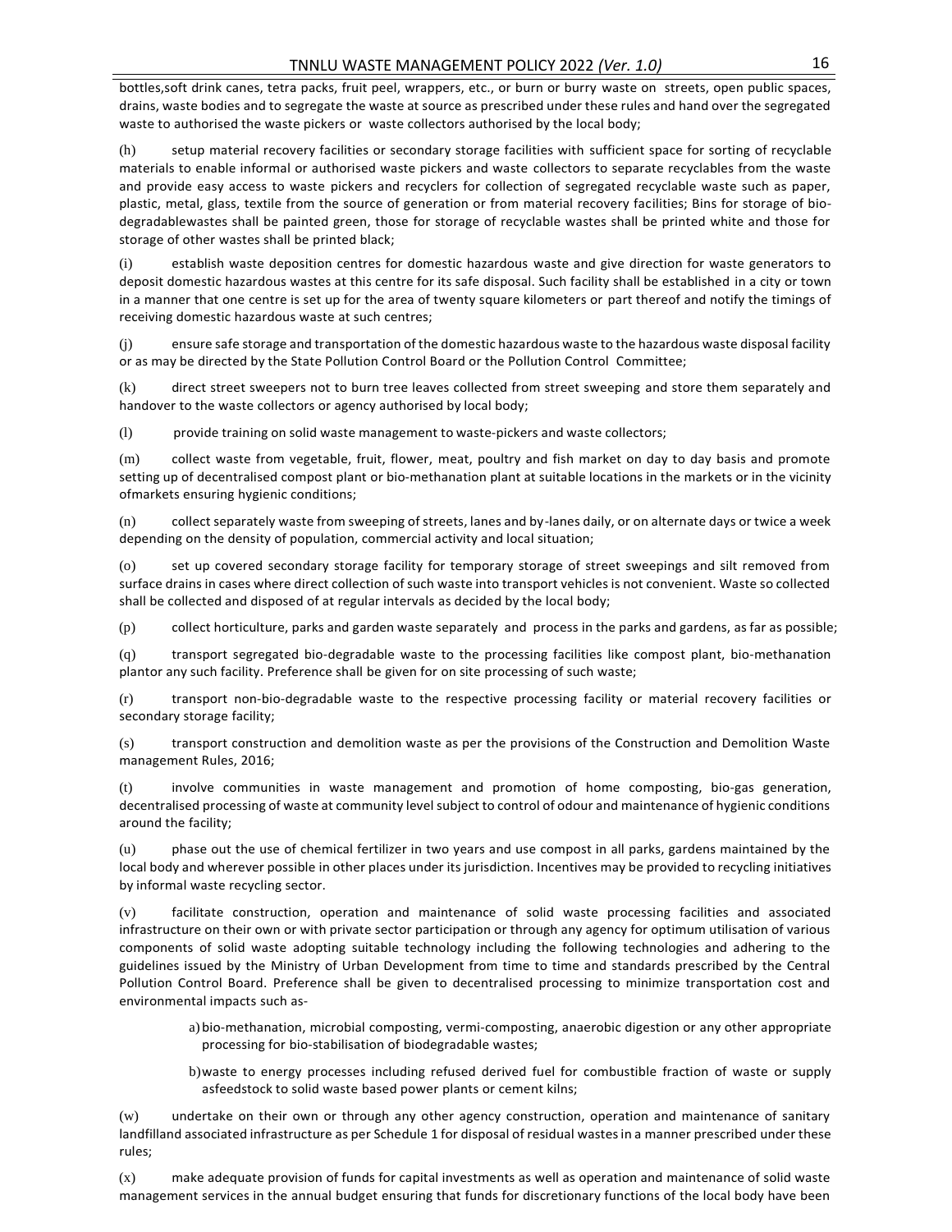bottles,soft drink canes, tetra packs, fruit peel, wrappers, etc., or burn or burry waste on streets, open public spaces, drains, waste bodies and to segregate the waste at source as prescribed under these rules and hand over the segregated waste to authorised the waste pickers or waste collectors authorised by the local body;

(h) setup material recovery facilities or secondary storage facilities with sufficient space for sorting of recyclable materials to enable informal or authorised waste pickers and waste collectors to separate recyclables from the waste and provide easy access to waste pickers and recyclers for collection of segregated recyclable waste such as paper, plastic, metal, glass, textile from the source of generation or from material recovery facilities; Bins for storage of bio-degradablewastes shall be painted green, those for storage of recyclable wastes shall be printed white and those for storage of other wastes shall be printed black;

(i) establish waste deposition centres for domestic hazardous waste and give direction for waste generators to deposit domestic hazardous wastes at this centre for its safe disposal. Such facility shall be established in a city or town in a manner that one centre is set up for the area of twenty square kilometers or part thereof and notify the timings of receiving domestic hazardous waste at such centres;

(j) ensure safe storage and transportation of the domestic hazardous waste to the hazardous waste disposal facility or as may be directed by the State Pollution Control Board or the Pollution Control Committee;

(k) direct street sweepers not to burn tree leaves collected from street sweeping and store them separately and handover to the waste collectors or agency authorised by local body;

(l) provide training on solid waste management to waste-pickers and waste collectors;

(m) collect waste from vegetable, fruit, flower, meat, poultry and fish market on day to day basis and promote setting up of decentralised compost plant or bio-methanation plant at suitable locations in the markets or in the vicinity ofmarkets ensuring hygienic conditions;

(n) collect separately waste from sweeping of streets, lanes and by-lanes daily, or on alternate days or twice a week depending on the density of population, commercial activity and local situation;

(o) set up covered secondary storage facility for temporary storage of street sweepings and silt removed from surface drains in cases where direct collection of such waste into transport vehicles is not convenient. Waste so collected shall be collected and disposed of at regular intervals as decided by the local body;

(p) collect horticulture, parks and garden waste separately and process in the parks and gardens, as far as possible;

(q) transport segregated bio-degradable waste to the processing facilities like compost plant, bio-methanation plantor any such facility. Preference shall be given for on site processing of such waste;

(r) transport non-bio-degradable waste to the respective processing facility or material recovery facilities or secondary storage facility;

(s) transport construction and demolition waste as per the provisions of the Construction and Demolition Waste management Rules, 2016;

(t) involve communities in waste management and promotion of home composting, bio-gas generation, decentralised processing of waste at community level subject to control of odour and maintenance of hygienic conditions around the facility;

(u) phase out the use of chemical fertilizer in two years and use compost in all parks, gardens maintained by the local body and wherever possible in other places under its jurisdiction. Incentives may be provided to recycling initiatives by informal waste recycling sector.

(v) facilitate construction, operation and maintenance of solid waste processing facilities and associated infrastructure on their own or with private sector participation or through any agency for optimum utilisation of various components of solid waste adopting suitable technology including the following technologies and adhering to the guidelines issued by the Ministry of Urban Development from time to time and standards prescribed by the Central Pollution Control Board. Preference shall be given to decentralised processing to minimize transportation cost and environmental impacts such as-

a) bio-methanation, microbial composting, vermi-composting, anaerobic digestion or any other appropriate processing for bio-stabilisation of biodegradable wastes;

b) waste to energy processes including refused derived fuel for combustible fraction of waste or supply asfeedstock to solid waste based power plants or cement kilns;

(w) undertake on their own or through any other agency construction, operation and maintenance of sanitary landfilland associated infrastructure as per Schedule 1 for disposal of residual wastes in a manner prescribed under these rules;

(x) make adequate provision of funds for capital investments as well as operation and maintenance of solid waste management services in the annual budget ensuring that funds for discretionary functions of the local body have been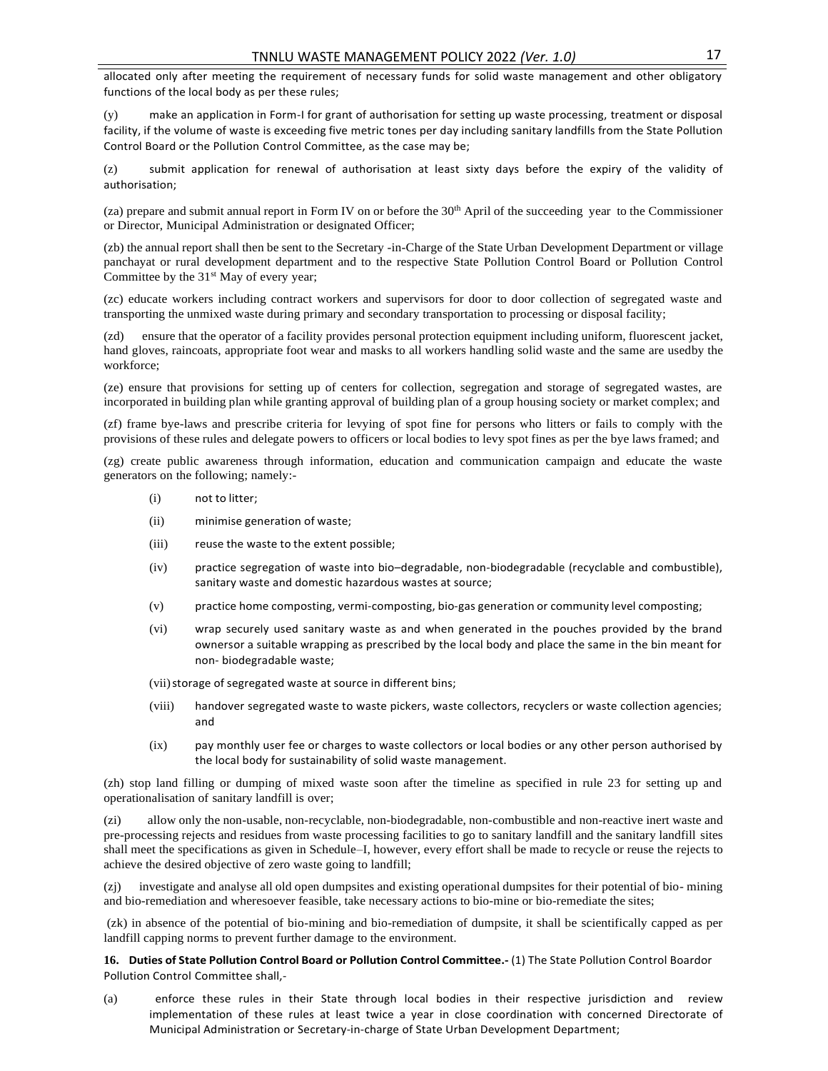allocated only after meeting the requirement of necessary funds for solid waste management and other obligatory functions of the local body as per these rules;

(y) make an application in Form-I for grant of authorisation for setting up waste processing, treatment or disposal facility, if the volume of waste is exceeding five metric tones per day including sanitary landfills from the State Pollution Control Board or the Pollution Control Committee, as the case may be;

(z) submit application for renewal of authorisation at least sixty days before the expiry of the validity of authorisation;

(za) prepare and submit annual report in Form IV on or before the 30th April of the succeeding year to the Commissioner or Director, Municipal Administration or designated Officer;

(zb) the annual report shall then be sent to the Secretary -in-Charge of the State Urban Development Department or village panchayat or rural development department and to the respective State Pollution Control Board or Pollution Control Committee by the 31st May of every year;

(zc) educate workers including contract workers and supervisors for door to door collection of segregated waste and transporting the unmixed waste during primary and secondary transportation to processing or disposal facility;

(zd) ensure that the operator of a facility provides personal protection equipment including uniform, fluorescent jacket, hand gloves, raincoats, appropriate foot wear and masks to all workers handling solid waste and the same are usedby the workforce;

(ze) ensure that provisions for setting up of centers for collection, segregation and storage of segregated wastes, are incorporated in building plan while granting approval of building plan of a group housing society or market complex; and

(zf) frame bye-laws and prescribe criteria for levying of spot fine for persons who litters or fails to comply with the provisions of these rules and delegate powers to officers or local bodies to levy spot fines as per the bye laws framed; and

(zg) create public awareness through information, education and communication campaign and educate the waste generators on the following; namely:-

- (i) not to litter;
- (ii) minimise generation of waste;
- (iii) reuse the waste to the extent possible;
- (iv) practice segregation of waste into bio–degradable, non-biodegradable (recyclable and combustible), sanitary waste and domestic hazardous wastes at source;
- (v) practice home composting, vermi-composting, bio-gas generation or community level composting;
- (vi) wrap securely used sanitary waste as and when generated in the pouches provided by the brand ownersor a suitable wrapping as prescribed by the local body and place the same in the bin meant for non- biodegradable waste;
- (vii) storage of segregated waste at source in different bins;
- (viii) handover segregated waste to waste pickers, waste collectors, recyclers or waste collection agencies; and
- (ix) pay monthly user fee or charges to waste collectors or local bodies or any other person authorised by the local body for sustainability of solid waste management.

(zh) stop land filling or dumping of mixed waste soon after the timeline as specified in rule 23 for setting up and operationalisation of sanitary landfill is over;

(zi) allow only the non-usable, non-recyclable, non-biodegradable, non-combustible and non-reactive inert waste and pre-processing rejects and residues from waste processing facilities to go to sanitary landfill and the sanitary landfill sites shall meet the specifications as given in Schedule–I, however, every effort shall be made to recycle or reuse the rejects to achieve the desired objective of zero waste going to landfill;

(zj) investigate and analyse all old open dumpsites and existing operational dumpsites for their potential of bio- mining and bio-remediation and wheresoever feasible, take necessary actions to bio-mine or bio-remediate the sites;

(zk) in absence of the potential of bio-mining and bio-remediation of dumpsite, it shall be scientifically capped as per landfill capping norms to prevent further damage to the environment.

**16. Duties of State Pollution Control Board or Pollution Control Committee.-** (1) The State Pollution Control Boardor Pollution Control Committee shall,-

(a) enforce these rules in their State through local bodies in their respective jurisdiction and review implementation of these rules at least twice a year in close coordination with concerned Directorate of Municipal Administration or Secretary-in-charge of State Urban Development Department;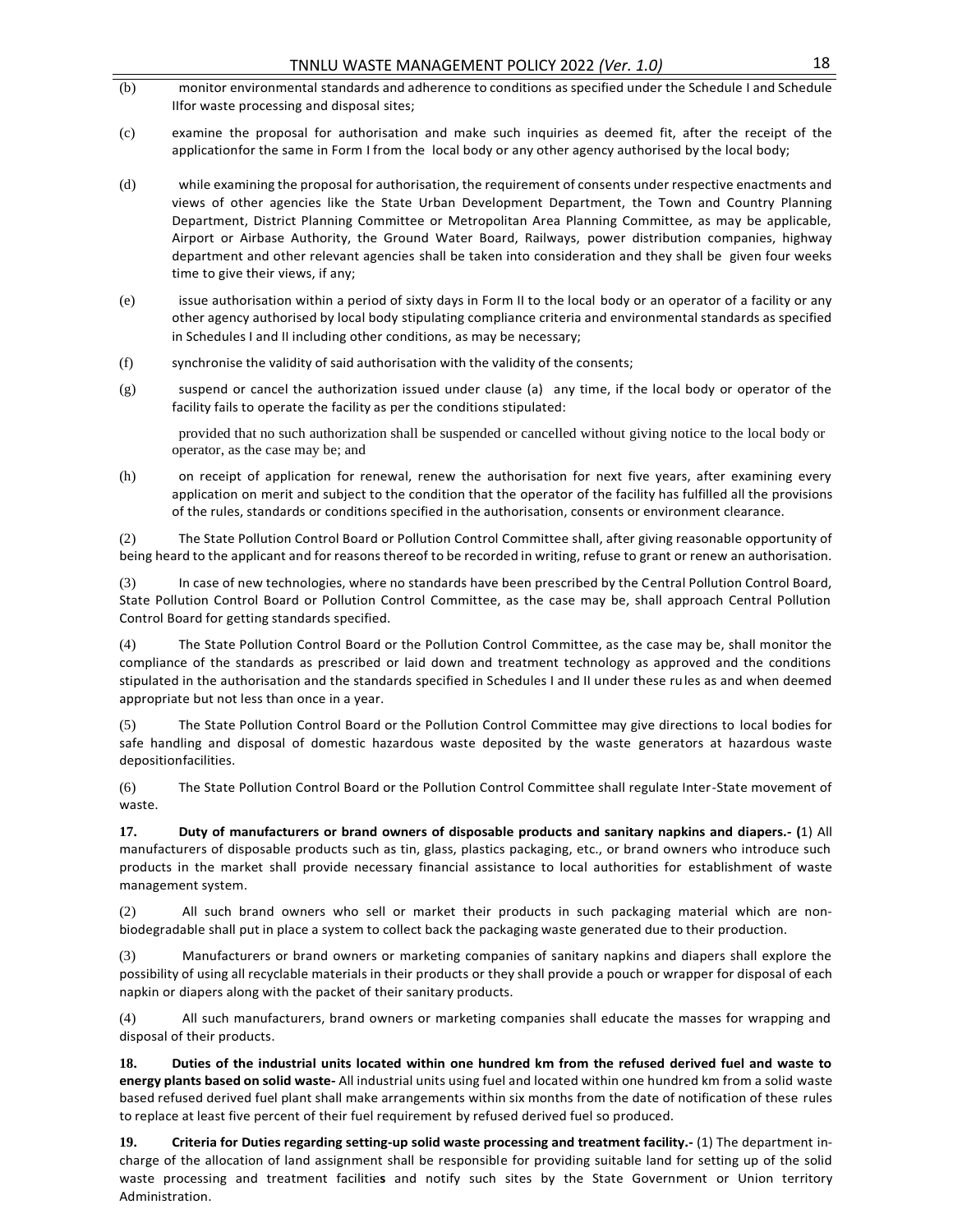(b) monitor environmental standards and adherence to conditions as specified under the Schedule I and Schedule IIfor waste processing and disposal sites;

(c) examine the proposal for authorisation and make such inquiries as deemed fit, after the receipt of the applicationfor the same in Form I from the local body or any other agency authorised by the local body;

(d) while examining the proposal for authorisation, the requirement of consents under respective enactments and views of other agencies like the State Urban Development Department, the Town and Country Planning Department, District Planning Committee or Metropolitan Area Planning Committee, as may be applicable, Airport or Airbase Authority, the Ground Water Board, Railways, power distribution companies, highway department and other relevant agencies shall be taken into consideration and they shall be given four weeks time to give their views, if any;

(e) issue authorisation within a period of sixty days in Form II to the local body or an operator of a facility or any other agency authorised by local body stipulating compliance criteria and environmental standards as specified in Schedules I and II including other conditions, as may be necessary;

(f) synchronise the validity of said authorisation with the validity of the consents;

(g) suspend or cancel the authorization issued under clause (a) any time, if the local body or operator of the facility fails to operate the facility as per the conditions stipulated:

provided that no such authorization shall be suspended or cancelled without giving notice to the local body or operator, as the case may be; and

(h) on receipt of application for renewal, renew the authorisation for next five years, after examining every application on merit and subject to the condition that the operator of the facility has fulfilled all the provisions of the rules, standards or conditions specified in the authorisation, consents or environment clearance.

(2) The State Pollution Control Board or Pollution Control Committee shall, after giving reasonable opportunity of being heard to the applicant and for reasons thereof to be recorded in writing, refuse to grant or renew an authorisation.

(3) In case of new technologies, where no standards have been prescribed by the Central Pollution Control Board, State Pollution Control Board or Pollution Control Committee, as the case may be, shall approach Central Pollution Control Board for getting standards specified.

(4) The State Pollution Control Board or the Pollution Control Committee, as the case may be, shall monitor the compliance of the standards as prescribed or laid down and treatment technology as approved and the conditions stipulated in the authorisation and the standards specified in Schedules I and II under these rules as and when deemed appropriate but not less than once in a year.

(5) The State Pollution Control Board or the Pollution Control Committee may give directions to local bodies for safe handling and disposal of domestic hazardous waste deposited by the waste generators at hazardous waste depositionfacilities.

(6) The State Pollution Control Board or the Pollution Control Committee shall regulate Inter-State movement of waste.

**17. Duty of manufacturers or brand owners of disposable products and sanitary napkins and diapers.- (**1) All manufacturers of disposable products such as tin, glass, plastics packaging, etc., or brand owners who introduce such products in the market shall provide necessary financial assistance to local authorities for establishment of waste management system.

(2) All such brand owners who sell or market their products in such packaging material which are non-biodegradable shall put in place a system to collect back the packaging waste generated due to their production.

(3) Manufacturers or brand owners or marketing companies of sanitary napkins and diapers shall explore the possibility of using all recyclable materials in their products or they shall provide a pouch or wrapper for disposal of each napkin or diapers along with the packet of their sanitary products.

(4) All such manufacturers, brand owners or marketing companies shall educate the masses for wrapping and disposal of their products.

**18. Duties of the industrial units located within one hundred km from the refused derived fuel and waste to energy plants based on solid waste-** All industrial units using fuel and located within one hundred km from a solid waste based refused derived fuel plant shall make arrangements within six months from the date of notification of these rules to replace at least five percent of their fuel requirement by refused derived fuel so produced.

**19. Criteria for Duties regarding setting-up solid waste processing and treatment facility.-** (1) The department in-charge of the allocation of land assignment shall be responsible for providing suitable land for setting up of the solid waste processing and treatment facilities and notify such sites by the State Government or Union territory Administration.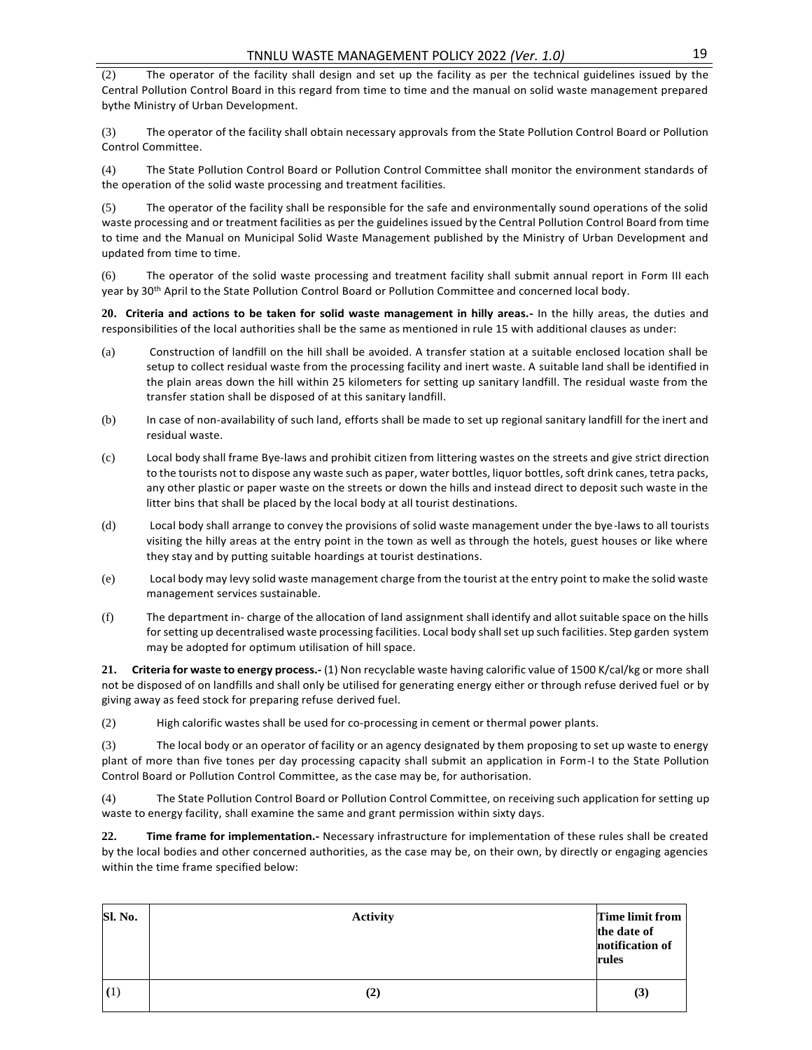(2) The operator of the facility shall design and set up the facility as per the technical guidelines issued by the Central Pollution Control Board in this regard from time to time and the manual on solid waste management prepared bythe Ministry of Urban Development.

(3) The operator of the facility shall obtain necessary approvals from the State Pollution Control Board or Pollution Control Committee.

(4) The State Pollution Control Board or Pollution Control Committee shall monitor the environment standards of the operation of the solid waste processing and treatment facilities.

(5) The operator of the facility shall be responsible for the safe and environmentally sound operations of the solid waste processing and or treatment facilities as per the guidelines issued by the Central Pollution Control Board from time to time and the Manual on Municipal Solid Waste Management published by the Ministry of Urban Development and updated from time to time.

(6) The operator of the solid waste processing and treatment facility shall submit annual report in Form III each year by 30th April to the State Pollution Control Board or Pollution Committee and concerned local body.

**20. Criteria and actions to be taken for solid waste management in hilly areas.-** In the hilly areas, the duties and responsibilities of the local authorities shall be the same as mentioned in rule 15 with additional clauses as under:

(a) Construction of landfill on the hill shall be avoided. A transfer station at a suitable enclosed location shall be setup to collect residual waste from the processing facility and inert waste. A suitable land shall be identified in the plain areas down the hill within 25 kilometers for setting up sanitary landfill. The residual waste from the transfer station shall be disposed of at this sanitary landfill.

(b) In case of non-availability of such land, efforts shall be made to set up regional sanitary landfill for the inert and residual waste.

(c) Local body shall frame Bye-laws and prohibit citizen from littering wastes on the streets and give strict direction to the tourists not to dispose any waste such as paper, water bottles, liquor bottles, soft drink canes, tetra packs, any other plastic or paper waste on the streets or down the hills and instead direct to deposit such waste in the litter bins that shall be placed by the local body at all tourist destinations.

(d) Local body shall arrange to convey the provisions of solid waste management under the bye-laws to all tourists visiting the hilly areas at the entry point in the town as well as through the hotels, guest houses or like where they stay and by putting suitable hoardings at tourist destinations.

(e) Local body may levy solid waste management charge from the tourist at the entry point to make the solid waste management services sustainable.

(f) The department in- charge of the allocation of land assignment shall identify and allot suitable space on the hills for setting up decentralised waste processing facilities. Local body shall set up such facilities. Step garden system may be adopted for optimum utilisation of hill space.

**21. Criteria for waste to energy process.-** (1) Non recyclable waste having calorific value of 1500 K/cal/kg or more shall not be disposed of on landfills and shall only be utilised for generating energy either or through refuse derived fuel or by giving away as feed stock for preparing refuse derived fuel.

(2) High calorific wastes shall be used for co-processing in cement or thermal power plants.

(3) The local body or an operator of facility or an agency designated by them proposing to set up waste to energy plant of more than five tones per day processing capacity shall submit an application in Form-I to the State Pollution Control Board or Pollution Control Committee, as the case may be, for authorisation.

(4) The State Pollution Control Board or Pollution Control Committee, on receiving such application for setting up waste to energy facility, shall examine the same and grant permission within sixty days.

**22. Time frame for implementation.-** Necessary infrastructure for implementation of these rules shall be created by the local bodies and other concerned authorities, as the case may be, on their own, by directly or engaging agencies within the time frame specified below:

| Sl. No. | Activity | Time limit from the date of notification of rules |
|---|---|---|
| (1) | (2) | (3) |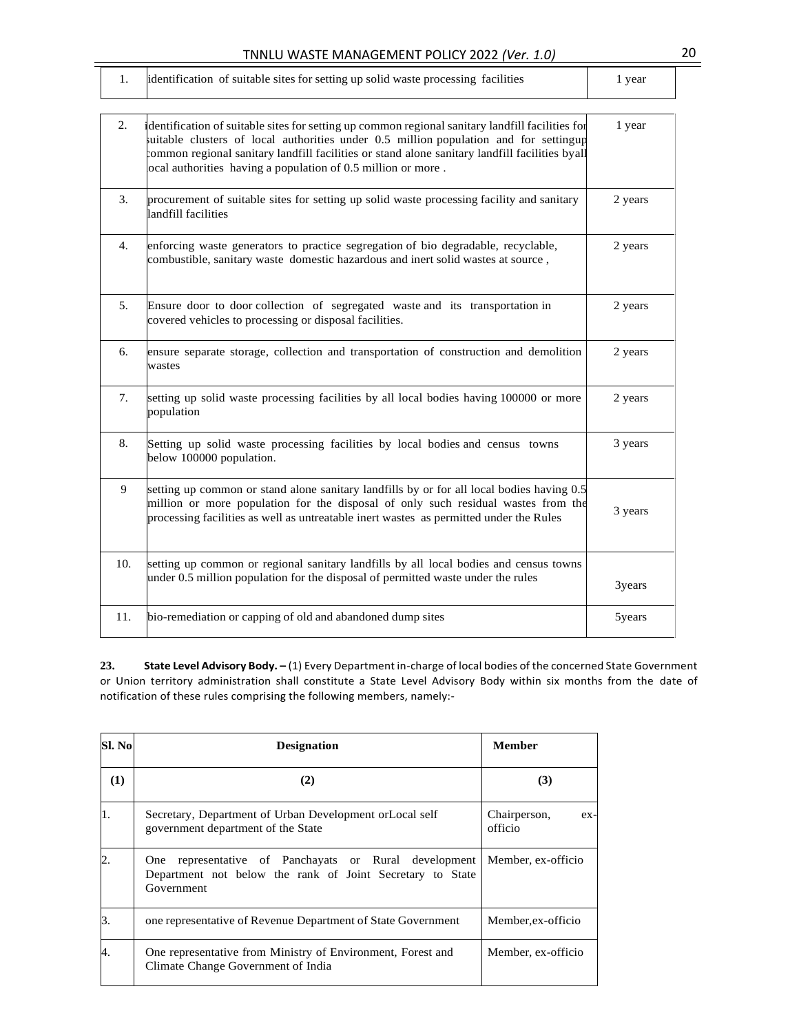| | | |
|---|---|---|
| 1. | identification of suitable sites for setting up solid waste processing facilities | 1 year |
| 2. | identification of suitable sites for setting up common regional sanitary landfill facilities for suitable clusters of local authorities under 0.5 million population and for settingup common regional sanitary landfill facilities or stand alone sanitary landfill facilities byall local authorities having a population of 0.5 million or more . | 1 year |
| 3. | procurement of suitable sites for setting up solid waste processing facility and sanitary landfill facilities | 2 years |
| 4. | enforcing waste generators to practice segregation of bio degradable, recyclable, combustible, sanitary waste domestic hazardous and inert solid wastes at source , | 2 years |
| 5. | Ensure door to door collection of segregated waste and its transportation in covered vehicles to processing or disposal facilities. | 2 years |
| 6. | ensure separate storage, collection and transportation of construction and demolition wastes | 2 years |
| 7. | setting up solid waste processing facilities by all local bodies having 100000 or more population | 2 years |
| 8. | Setting up solid waste processing facilities by local bodies and census towns below 100000 population. | 3 years |
| 9 | setting up common or stand alone sanitary landfills by or for all local bodies having 0.5 million or more population for the disposal of only such residual wastes from the processing facilities as well as untreatable inert wastes as permitted under the Rules | 3 years |
| 10. | setting up common or regional sanitary landfills by all local bodies and census towns under 0.5 million population for the disposal of permitted waste under the rules | 3years |
| 11. | bio-remediation or capping of old and abandoned dump sites | 5years |

**23. State Level Advisory Body. –** (1) Every Department in-charge of local bodies of the concerned State Government or Union territory administration shall constitute a State Level Advisory Body within six months from the date of notification of these rules comprising the following members, namely:-

| Sl. No | Designation | Member |
|---|---|---|
| (1) | (2) | (3) |
| 1. | Secretary, Department of Urban Development orLocal self government department of the State | Chairperson, ex-officio |
| 2. | One representative of Panchayats or Rural development Department not below the rank of Joint Secretary to State Government | Member, ex-officio |
| 3. | one representative of Revenue Department of State Government | Member,ex-officio |
| 4. | One representative from Ministry of Environment, Forest and Climate Change Government of India | Member, ex-officio |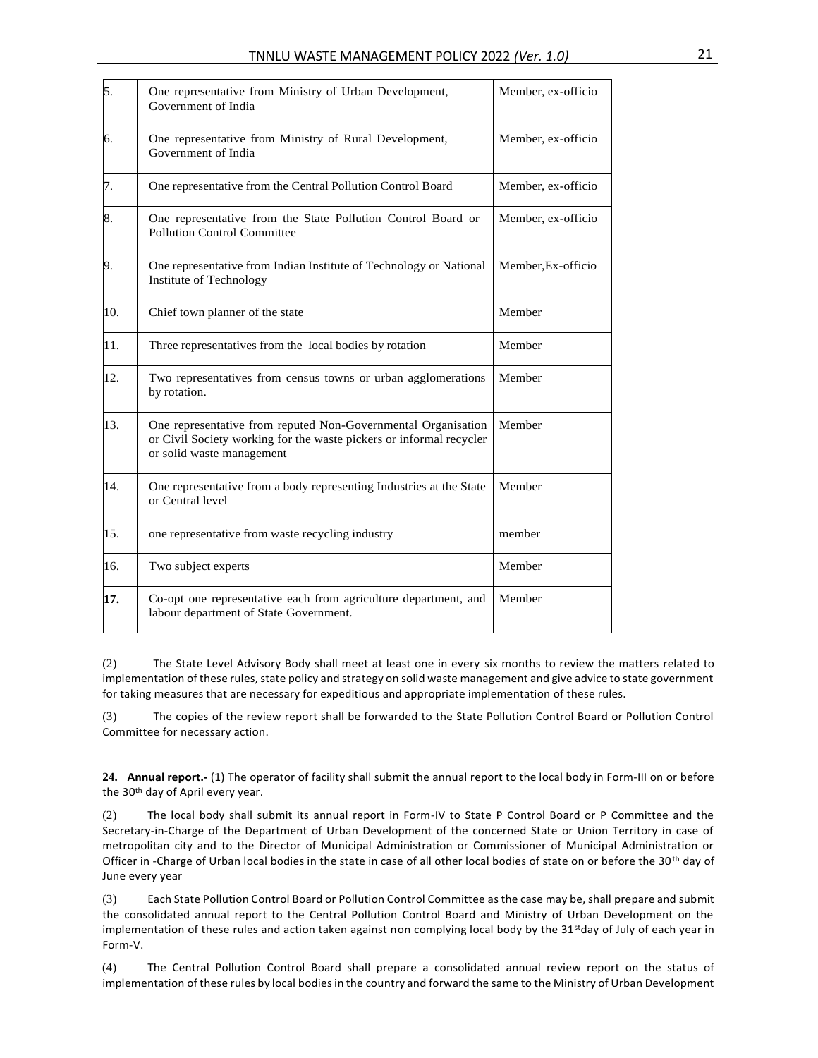| | | |
|---|---|---|
| 5. | One representative from Ministry of Urban Development, Government of India | Member, ex-officio |
| 6. | One representative from Ministry of Rural Development, Government of India | Member, ex-officio |
| 7. | One representative from the Central Pollution Control Board | Member, ex-officio |
| 8. | One representative from the State Pollution Control Board or Pollution Control Committee | Member, ex-officio |
| 9. | One representative from Indian Institute of Technology or National Institute of Technology | Member,Ex-officio |
| 10. | Chief town planner of the state | Member |
| 11. | Three representatives from the local bodies by rotation | Member |
| 12. | Two representatives from census towns or urban agglomerations by rotation. | Member |
| 13. | One representative from reputed Non-Governmental Organisation or Civil Society working for the waste pickers or informal recycler or solid waste management | Member |
| 14. | One representative from a body representing Industries at the State or Central level | Member |
| 15. | one representative from waste recycling industry | member |
| 16. | Two subject experts | Member |
| **17.** | Co-opt one representative each from agriculture department, and labour department of State Government. | Member |

(2) The State Level Advisory Body shall meet at least one in every six months to review the matters related to implementation of these rules, state policy and strategy on solid waste management and give advice to state government for taking measures that are necessary for expeditious and appropriate implementation of these rules.

(3) The copies of the review report shall be forwarded to the State Pollution Control Board or Pollution Control Committee for necessary action.

**24. Annual report.-** (1) The operator of facility shall submit the annual report to the local body in Form-III on or before the 30th day of April every year.

(2) The local body shall submit its annual report in Form-IV to State P Control Board or P Committee and the Secretary-in-Charge of the Department of Urban Development of the concerned State or Union Territory in case of metropolitan city and to the Director of Municipal Administration or Commissioner of Municipal Administration or Officer in -Charge of Urban local bodies in the state in case of all other local bodies of state on or before the 30th day of June every year

(3) Each State Pollution Control Board or Pollution Control Committee as the case may be, shall prepare and submit the consolidated annual report to the Central Pollution Control Board and Ministry of Urban Development on the implementation of these rules and action taken against non complying local body by the 31st day of July of each year in Form-V.

(4) The Central Pollution Control Board shall prepare a consolidated annual review report on the status of implementation of these rules by local bodies in the country and forward the same to the Ministry of Urban Development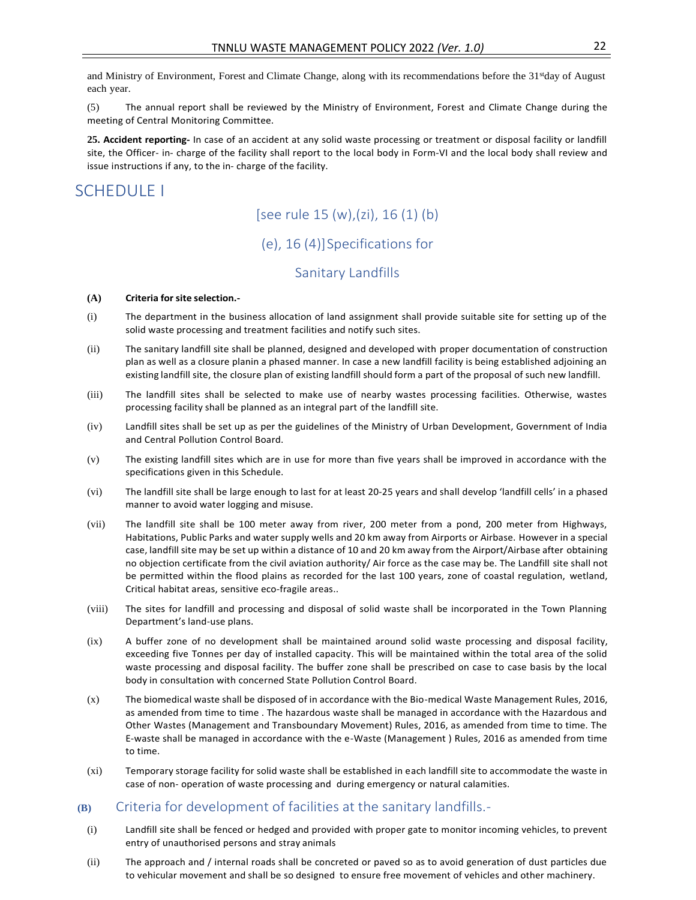and Ministry of Environment, Forest and Climate Change, along with its recommendations before the 31st day of August each year.

(5) The annual report shall be reviewed by the Ministry of Environment, Forest and Climate Change during the meeting of Central Monitoring Committee.

**25. Accident reporting-** In case of an accident at any solid waste processing or treatment or disposal facility or landfill site, the Officer- in- charge of the facility shall report to the local body in Form-VI and the local body shall review and issue instructions if any, to the in- charge of the facility.

# SCHEDULE I

## [see rule 15 (w),(zi), 16 (1) (b) (e), 16 (4)] Specifications for Sanitary Landfills

**(A) Criteria for site selection.-**

(i) The department in the business allocation of land assignment shall provide suitable site for setting up of the solid waste processing and treatment facilities and notify such sites.

(ii) The sanitary landfill site shall be planned, designed and developed with proper documentation of construction plan as well as a closure planin a phased manner. In case a new landfill facility is being established adjoining an existing landfill site, the closure plan of existing landfill should form a part of the proposal of such new landfill.

(iii) The landfill sites shall be selected to make use of nearby wastes processing facilities. Otherwise, wastes processing facility shall be planned as an integral part of the landfill site.

(iv) Landfill sites shall be set up as per the guidelines of the Ministry of Urban Development, Government of India and Central Pollution Control Board.

(v) The existing landfill sites which are in use for more than five years shall be improved in accordance with the specifications given in this Schedule.

(vi) The landfill site shall be large enough to last for at least 20-25 years and shall develop 'landfill cells' in a phased manner to avoid water logging and misuse.

(vii) The landfill site shall be 100 meter away from river, 200 meter from a pond, 200 meter from Highways, Habitations, Public Parks and water supply wells and 20 km away from Airports or Airbase. However in a special case, landfill site may be set up within a distance of 10 and 20 km away from the Airport/Airbase after obtaining no objection certificate from the civil aviation authority/ Air force as the case may be. The Landfill site shall not be permitted within the flood plains as recorded for the last 100 years, zone of coastal regulation, wetland, Critical habitat areas, sensitive eco-fragile areas..

(viii) The sites for landfill and processing and disposal of solid waste shall be incorporated in the Town Planning Department's land-use plans.

(ix) A buffer zone of no development shall be maintained around solid waste processing and disposal facility, exceeding five Tonnes per day of installed capacity. This will be maintained within the total area of the solid waste processing and disposal facility. The buffer zone shall be prescribed on case to case basis by the local body in consultation with concerned State Pollution Control Board.

(x) The biomedical waste shall be disposed of in accordance with the Bio-medical Waste Management Rules, 2016, as amended from time to time . The hazardous waste shall be managed in accordance with the Hazardous and Other Wastes (Management and Transboundary Movement) Rules, 2016, as amended from time to time. The E-waste shall be managed in accordance with the e-Waste (Management ) Rules, 2016 as amended from time to time.

(xi) Temporary storage facility for solid waste shall be established in each landfill site to accommodate the waste in case of non- operation of waste processing and during emergency or natural calamities.

## (B) Criteria for development of facilities at the sanitary landfills.-

(i) Landfill site shall be fenced or hedged and provided with proper gate to monitor incoming vehicles, to prevent entry of unauthorised persons and stray animals

(ii) The approach and / internal roads shall be concreted or paved so as to avoid generation of dust particles due to vehicular movement and shall be so designed to ensure free movement of vehicles and other machinery.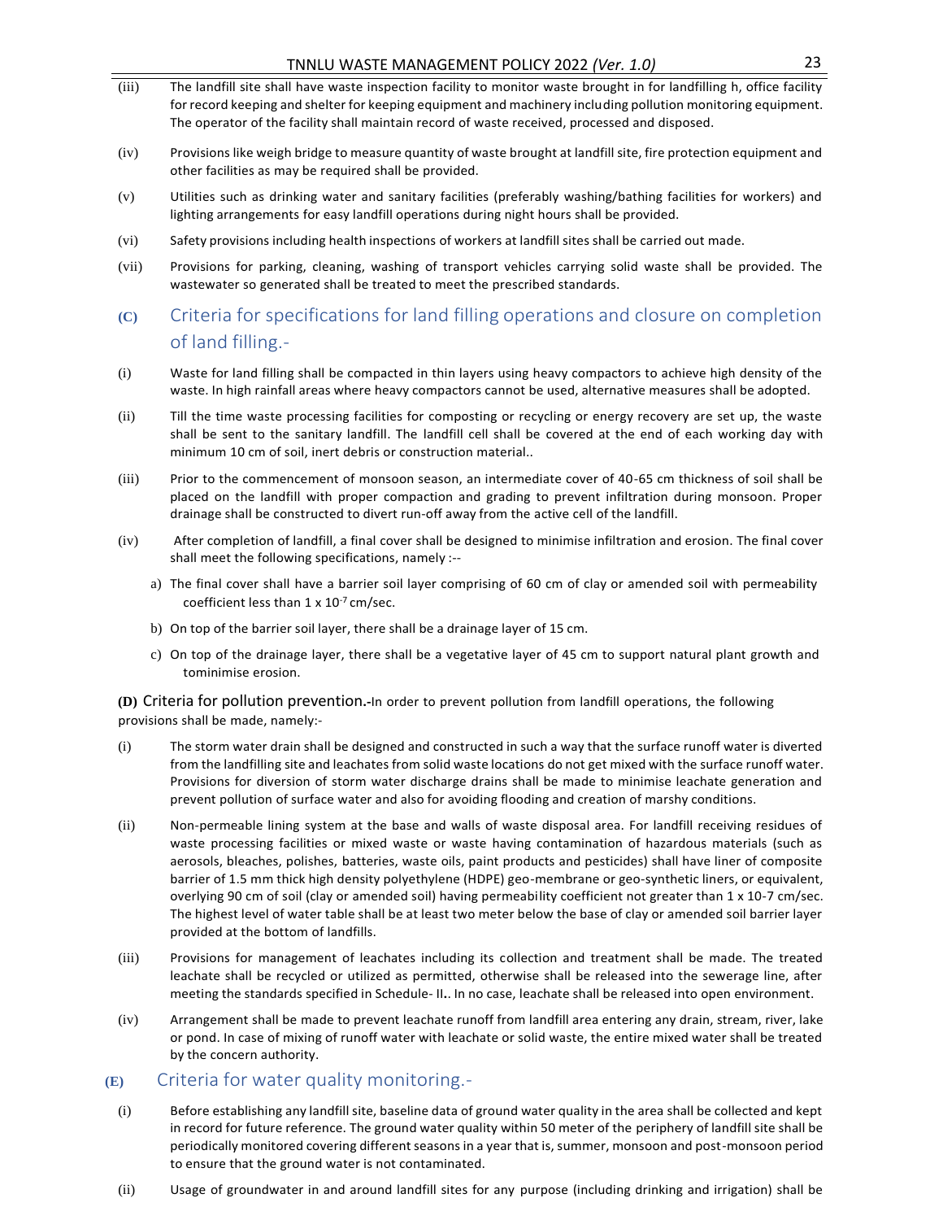(iii) The landfill site shall have waste inspection facility to monitor waste brought in for landfilling h, office facility for record keeping and shelter for keeping equipment and machinery including pollution monitoring equipment. The operator of the facility shall maintain record of waste received, processed and disposed.

(iv) Provisions like weigh bridge to measure quantity of waste brought at landfill site, fire protection equipment and other facilities as may be required shall be provided.

(v) Utilities such as drinking water and sanitary facilities (preferably washing/bathing facilities for workers) and lighting arrangements for easy landfill operations during night hours shall be provided.

(vi) Safety provisions including health inspections of workers at landfill sites shall be carried out made.

(vii) Provisions for parking, cleaning, washing of transport vehicles carrying solid waste shall be provided. The wastewater so generated shall be treated to meet the prescribed standards.

## (C) Criteria for specifications for land filling operations and closure on completion of land filling.-

(i) Waste for land filling shall be compacted in thin layers using heavy compactors to achieve high density of the waste. In high rainfall areas where heavy compactors cannot be used, alternative measures shall be adopted.

(ii) Till the time waste processing facilities for composting or recycling or energy recovery are set up, the waste shall be sent to the sanitary landfill. The landfill cell shall be covered at the end of each working day with minimum 10 cm of soil, inert debris or construction material..

(iii) Prior to the commencement of monsoon season, an intermediate cover of 40-65 cm thickness of soil shall be placed on the landfill with proper compaction and grading to prevent infiltration during monsoon. Proper drainage shall be constructed to divert run-off away from the active cell of the landfill.

(iv) After completion of landfill, a final cover shall be designed to minimise infiltration and erosion. The final cover shall meet the following specifications, namely :--

a) The final cover shall have a barrier soil layer comprising of 60 cm of clay or amended soil with permeability coefficient less than $1 \times 10^{-7}$ cm/sec.

b) On top of the barrier soil layer, there shall be a drainage layer of 15 cm.

c) On top of the drainage layer, there shall be a vegetative layer of 45 cm to support natural plant growth and tominimise erosion.

**(D)** Criteria for pollution prevention.-In order to prevent pollution from landfill operations, the following provisions shall be made, namely:-

(i) The storm water drain shall be designed and constructed in such a way that the surface runoff water is diverted from the landfilling site and leachates from solid waste locations do not get mixed with the surface runoff water. Provisions for diversion of storm water discharge drains shall be made to minimise leachate generation and prevent pollution of surface water and also for avoiding flooding and creation of marshy conditions.

(ii) Non-permeable lining system at the base and walls of waste disposal area. For landfill receiving residues of waste processing facilities or mixed waste or waste having contamination of hazardous materials (such as aerosols, bleaches, polishes, batteries, waste oils, paint products and pesticides) shall have liner of composite barrier of 1.5 mm thick high density polyethylene (HDPE) geo-membrane or geo-synthetic liners, or equivalent, overlying 90 cm of soil (clay or amended soil) having permeability coefficient not greater than 1 x 10-7 cm/sec. The highest level of water table shall be at least two meter below the base of clay or amended soil barrier layer provided at the bottom of landfills.

(iii) Provisions for management of leachates including its collection and treatment shall be made. The treated leachate shall be recycled or utilized as permitted, otherwise shall be released into the sewerage line, after meeting the standards specified in Schedule- II**.**. In no case, leachate shall be released into open environment.

(iv) Arrangement shall be made to prevent leachate runoff from landfill area entering any drain, stream, river, lake or pond. In case of mixing of runoff water with leachate or solid waste, the entire mixed water shall be treated by the concern authority.

## (E) Criteria for water quality monitoring.-

(i) Before establishing any landfill site, baseline data of ground water quality in the area shall be collected and kept in record for future reference. The ground water quality within 50 meter of the periphery of landfill site shall be periodically monitored covering different seasons in a year that is, summer, monsoon and post-monsoon period to ensure that the ground water is not contaminated.

(ii) Usage of groundwater in and around landfill sites for any purpose (including drinking and irrigation) shall be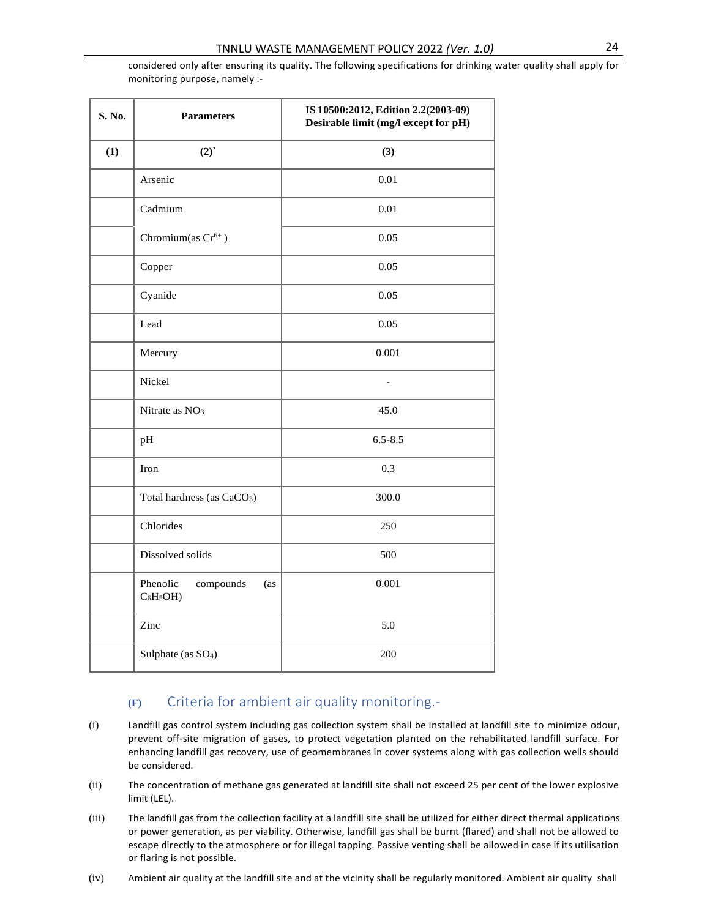considered only after ensuring its quality. The following specifications for drinking water quality shall apply for monitoring purpose, namely :-

| S. No. | Parameters | IS 10500:2012, Edition 2.2(2003-09) Desirable limit (mg/l except for pH) |
|---|---|---|
| (1) | (2)` | (3) |
| | Arsenic | 0.01 |
| | Cadmium | 0.01 |
| | Chromium(as $Cr^{6+}$ ) | 0.05 |
| | Copper | 0.05 |
| | Cyanide | 0.05 |
| | Lead | 0.05 |
| | Mercury | 0.001 |
| | Nickel | - |
| | Nitrate as $NO_3$ | 45.0 |
| | pH | 6.5-8.5 |
| | Iron | 0.3 |
| | Total hardness (as $CaCO_3$) | 300.0 |
| | Chlorides | 250 |
| | Dissolved solids | 500 |
| | Phenolic compounds (as $C_6H_5OH$) | 0.001 |
| | Zinc | 5.0 |
| | Sulphate (as $SO_4$) | 200 |

## (F) Criteria for ambient air quality monitoring.-

(i) Landfill gas control system including gas collection system shall be installed at landfill site to minimize odour, prevent off-site migration of gases, to protect vegetation planted on the rehabilitated landfill surface. For enhancing landfill gas recovery, use of geomembranes in cover systems along with gas collection wells should be considered.

(ii) The concentration of methane gas generated at landfill site shall not exceed 25 per cent of the lower explosive limit (LEL).

(iii) The landfill gas from the collection facility at a landfill site shall be utilized for either direct thermal applications or power generation, as per viability. Otherwise, landfill gas shall be burnt (flared) and shall not be allowed to escape directly to the atmosphere or for illegal tapping. Passive venting shall be allowed in case if its utilisation or flaring is not possible.

(iv) Ambient air quality at the landfill site and at the vicinity shall be regularly monitored. Ambient air quality shall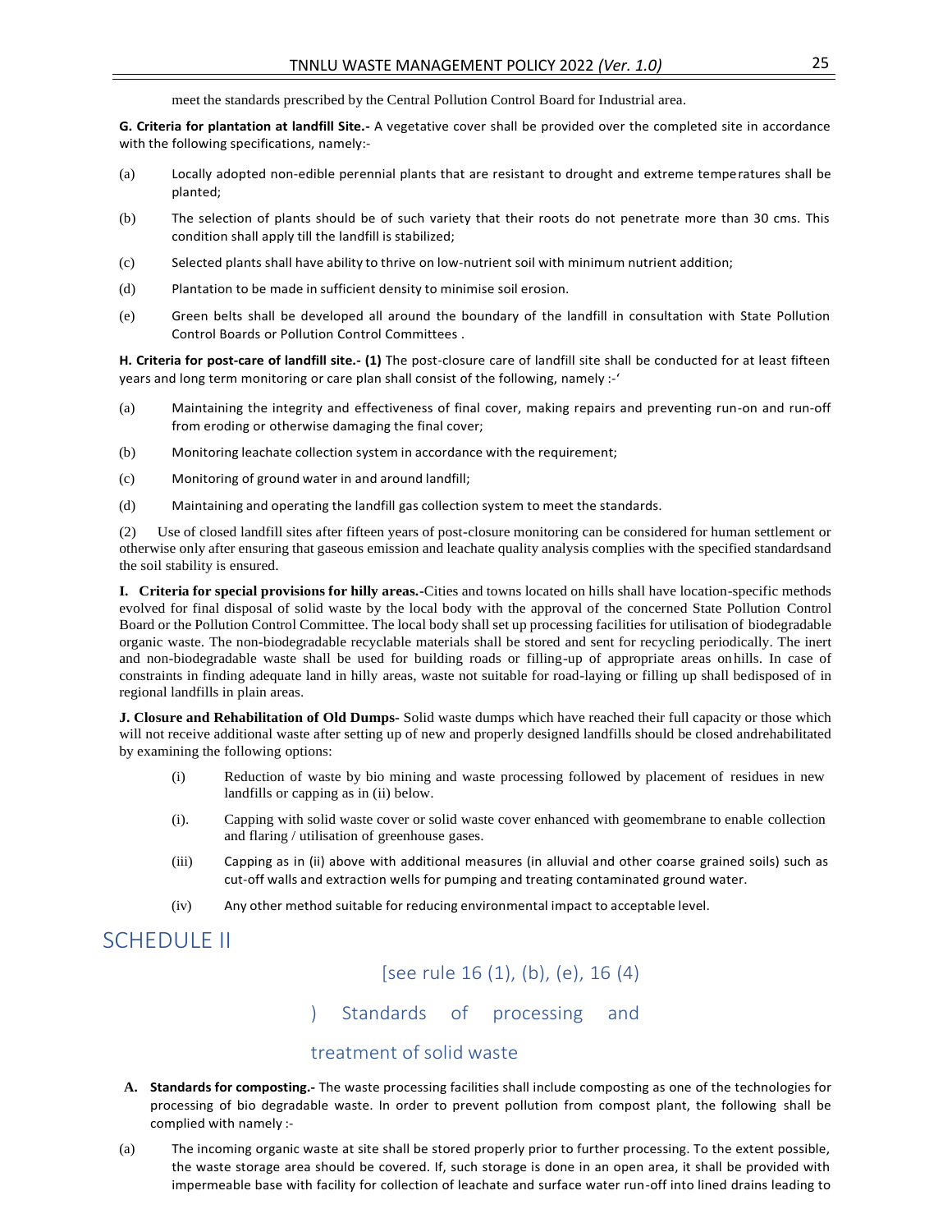meet the standards prescribed by the Central Pollution Control Board for Industrial area.

**G. Criteria for plantation at landfill Site.-** A vegetative cover shall be provided over the completed site in accordance with the following specifications, namely:-

(a) Locally adopted non-edible perennial plants that are resistant to drought and extreme temperatures shall be planted;

(b) The selection of plants should be of such variety that their roots do not penetrate more than 30 cms. This condition shall apply till the landfill is stabilized;

(c) Selected plants shall have ability to thrive on low-nutrient soil with minimum nutrient addition;

(d) Plantation to be made in sufficient density to minimise soil erosion.

(e) Green belts shall be developed all around the boundary of the landfill in consultation with State Pollution Control Boards or Pollution Control Committees .

**H. Criteria for post-care of landfill site.- (1)** The post-closure care of landfill site shall be conducted for at least fifteen years and long term monitoring or care plan shall consist of the following, namely :-'

(a) Maintaining the integrity and effectiveness of final cover, making repairs and preventing run-on and run-off from eroding or otherwise damaging the final cover;

(b) Monitoring leachate collection system in accordance with the requirement;

(c) Monitoring of ground water in and around landfill;

(d) Maintaining and operating the landfill gas collection system to meet the standards.

(2) Use of closed landfill sites after fifteen years of post-closure monitoring can be considered for human settlement or otherwise only after ensuring that gaseous emission and leachate quality analysis complies with the specified standardsand the soil stability is ensured.

**I. Criteria for special provisions for hilly areas.-**Cities and towns located on hills shall have location-specific methods evolved for final disposal of solid waste by the local body with the approval of the concerned State Pollution Control Board or the Pollution Control Committee. The local body shall set up processing facilities for utilisation of biodegradable organic waste. The non-biodegradable recyclable materials shall be stored and sent for recycling periodically. The inert and non-biodegradable waste shall be used for building roads or filling-up of appropriate areas onhills. In case of constraints in finding adequate land in hilly areas, waste not suitable for road-laying or filling up shall bedisposed of in regional landfills in plain areas.

**J. Closure and Rehabilitation of Old Dumps-** Solid waste dumps which have reached their full capacity or those which will not receive additional waste after setting up of new and properly designed landfills should be closed andrehabilitated by examining the following options:

(i) Reduction of waste by bio mining and waste processing followed by placement of residues in new landfills or capping as in (ii) below.

(i). Capping with solid waste cover or solid waste cover enhanced with geomembrane to enable collection and flaring / utilisation of greenhouse gases.

(iii) Capping as in (ii) above with additional measures (in alluvial and other coarse grained soils) such as cut-off walls and extraction wells for pumping and treating contaminated ground water.

(iv) Any other method suitable for reducing environmental impact to acceptable level.

# SCHEDULE II

## [see rule 16 (1), (b), (e), 16 (4) ) Standards of processing and treatment of solid waste

**A. Standards for composting.-** The waste processing facilities shall include composting as one of the technologies for processing of bio degradable waste. In order to prevent pollution from compost plant, the following shall be complied with namely :-

(a) The incoming organic waste at site shall be stored properly prior to further processing. To the extent possible, the waste storage area should be covered. If, such storage is done in an open area, it shall be provided with impermeable base with facility for collection of leachate and surface water run-off into lined drains leading to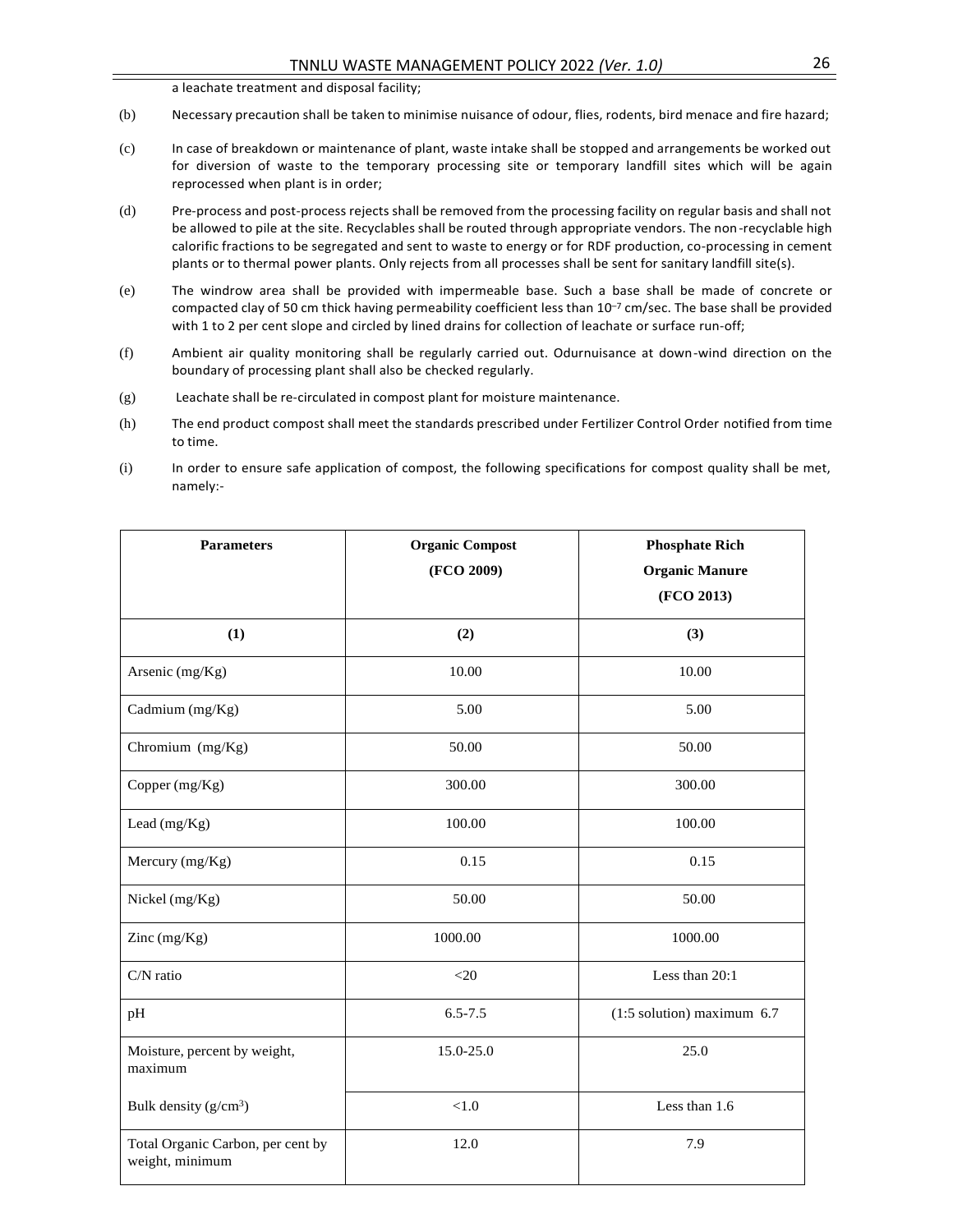a leachate treatment and disposal facility;

(b) Necessary precaution shall be taken to minimise nuisance of odour, flies, rodents, bird menace and fire hazard;

(c) In case of breakdown or maintenance of plant, waste intake shall be stopped and arrangements be worked out for diversion of waste to the temporary processing site or temporary landfill sites which will be again reprocessed when plant is in order;

(d) Pre-process and post-process rejects shall be removed from the processing facility on regular basis and shall not be allowed to pile at the site. Recyclables shall be routed through appropriate vendors. The non-recyclable high calorific fractions to be segregated and sent to waste to energy or for RDF production, co-processing in cement plants or to thermal power plants. Only rejects from all processes shall be sent for sanitary landfill site(s).

(e) The windrow area shall be provided with impermeable base. Such a base shall be made of concrete or compacted clay of 50 cm thick having permeability coefficient less than $10^{-7}$ cm/sec. The base shall be provided with 1 to 2 per cent slope and circled by lined drains for collection of leachate or surface run-off;

(f) Ambient air quality monitoring shall be regularly carried out. Odurnuisance at down-wind direction on the boundary of processing plant shall also be checked regularly.

(g) Leachate shall be re-circulated in compost plant for moisture maintenance.

(h) The end product compost shall meet the standards prescribed under Fertilizer Control Order notified from time to time.

(i) In order to ensure safe application of compost, the following specifications for compost quality shall be met, namely:-

| **Parameters** | **Organic Compost (FCO 2009)** | **Phosphate Rich Organic Manure (FCO 2013)** |
|---|---|---|
| **(1)** | **(2)** | **(3)** |
| Arsenic (mg/Kg) | 10.00 | 10.00 |
| Cadmium (mg/Kg) | 5.00 | 5.00 |
| Chromium (mg/Kg) | 50.00 | 50.00 |
| Copper (mg/Kg) | 300.00 | 300.00 |
| Lead (mg/Kg) | 100.00 | 100.00 |
| Mercury (mg/Kg) | 0.15 | 0.15 |
| Nickel (mg/Kg) | 50.00 | 50.00 |
| Zinc (mg/Kg) | 1000.00 | 1000.00 |
| C/N ratio | <20 | Less than 20:1 |
| pH | 6.5-7.5 | (1:5 solution) maximum 6.7 |
| Moisture, percent by weight, maximum | 15.0-25.0 | 25.0 |
| Bulk density ($g/cm^3$) | <1.0 | Less than 1.6 |
| Total Organic Carbon, per cent by weight, minimum | 12.0 | 7.9 |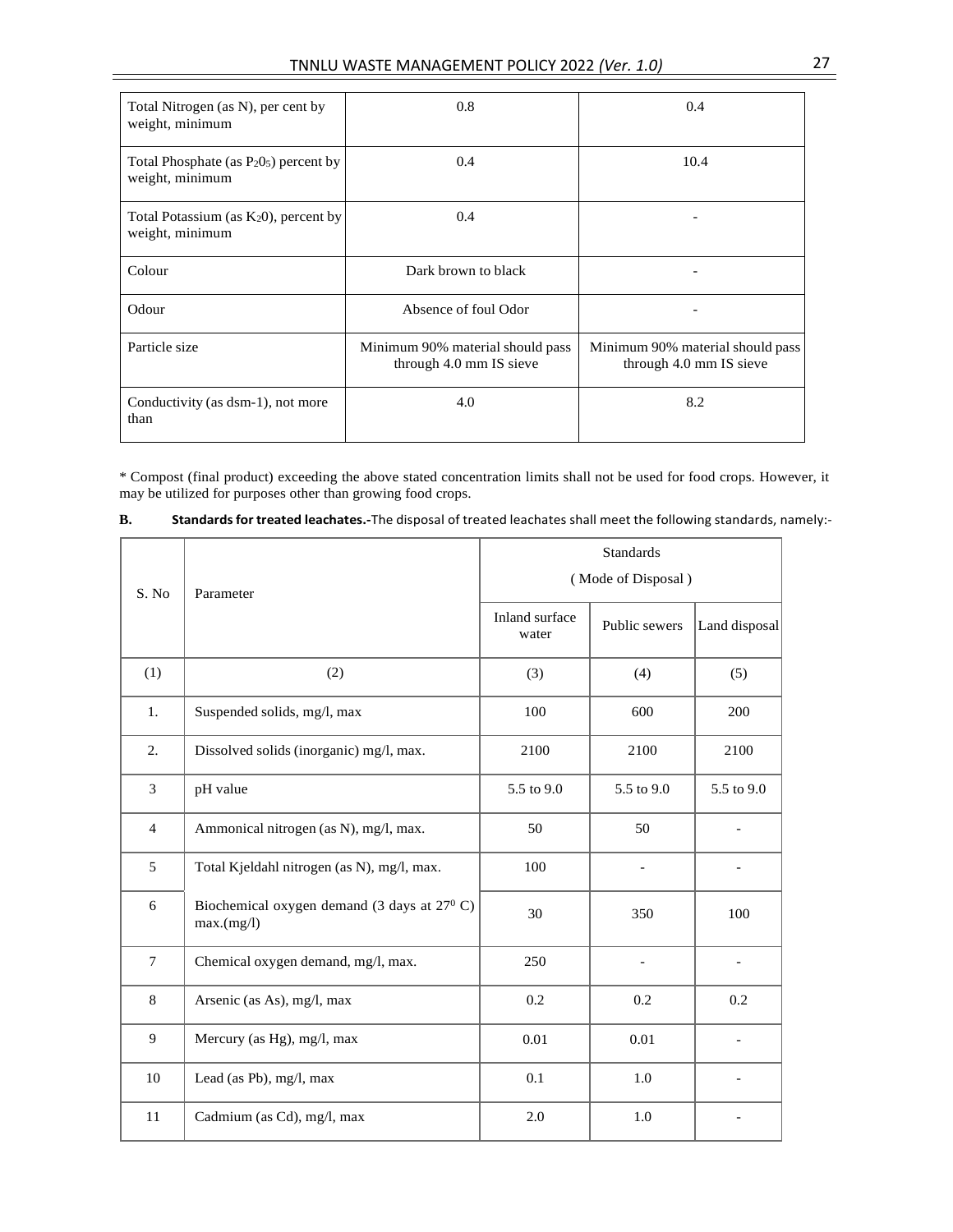| Total Nitrogen (as N), per cent by weight, minimum | 0.8 | 0.4 |
|---|---|---|
| Total Phosphate (as $P_2O_5$) percent by weight, minimum | 0.4 | 10.4 |
| Total Potassium (as $K_2O$), percent by weight, minimum | 0.4 | - |
| Colour | Dark brown to black | - |
| Odour | Absence of foul Odor | - |
| Particle size | Minimum 90% material should pass through 4.0 mm IS sieve | Minimum 90% material should pass through 4.0 mm IS sieve |
| Conductivity (as dsm-1), not more than | 4.0 | 8.2 |

* Compost (final product) exceeding the above stated concentration limits shall not be used for food crops. However, it may be utilized for purposes other than growing food crops.

**B. Standards for treated leachates.-**The disposal of treated leachates shall meet the following standards, namely:-

| S. No | Parameter | Standards ( Mode of Disposal ) | | |
|---|---|---|---|---|
| | | Inland surface water | Public sewers | Land disposal |
| (1) | (2) | (3) | (4) | (5) |
| 1. | Suspended solids, mg/l, max | 100 | 600 | 200 |
| 2. | Dissolved solids (inorganic) mg/l, max. | 2100 | 2100 | 2100 |
| 3 | pH value | 5.5 to 9.0 | 5.5 to 9.0 | 5.5 to 9.0 |
| 4 | Ammonical nitrogen (as N), mg/l, max. | 50 | 50 | - |
| 5 | Total Kjeldahl nitrogen (as N), mg/l, max. | 100 | - | - |
| 6 | Biochemical oxygen demand (3 days at $27^0$ C) max.(mg/l) | 30 | 350 | 100 |
| 7 | Chemical oxygen demand, mg/l, max. | 250 | - | - |
| 8 | Arsenic (as As), mg/l, max | 0.2 | 0.2 | 0.2 |
| 9 | Mercury (as Hg), mg/l, max | 0.01 | 0.01 | - |
| 10 | Lead (as Pb), mg/l, max | 0.1 | 1.0 | - |
| 11 | Cadmium (as Cd), mg/l, max | 2.0 | 1.0 | - |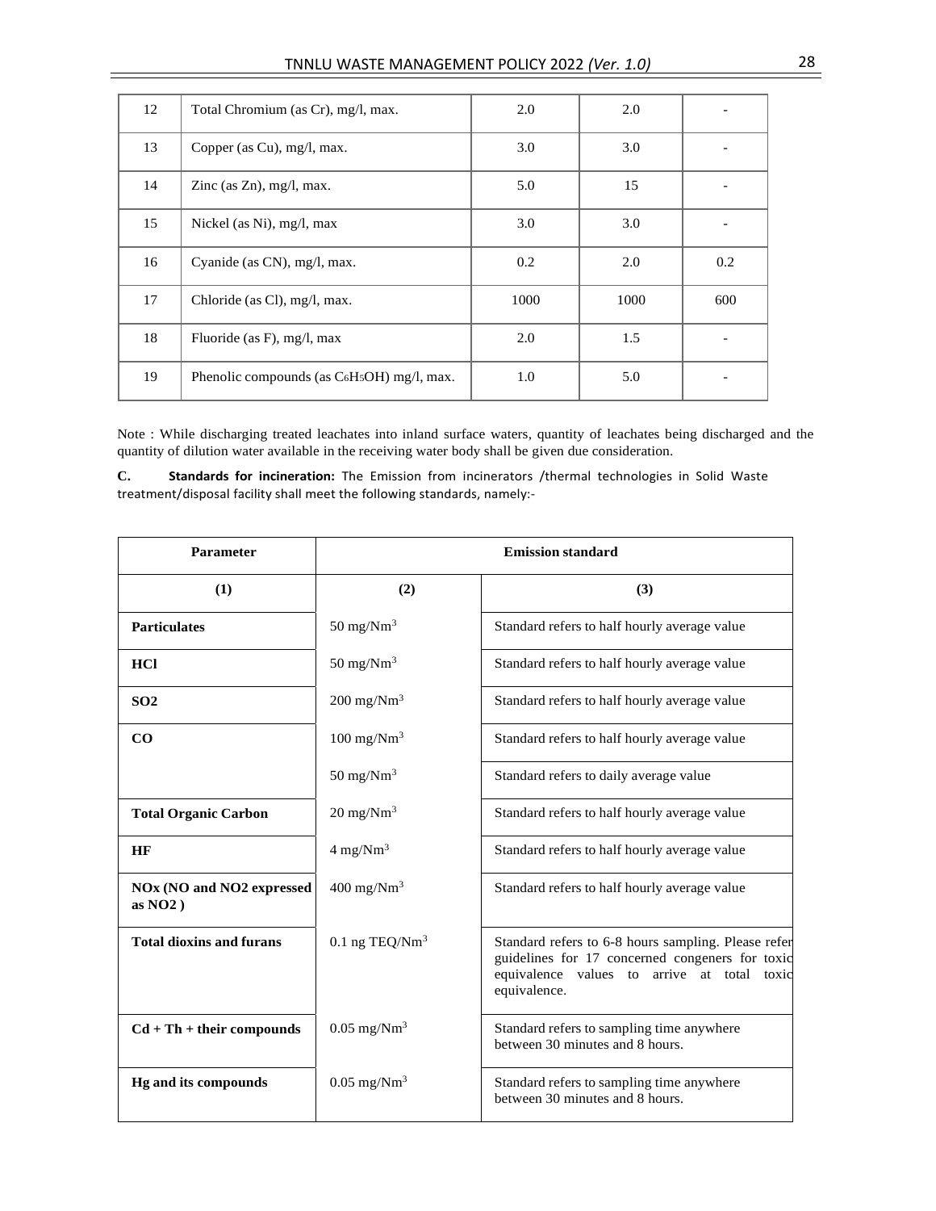| 12 | Total Chromium (as Cr), mg/l, max. | 2.0 | 2.0 | - |
|---|---|---|---|---|
| 13 | Copper (as Cu), mg/l, max. | 3.0 | 3.0 | - |
| 14 | Zinc (as Zn), mg/l, max. | 5.0 | 15 | - |
| 15 | Nickel (as Ni), mg/l, max | 3.0 | 3.0 | - |
| 16 | Cyanide (as CN), mg/l, max. | 0.2 | 2.0 | 0.2 |
| 17 | Chloride (as Cl), mg/l, max. | 1000 | 1000 | 600 |
| 18 | Fluoride (as F), mg/l, max | 2.0 | 1.5 | - |
| 19 | Phenolic compounds (as $C_6H_5OH$) mg/l, max. | 1.0 | 5.0 | - |

Note : While discharging treated leachates into inland surface waters, quantity of leachates being discharged and the quantity of dilution water available in the receiving water body shall be given due consideration.

**C. Standards for incineration:** The Emission from incinerators /thermal technologies in Solid Waste treatment/disposal facility shall meet the following standards, namely:-

| Parameter | Emission standard | |
|---|---|---|
| **(1)** | **(2)** | **(3)** |
| **Particulates** | 50 mg/Nm$^3$ | Standard refers to half hourly average value |
| **HCl** | 50 mg/Nm$^3$ | Standard refers to half hourly average value |
| **SO2** | 200 mg/Nm$^3$ | Standard refers to half hourly average value |
| **CO** | 100 mg/Nm$^3$ | Standard refers to half hourly average value |
| | 50 mg/Nm$^3$ | Standard refers to daily average value |
| **Total Organic Carbon** | 20 mg/Nm$^3$ | Standard refers to half hourly average value |
| **HF** | 4 mg/Nm$^3$ | Standard refers to half hourly average value |
| **NOx (NO and NO2 expressed as NO2 )** | 400 mg/Nm$^3$ | Standard refers to half hourly average value |
| **Total dioxins and furans** | 0.1 ng TEQ/Nm$^3$ | Standard refers to 6-8 hours sampling. Please refer guidelines for 17 concerned congeners for toxic equivalence values to arrive at total toxic equivalence. |
| **Cd + Th + their compounds** | 0.05 mg/Nm$^3$ | Standard refers to sampling time anywhere between 30 minutes and 8 hours. |
| **Hg and its compounds** | 0.05 mg/Nm$^3$ | Standard refers to sampling time anywhere between 30 minutes and 8 hours. |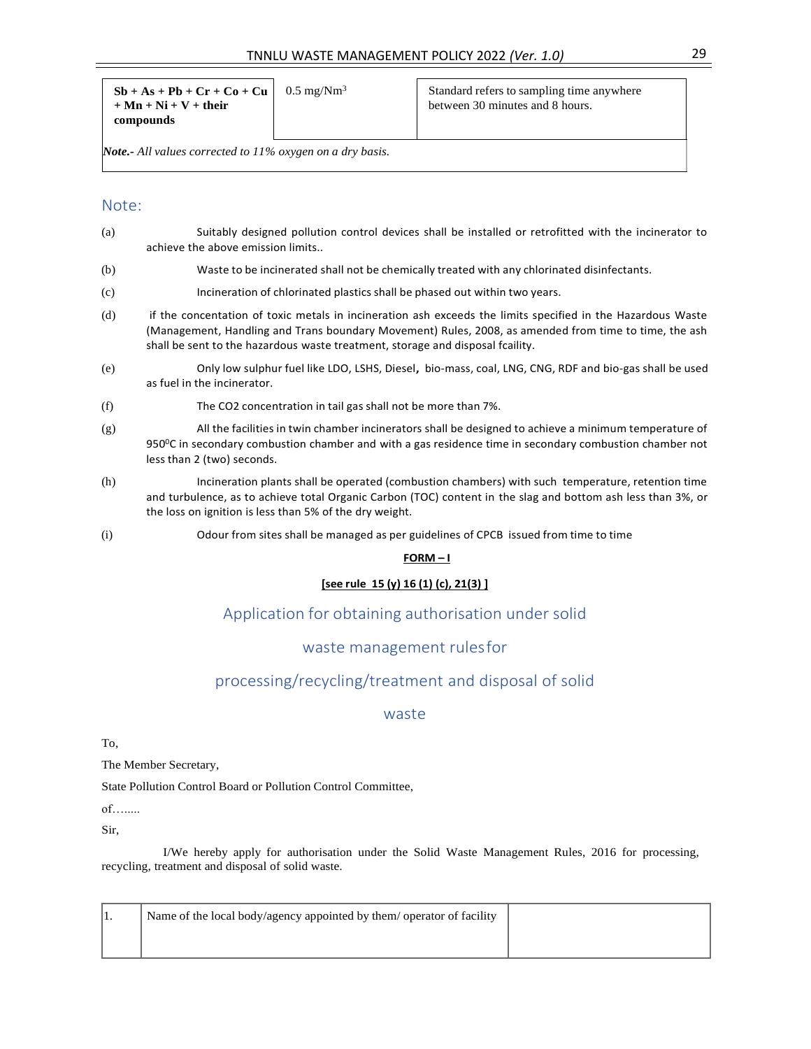| | | |
|---|---|---|
| **Sb + As + Pb + Cr + Co + Cu + Mn + Ni + V + their compounds** | 0.5 mg/Nm$^3$ | Standard refers to sampling time anywhere between 30 minutes and 8 hours. |
| ***Note.-*** *All values corrected to 11% oxygen on a dry basis.* | | |

## Note:

(a) Suitably designed pollution control devices shall be installed or retrofitted with the incinerator to achieve the above emission limits..

(b) Waste to be incinerated shall not be chemically treated with any chlorinated disinfectants.

(c) Incineration of chlorinated plastics shall be phased out within two years.

(d) if the concentation of toxic metals in incineration ash exceeds the limits specified in the Hazardous Waste (Management, Handling and Trans boundary Movement) Rules, 2008, as amended from time to time, the ash shall be sent to the hazardous waste treatment, storage and disposal fcaility.

(e) Only low sulphur fuel like LDO, LSHS, Diesel**,** bio-mass, coal, LNG, CNG, RDF and bio-gas shall be used as fuel in the incinerator.

(f) The CO2 concentration in tail gas shall not be more than 7%.

(g) All the facilities in twin chamber incinerators shall be designed to achieve a minimum temperature of 950$^0$C in secondary combustion chamber and with a gas residence time in secondary combustion chamber not less than 2 (two) seconds.

(h) Incineration plants shall be operated (combustion chambers) with such temperature, retention time and turbulence, as to achieve total Organic Carbon (TOC) content in the slag and bottom ash less than 3%, or the loss on ignition is less than 5% of the dry weight.

(i) Odour from sites shall be managed as per guidelines of CPCB issued from time to time

**FORM – I**

**[see rule 15 (y) 16 (1) (c), 21(3) ]**

## Application for obtaining authorisation under solid waste management rules for processing/recycling/treatment and disposal of solid waste

To,

The Member Secretary,

State Pollution Control Board or Pollution Control Committee,

of….....

Sir,

I/We hereby apply for authorisation under the Solid Waste Management Rules, 2016 for processing, recycling, treatment and disposal of solid waste.

| | | |
|---|---|---|
| 1. | Name of the local body/agency appointed by them/ operator of facility | |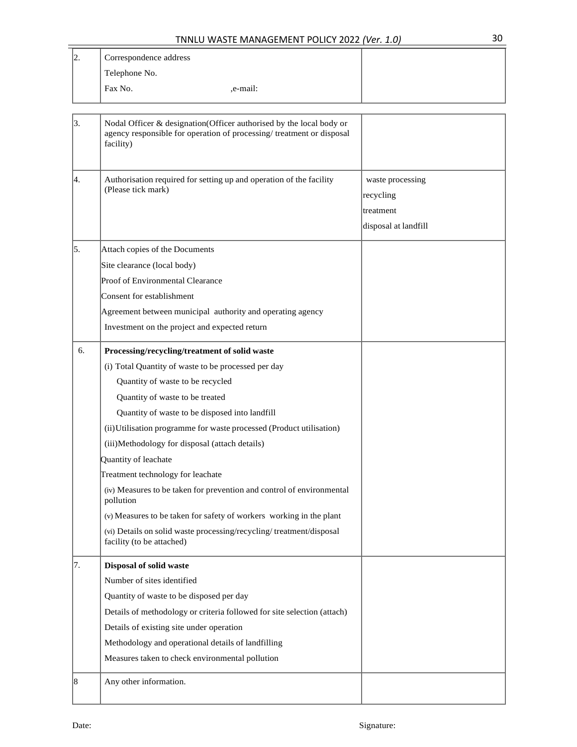| 2. | Correspondence address<br>Telephone No.<br>Fax No. ,e-mail: | |
|---|---|---|

| 3. | Nodal Officer & designation(Officer authorised by the local body or agency responsible for operation of processing/ treatment or disposal facility) | |
|---|---|---|
| 4. | Authorisation required for setting up and operation of the facility (Please tick mark) | waste processing<br>recycling<br>treatment<br>disposal at landfill |
| 5. | Attach copies of the Documents<br>Site clearance (local body)<br>Proof of Environmental Clearance<br>Consent for establishment<br>Agreement between municipal authority and operating agency<br>Investment on the project and expected return | |
| 6. | **Processing/recycling/treatment of solid waste**<br>(i) Total Quantity of waste to be processed per day<br>Quantity of waste to be recycled<br>Quantity of waste to be treated<br>Quantity of waste to be disposed into landfill<br>(ii) Utilisation programme for waste processed (Product utilisation)<br>(iii) Methodology for disposal (attach details)<br>Quantity of leachate<br>Treatment technology for leachate<br>(iv) Measures to be taken for prevention and control of environmental pollution<br>(v) Measures to be taken for safety of workers working in the plant<br>(vi) Details on solid waste processing/recycling/ treatment/disposal facility (to be attached) | |
| 7. | **Disposal of solid waste**<br>Number of sites identified<br>Quantity of waste to be disposed per day<br>Details of methodology or criteria followed for site selection (attach)<br>Details of existing site under operation<br>Methodology and operational details of landfilling<br>Measures taken to check environmental pollution | |
| 8 | Any other information. | |

Date: Signature: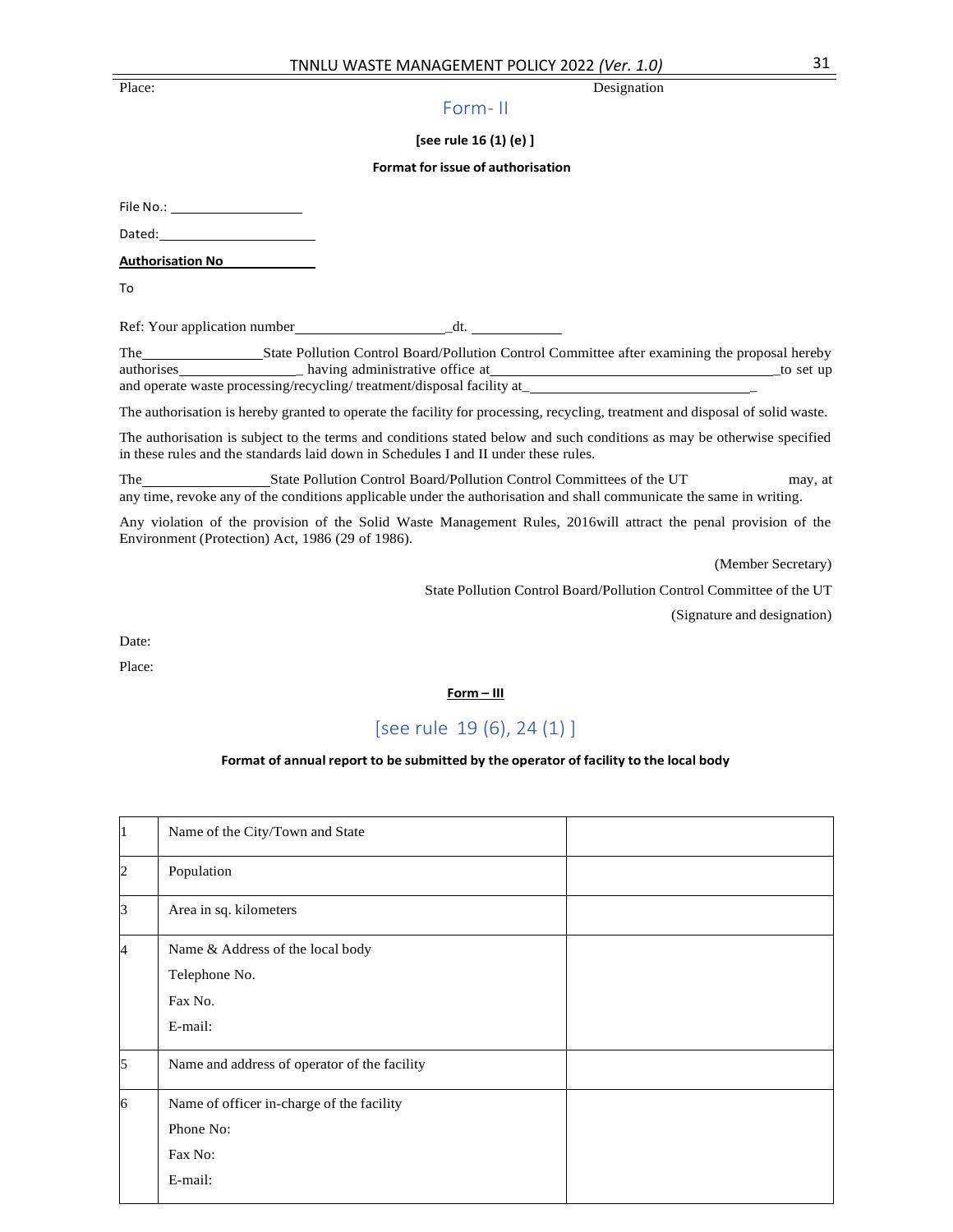Place: Designation

## Form- II

**[see rule 16 (1) (e) ]**

**Format for issue of authorisation**

File No.: ____________________

Dated: ________________________

**Authorisation No** ______________

To

Ref: Your application number______________________dt. _____________

The__________________State Pollution Control Board/Pollution Control Committee after examining the proposal hereby authorises__________________ having administrative office at_______________________________________to set up and operate waste processing/recycling/ treatment/disposal facility at___________________________________

The authorisation is hereby granted to operate the facility for processing, recycling, treatment and disposal of solid waste.

The authorisation is subject to the terms and conditions stated below and such conditions as may be otherwise specified in these rules and the standards laid down in Schedules I and II under these rules.

The__________________State Pollution Control Board/Pollution Control Committees of the UT may, at any time, revoke any of the conditions applicable under the authorisation and shall communicate the same in writing.

Any violation of the provision of the Solid Waste Management Rules, 2016will attract the penal provision of the Environment (Protection) Act, 1986 (29 of 1986).

(Member Secretary)

State Pollution Control Board/Pollution Control Committee of the UT

(Signature and designation)

Date:

Place:

## Form – III

[see rule 19 (6), 24 (1) ]

**Format of annual report to be submitted by the operator of facility to the local body**

| | | |
|---|---|---|
| 1 | Name of the City/Town and State | |
| 2 | Population | |
| 3 | Area in sq. kilometers | |
| 4 | Name & Address of the local body<br>Telephone No.<br>Fax No.<br>E-mail: | |
| 5 | Name and address of operator of the facility | |
| 6 | Name of officer in-charge of the facility<br>Phone No:<br>Fax No:<br>E-mail: | |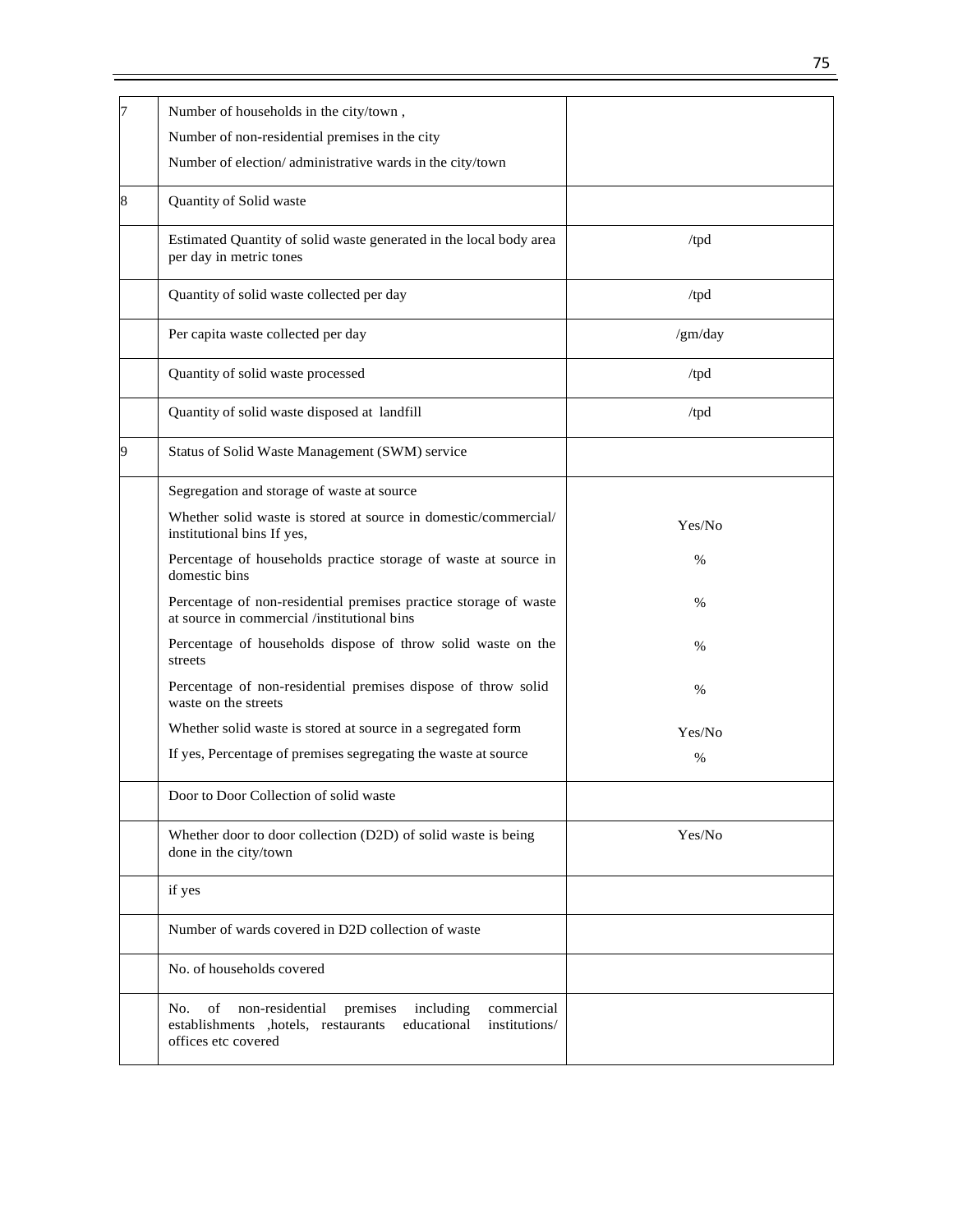| | | |
|---|---|---|
| 7 | Number of households in the city/town ,<br>Number of non-residential premises in the city<br>Number of election/ administrative wards in the city/town | |
| 8 | Quantity of Solid waste | |
| | Estimated Quantity of solid waste generated in the local body area per day in metric tones | /tpd |
| | Quantity of solid waste collected per day | /tpd |
| | Per capita waste collected per day | /gm/day |
| | Quantity of solid waste processed | /tpd |
| | Quantity of solid waste disposed at landfill | /tpd |
| 9 | Status of Solid Waste Management (SWM) service | |
| | Segregation and storage of waste at source<br>Whether solid waste is stored at source in domestic/commercial/ institutional bins If yes,<br>Percentage of households practice storage of waste at source in domestic bins<br>Percentage of non-residential premises practice storage of waste at source in commercial /institutional bins<br>Percentage of households dispose of throw solid waste on the streets<br>Percentage of non-residential premises dispose of throw solid waste on the streets<br>Whether solid waste is stored at source in a segregated form<br>If yes, Percentage of premises segregating the waste at source | Yes/No<br>%<br>%<br>%<br>%<br>Yes/No<br>% |
| | Door to Door Collection of solid waste | |
| | Whether door to door collection (D2D) of solid waste is being done in the city/town | Yes/No |
| | if yes | |
| | Number of wards covered in D2D collection of waste | |
| | No. of households covered | |
| | No. of non-residential premises including commercial establishments ,hotels, restaurants educational institutions/ offices etc covered | |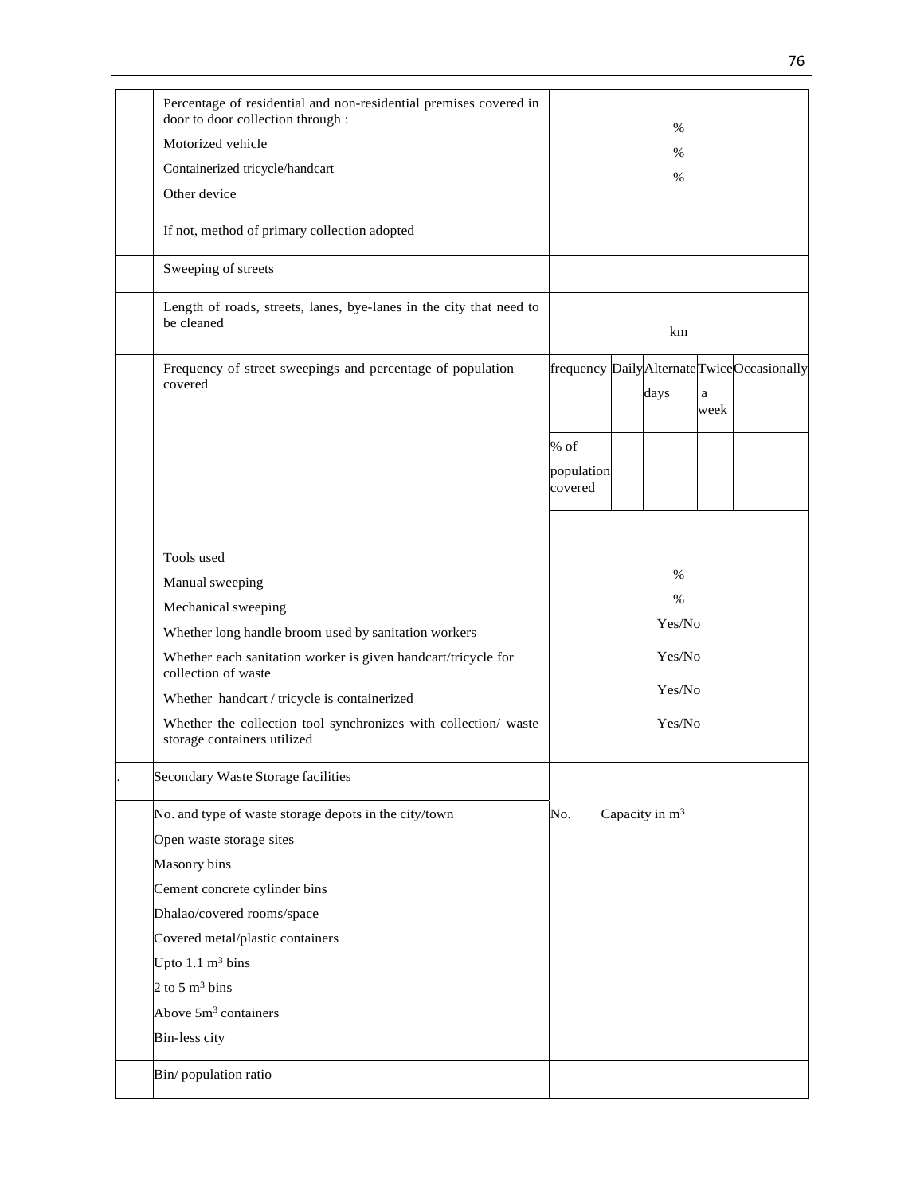| | | | | | | |
|---|---|---|---|---|---|---|
| | Percentage of residential and non-residential premises covered in door to door collection through :<br>Motorized vehicle<br>Containerized tricycle/handcart<br>Other device | %<br>%<br>% | | | | |
| | If not, method of primary collection adopted | | | | | |
| | Sweeping of streets | | | | | |
| | Length of roads, streets, lanes, bye-lanes in the city that need to be cleaned | km | | | | |
| | Frequency of street sweepings and percentage of population covered | frequency | Daily | Alternate days | Twice a week | Occasionally |
| | | % of population covered | | | | |
| | Tools used<br>Manual sweeping<br>Mechanical sweeping<br>Whether long handle broom used by sanitation workers<br>Whether each sanitation worker is given handcart/tricycle for collection of waste<br>Whether handcart / tricycle is containerized<br>Whether the collection tool synchronizes with collection/ waste storage containers utilized | %<br>%<br>Yes/No<br>Yes/No<br>Yes/No<br>Yes/No | | | | |
| . | Secondary Waste Storage facilities | | | | | |
| | No. and type of waste storage depots in the city/town<br>Open waste storage sites<br>Masonry bins<br>Cement concrete cylinder bins<br>Dhalao/covered rooms/space<br>Covered metal/plastic containers<br>Upto 1.1 $m^3$ bins<br>2 to 5 $m^3$ bins<br>Above 5$m^3$ containers<br>Bin-less city | No. Capacity in $m^3$ | | | | |
| | Bin/ population ratio | | | | | |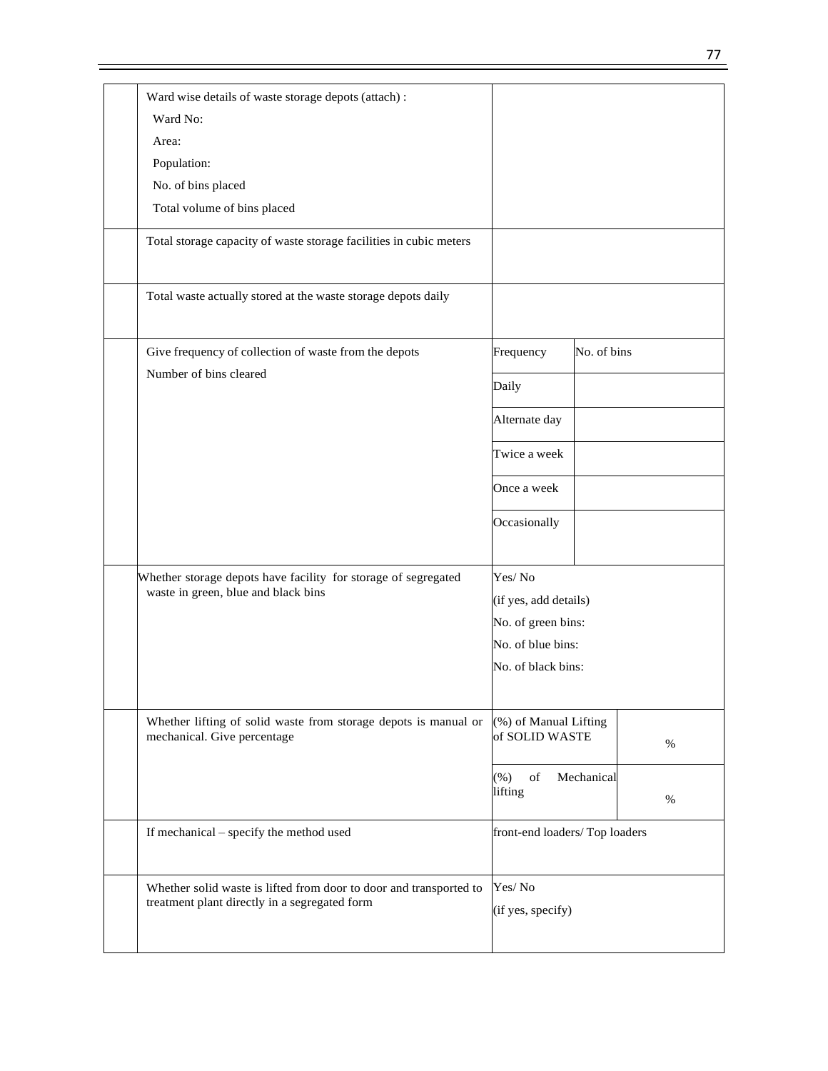| | | | |
|---|---|---|---|
| | Ward wise details of waste storage depots (attach) :<br>Ward No:<br>Area:<br>Population:<br>No. of bins placed<br>Total volume of bins placed | | |
| | Total storage capacity of waste storage facilities in cubic meters | | |
| | Total waste actually stored at the waste storage depots daily | | |
| | Give frequency of collection of waste from the depots<br>Number of bins cleared | Frequency | No. of bins |
| | | Daily | |
| | | Alternate day | |
| | | Twice a week | |
| | | Once a week | |
| | | Occasionally | |
| | Whether storage depots have facility for storage of segregated waste in green, blue and black bins | Yes/ No<br>(if yes, add details)<br>No. of green bins:<br>No. of blue bins:<br>No. of black bins: | |
| | Whether lifting of solid waste from storage depots is manual or mechanical. Give percentage | (%) of Manual Lifting of SOLID WASTE | % |
| | | (%) of Mechanical lifting | % |
| | If mechanical – specify the method used | front-end loaders/ Top loaders | |
| | Whether solid waste is lifted from door to door and transported to treatment plant directly in a segregated form | Yes/ No<br>(if yes, specify) | |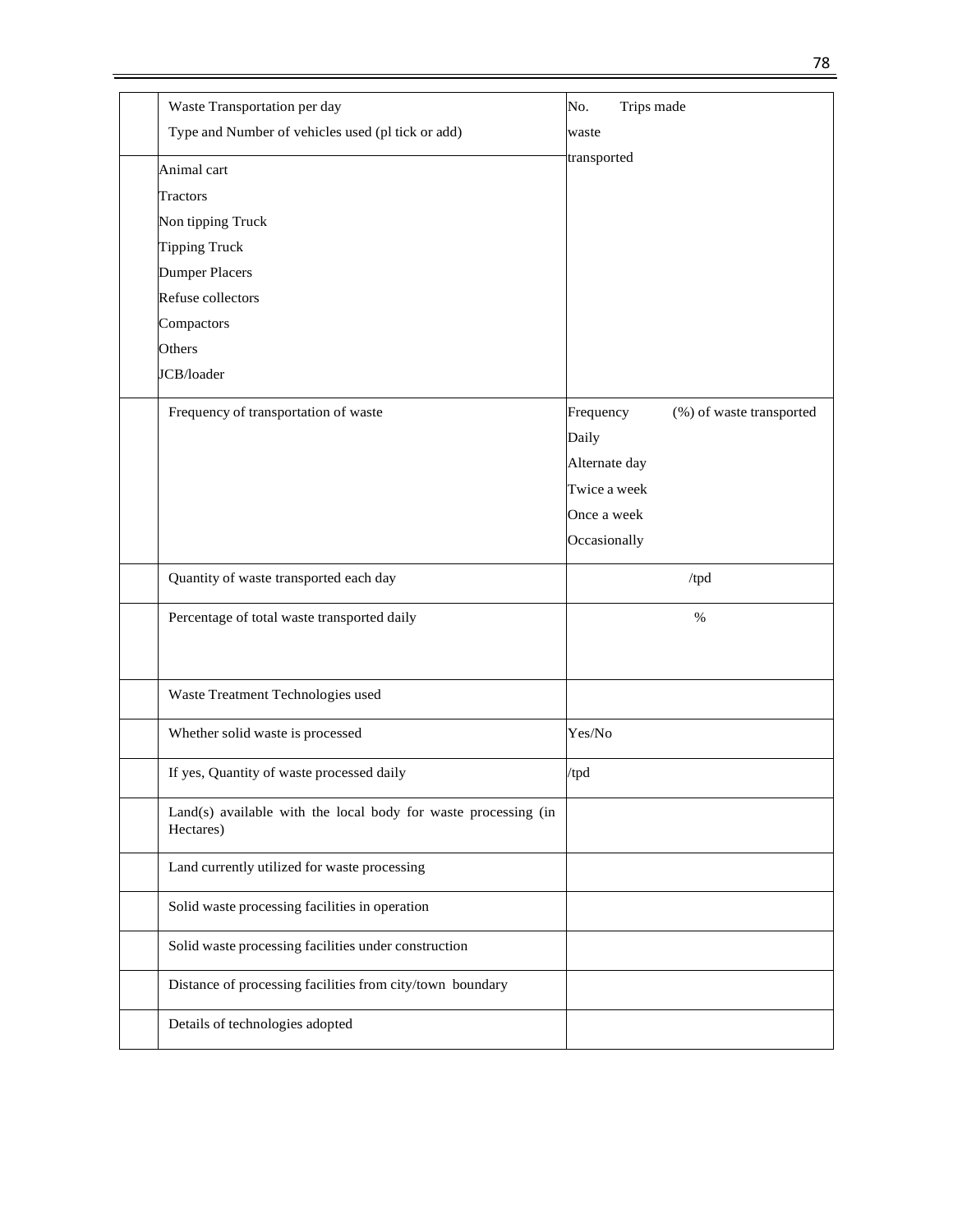|  | Waste Transportation per day<br>Type and Number of vehicles used (pl tick or add) | No. Trips made waste transported |
|---|---|---|
|  | Animal cart<br>Tractors<br>Non tipping Truck<br>Tipping Truck<br>Dumper Placers<br>Refuse collectors<br>Compactors<br>Others<br>JCB/loader |  |
|  | Frequency of transportation of waste | Frequency (%) of waste transported<br>Daily<br>Alternate day<br>Twice a week<br>Once a week<br>Occasionally |
|  | Quantity of waste transported each day | /tpd |
|  | Percentage of total waste transported daily | % |
|  | Waste Treatment Technologies used |  |
|  | Whether solid waste is processed | Yes/No |
|  | If yes, Quantity of waste processed daily | /tpd |
|  | Land(s) available with the local body for waste processing (in Hectares) |  |
|  | Land currently utilized for waste processing |  |
|  | Solid waste processing facilities in operation |  |
|  | Solid waste processing facilities under construction |  |
|  | Distance of processing facilities from city/town boundary |  |
|  | Details of technologies adopted |  |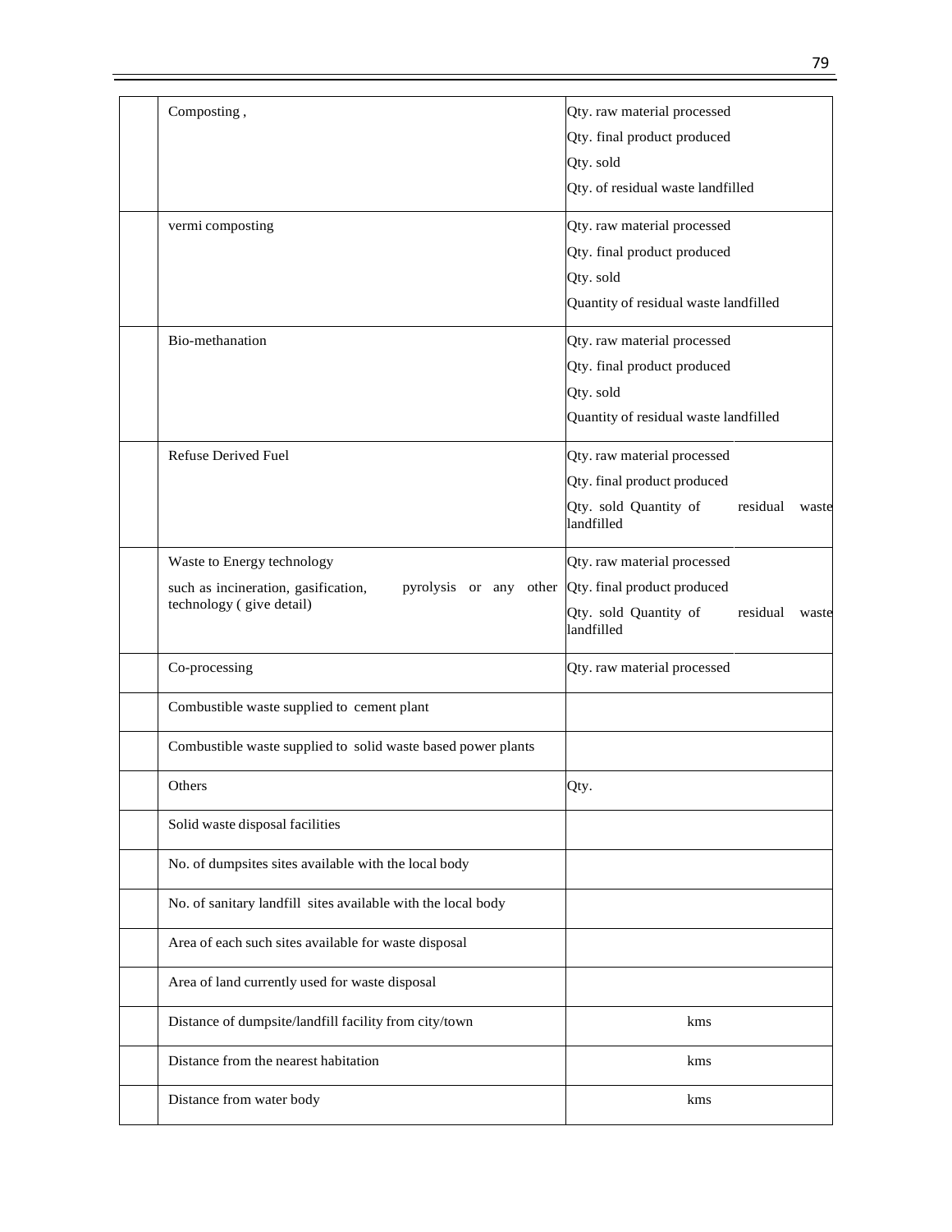| | | |
|---|---|---|
| | Composting , | Qty. raw material processed<br>Qty. final product produced<br>Qty. sold<br>Qty. of residual waste landfilled |
| | vermi composting | Qty. raw material processed<br>Qty. final product produced<br>Qty. sold<br>Quantity of residual waste landfilled |
| | Bio-methanation | Qty. raw material processed<br>Qty. final product produced<br>Qty. sold<br>Quantity of residual waste landfilled |
| | Refuse Derived Fuel | Qty. raw material processed<br>Qty. final product produced<br>Qty. sold Quantity of residual waste landfilled |
| | Waste to Energy technology<br>such as incineration, gasification, pyrolysis or any other technology ( give detail) | Qty. raw material processed<br>Qty. final product produced<br>Qty. sold Quantity of residual waste landfilled |
| | Co-processing | Qty. raw material processed |
| | Combustible waste supplied to cement plant | |
| | Combustible waste supplied to solid waste based power plants | |
| | Others | Qty. |
| | Solid waste disposal facilities | |
| | No. of dumpsites sites available with the local body | |
| | No. of sanitary landfill sites available with the local body | |
| | Area of each such sites available for waste disposal | |
| | Area of land currently used for waste disposal | |
| | Distance of dumpsite/landfill facility from city/town | kms |
| | Distance from the nearest habitation | kms |
| | Distance from water body | kms |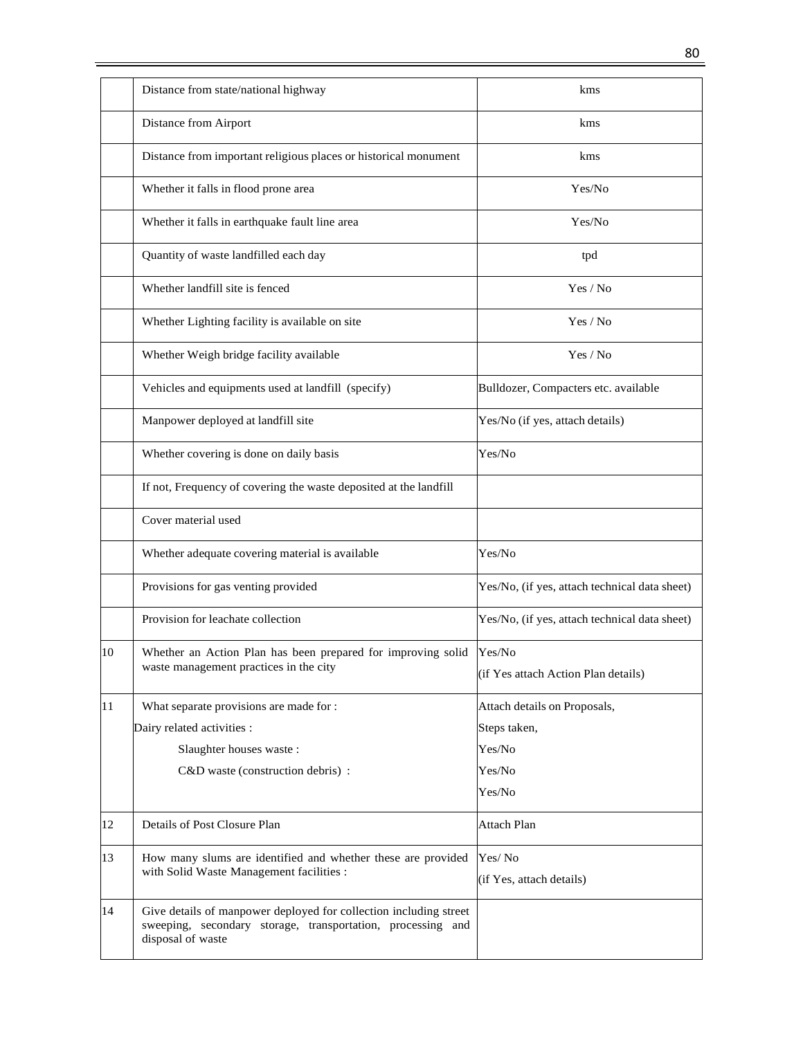| | | |
|---|---|---|
| | Distance from state/national highway | kms |
| | Distance from Airport | kms |
| | Distance from important religious places or historical monument | kms |
| | Whether it falls in flood prone area | Yes/No |
| | Whether it falls in earthquake fault line area | Yes/No |
| | Quantity of waste landfilled each day | tpd |
| | Whether landfill site is fenced | Yes / No |
| | Whether Lighting facility is available on site | Yes / No |
| | Whether Weigh bridge facility available | Yes / No |
| | Vehicles and equipments used at landfill (specify) | Bulldozer, Compacters etc. available |
| | Manpower deployed at landfill site | Yes/No (if yes, attach details) |
| | Whether covering is done on daily basis | Yes/No |
| | If not, Frequency of covering the waste deposited at the landfill | |
| | Cover material used | |
| | Whether adequate covering material is available | Yes/No |
| | Provisions for gas venting provided | Yes/No, (if yes, attach technical data sheet) |
| | Provision for leachate collection | Yes/No, (if yes, attach technical data sheet) |
| 10 | Whether an Action Plan has been prepared for improving solid waste management practices in the city | Yes/No<br>(if Yes attach Action Plan details) |
| 11 | What separate provisions are made for :<br>Dairy related activities :<br>Slaughter houses waste :<br>C&D waste (construction debris) : | Attach details on Proposals,<br>Steps taken,<br>Yes/No<br>Yes/No<br>Yes/No |
| 12 | Details of Post Closure Plan | Attach Plan |
| 13 | How many slums are identified and whether these are provided with Solid Waste Management facilities : | Yes/ No<br>(if Yes, attach details) |
| 14 | Give details of manpower deployed for collection including street sweeping, secondary storage, transportation, processing and disposal of waste | |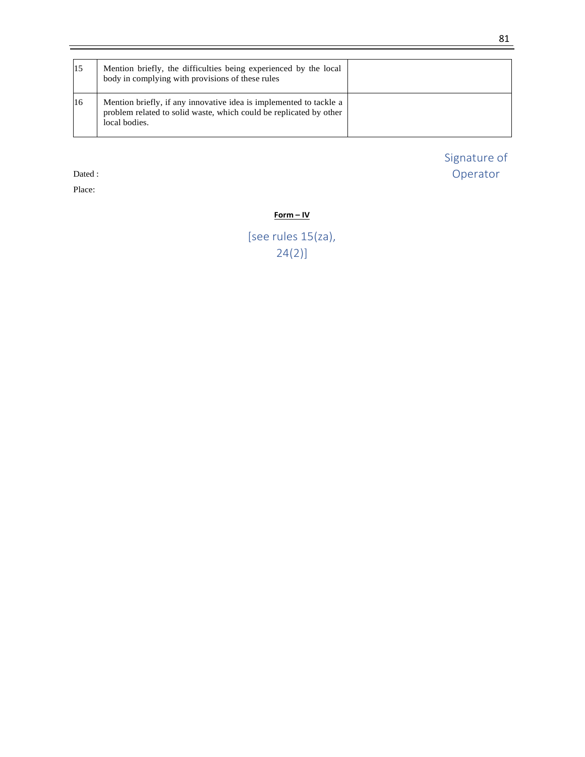| 15 | Mention briefly, the difficulties being experienced by the local body in complying with provisions of these rules | |
|---|---|---|
| 16 | Mention briefly, if any innovative idea is implemented to tackle a problem related to solid waste, which could be replicated by other local bodies. | |

Signature of Operator

Dated :

Place:

**Form – IV**

[see rules 15(za), 24(2)]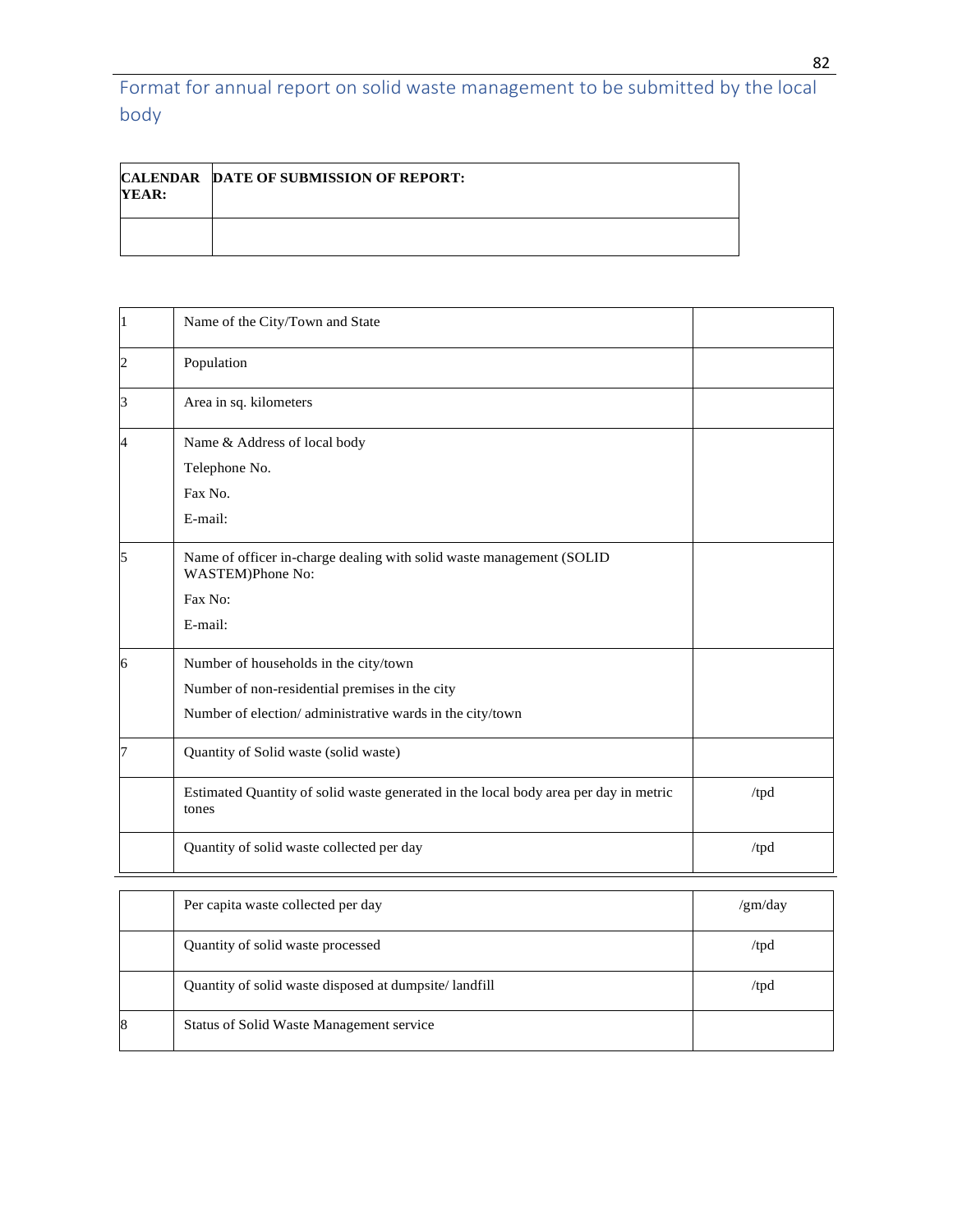## Format for annual report on solid waste management to be submitted by the local body

| CALENDAR YEAR: | DATE OF SUBMISSION OF REPORT: |
|---|---|
| | |

| | | |
|---|---|---|
| 1 | Name of the City/Town and State | |
| 2 | Population | |
| 3 | Area in sq. kilometers | |
| 4 | Name & Address of local body<br>Telephone No.<br>Fax No.<br>E-mail: | |
| 5 | Name of officer in-charge dealing with solid waste management (SOLID WASTEM)Phone No:<br>Fax No:<br>E-mail: | |
| 6 | Number of households in the city/town<br>Number of non-residential premises in the city<br>Number of election/ administrative wards in the city/town | |
| 7 | Quantity of Solid waste (solid waste) | |
| | Estimated Quantity of solid waste generated in the local body area per day in metric tones | /tpd |
| | Quantity of solid waste collected per day | /tpd |
| | Per capita waste collected per day | /gm/day |
| | Quantity of solid waste processed | /tpd |
| | Quantity of solid waste disposed at dumpsite/ landfill | /tpd |
| 8 | Status of Solid Waste Management service | |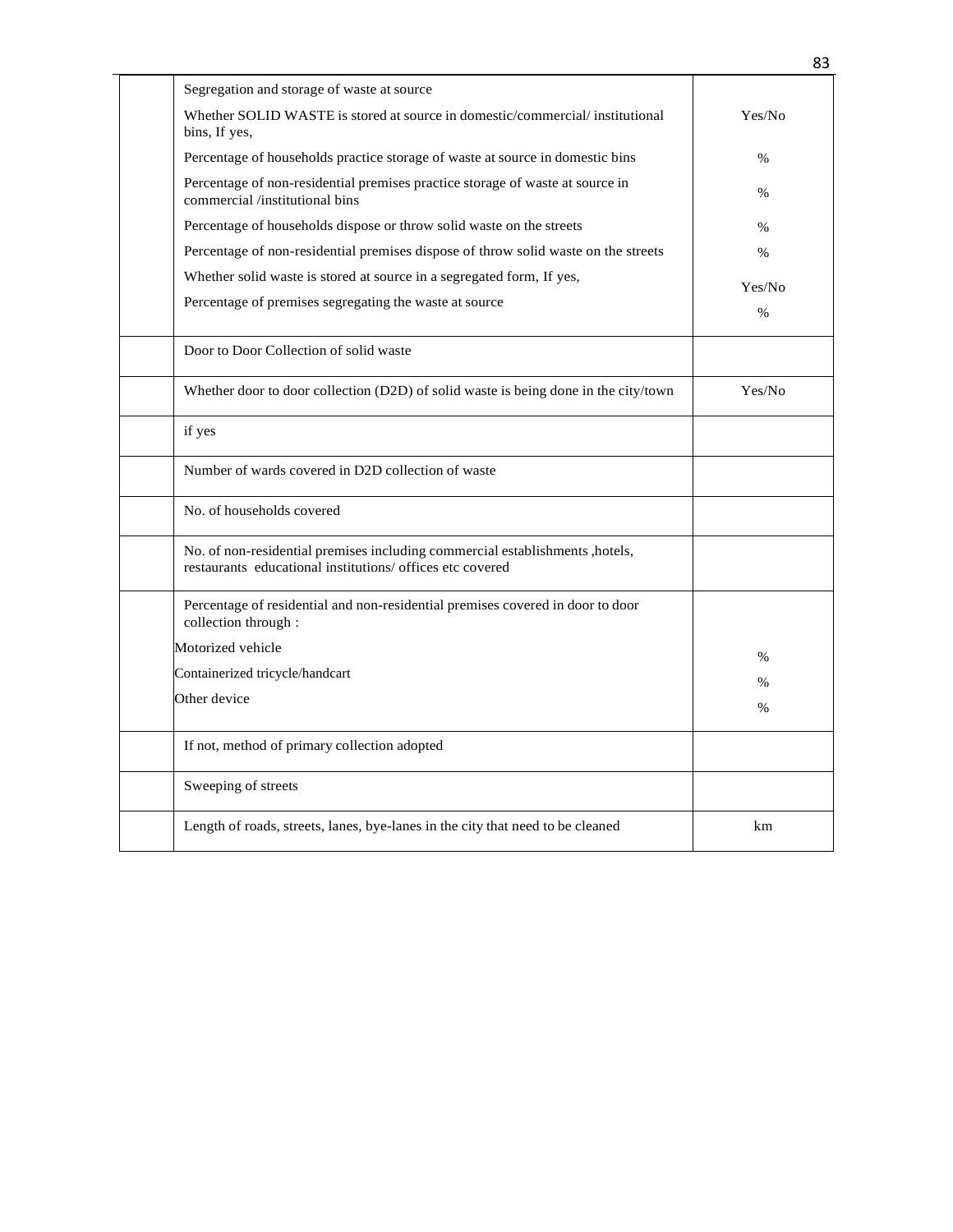| | | |
|---|---|---|
| | Segregation and storage of waste at source<br>Whether SOLID WASTE is stored at source in domestic/commercial/ institutional bins, If yes,<br>Percentage of households practice storage of waste at source in domestic bins<br>Percentage of non-residential premises practice storage of waste at source in commercial /institutional bins<br>Percentage of households dispose or throw solid waste on the streets<br>Percentage of non-residential premises dispose of throw solid waste on the streets<br>Whether solid waste is stored at source in a segregated form, If yes,<br>Percentage of premises segregating the waste at source | Yes/No<br>%<br>%<br>%<br>%<br>Yes/No<br>% |
| | Door to Door Collection of solid waste | |
| | Whether door to door collection (D2D) of solid waste is being done in the city/town | Yes/No |
| | if yes | |
| | Number of wards covered in D2D collection of waste | |
| | No. of households covered | |
| | No. of non-residential premises including commercial establishments ,hotels, restaurants educational institutions/ offices etc covered | |
| | Percentage of residential and non-residential premises covered in door to door collection through :<br>Motorized vehicle<br>Containerized tricycle/handcart<br>Other device | %<br>%<br>% |
| | If not, method of primary collection adopted | |
| | Sweeping of streets | |
| | Length of roads, streets, lanes, bye-lanes in the city that need to be cleaned | km |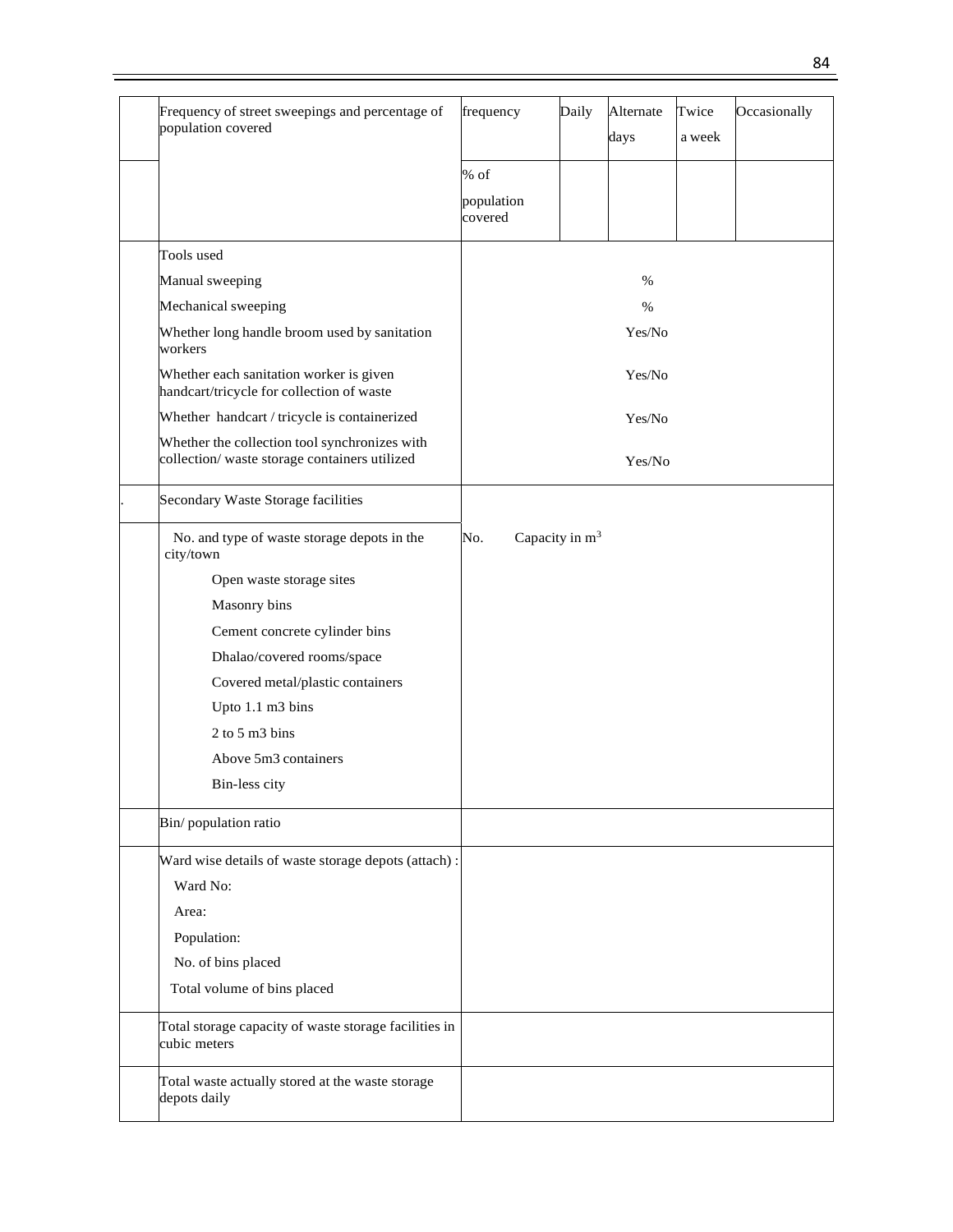| | | | | | | |
|---|---|---|---|---|---|---|
| | Frequency of street sweepings and percentage of population covered | frequency | Daily | Alternate days | Twice a week | Occasionally |
| | | % of population covered | | | | |
| | Tools used<br>Manual sweeping<br>Mechanical sweeping<br>Whether long handle broom used by sanitation workers<br>Whether each sanitation worker is given handcart/tricycle for collection of waste<br>Whether handcart / tricycle is containerized<br>Whether the collection tool synchronizes with collection/ waste storage containers utilized | <br>%<br>%<br>Yes/No<br>Yes/No<br>Yes/No<br>Yes/No | | | | |
| . | Secondary Waste Storage facilities | | | | | |
| | No. and type of waste storage depots in the city/town<br>Open waste storage sites<br>Masonry bins<br>Cement concrete cylinder bins<br>Dhalao/covered rooms/space<br>Covered metal/plastic containers<br>Upto 1.1 m3 bins<br>2 to 5 m3 bins<br>Above 5m3 containers<br>Bin-less city | No. Capacity in $m^3$ | | | | |
| | Bin/ population ratio | | | | | |
| | Ward wise details of waste storage depots (attach) :<br>Ward No:<br>Area:<br>Population:<br>No. of bins placed<br>Total volume of bins placed | | | | | |
| | Total storage capacity of waste storage facilities in cubic meters | | | | | |
| | Total waste actually stored at the waste storage depots daily | | | | | |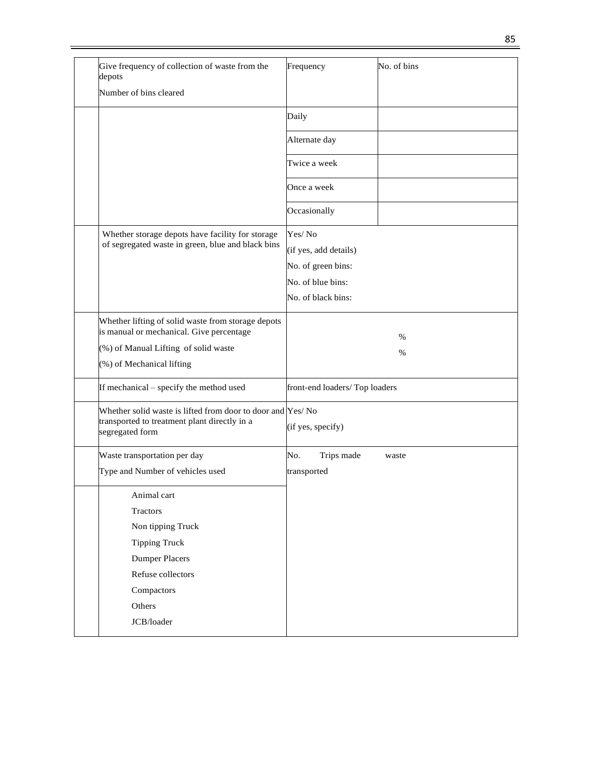| | | | |
|---|---|---|---|
| | Give frequency of collection of waste from the depots<br>Number of bins cleared | Frequency | No. of bins |
| | | Daily | |
| | | Alternate day | |
| | | Twice a week | |
| | | Once a week | |
| | | Occasionally | |
| | Whether storage depots have facility for storage of segregated waste in green, blue and black bins | Yes/ No<br>(if yes, add details)<br>No. of green bins:<br>No. of blue bins:<br>No. of black bins: | |
| | Whether lifting of solid waste from storage depots is manual or mechanical. Give percentage<br>(%) of Manual Lifting of solid waste<br>(%) of Mechanical lifting | %<br>% | |
| | If mechanical – specify the method used | front-end loaders/ Top loaders | |
| | Whether solid waste is lifted from door to door and transported to treatment plant directly in a segregated form | Yes/ No<br>(if yes, specify) | |
| | Waste transportation per day<br>Type and Number of vehicles used | No. Trips made waste transported | |
| | Animal cart<br>Tractors<br>Non tipping Truck<br>Tipping Truck<br>Dumper Placers<br>Refuse collectors<br>Compactors<br>Others<br>JCB/loader | | |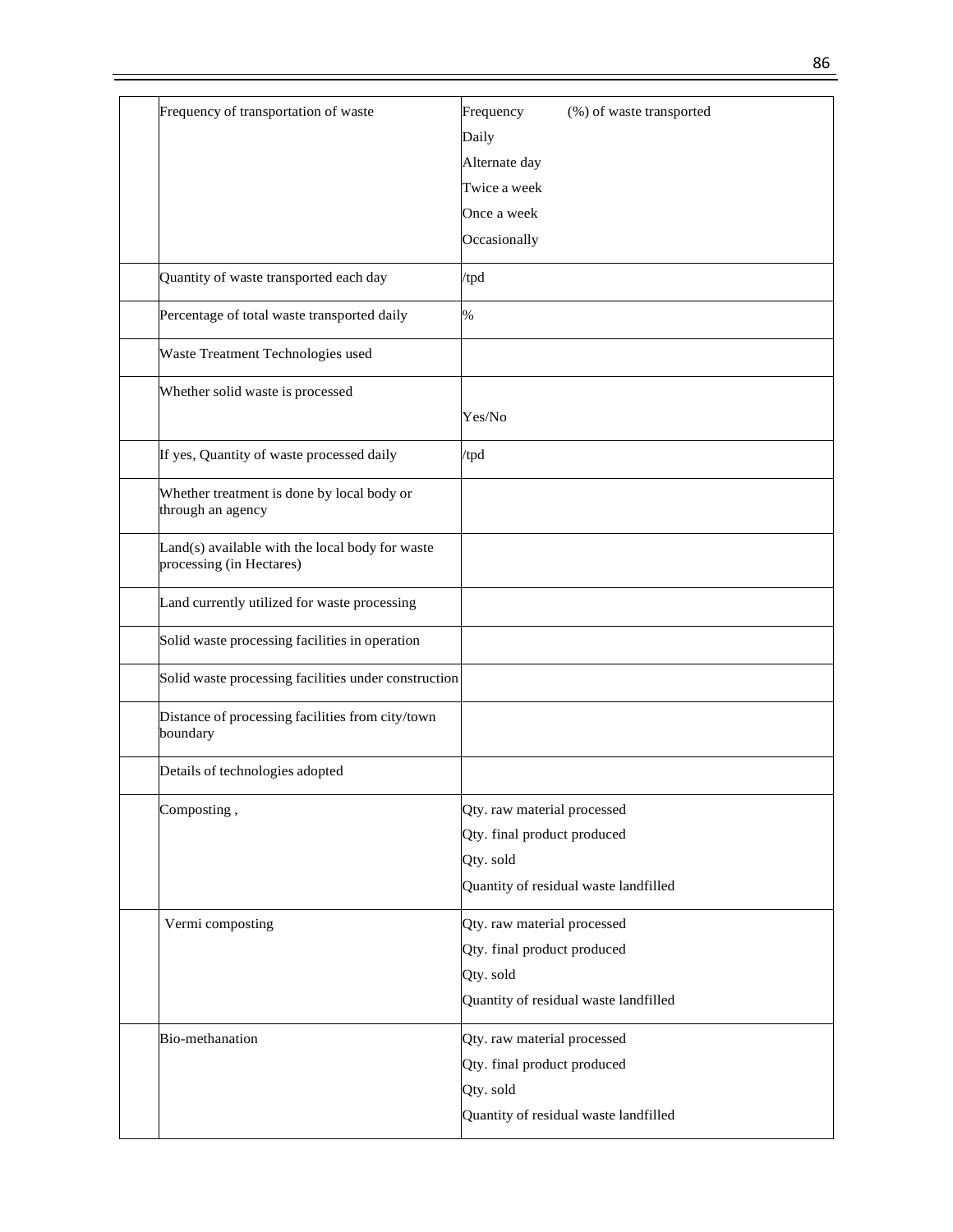| | | |
|---|---|---|
| | Frequency of transportation of waste | Frequency (%) of waste transported<br>Daily<br>Alternate day<br>Twice a week<br>Once a week<br>Occasionally |
| | Quantity of waste transported each day | /tpd |
| | Percentage of total waste transported daily | % |
| | Waste Treatment Technologies used | |
| | Whether solid waste is processed | Yes/No |
| | If yes, Quantity of waste processed daily | /tpd |
| | Whether treatment is done by local body or through an agency | |
| | Land(s) available with the local body for waste processing (in Hectares) | |
| | Land currently utilized for waste processing | |
| | Solid waste processing facilities in operation | |
| | Solid waste processing facilities under construction | |
| | Distance of processing facilities from city/town boundary | |
| | Details of technologies adopted | |
| | Composting , | Qty. raw material processed<br>Qty. final product produced<br>Qty. sold<br>Quantity of residual waste landfilled |
| | Vermi composting | Qty. raw material processed<br>Qty. final product produced<br>Qty. sold<br>Quantity of residual waste landfilled |
| | Bio-methanation | Qty. raw material processed<br>Qty. final product produced<br>Qty. sold<br>Quantity of residual waste landfilled |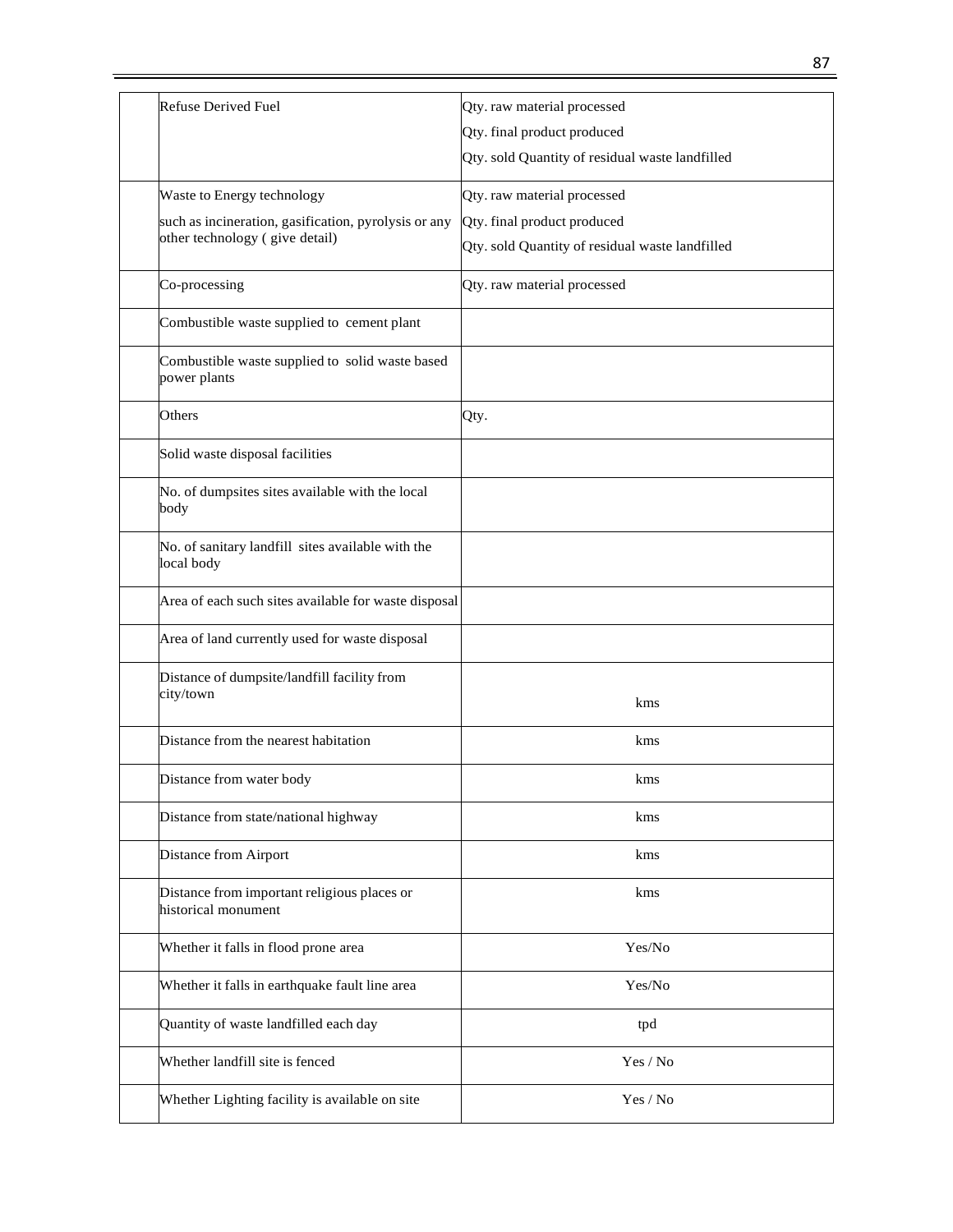| | | |
|---|---|---|
| | Refuse Derived Fuel | Qty. raw material processed<br>Qty. final product produced<br>Qty. sold Quantity of residual waste landfilled |
| | Waste to Energy technology<br>such as incineration, gasification, pyrolysis or any other technology ( give detail) | Qty. raw material processed<br>Qty. final product produced<br>Qty. sold Quantity of residual waste landfilled |
| | Co-processing | Qty. raw material processed |
| | Combustible waste supplied to cement plant | |
| | Combustible waste supplied to solid waste based power plants | |
| | Others | Qty. |
| | Solid waste disposal facilities | |
| | No. of dumpsites sites available with the local body | |
| | No. of sanitary landfill sites available with the local body | |
| | Area of each such sites available for waste disposal | |
| | Area of land currently used for waste disposal | |
| | Distance of dumpsite/landfill facility from city/town | kms |
| | Distance from the nearest habitation | kms |
| | Distance from water body | kms |
| | Distance from state/national highway | kms |
| | Distance from Airport | kms |
| | Distance from important religious places or historical monument | kms |
| | Whether it falls in flood prone area | Yes/No |
| | Whether it falls in earthquake fault line area | Yes/No |
| | Quantity of waste landfilled each day | tpd |
| | Whether landfill site is fenced | Yes / No |
| | Whether Lighting facility is available on site | Yes / No |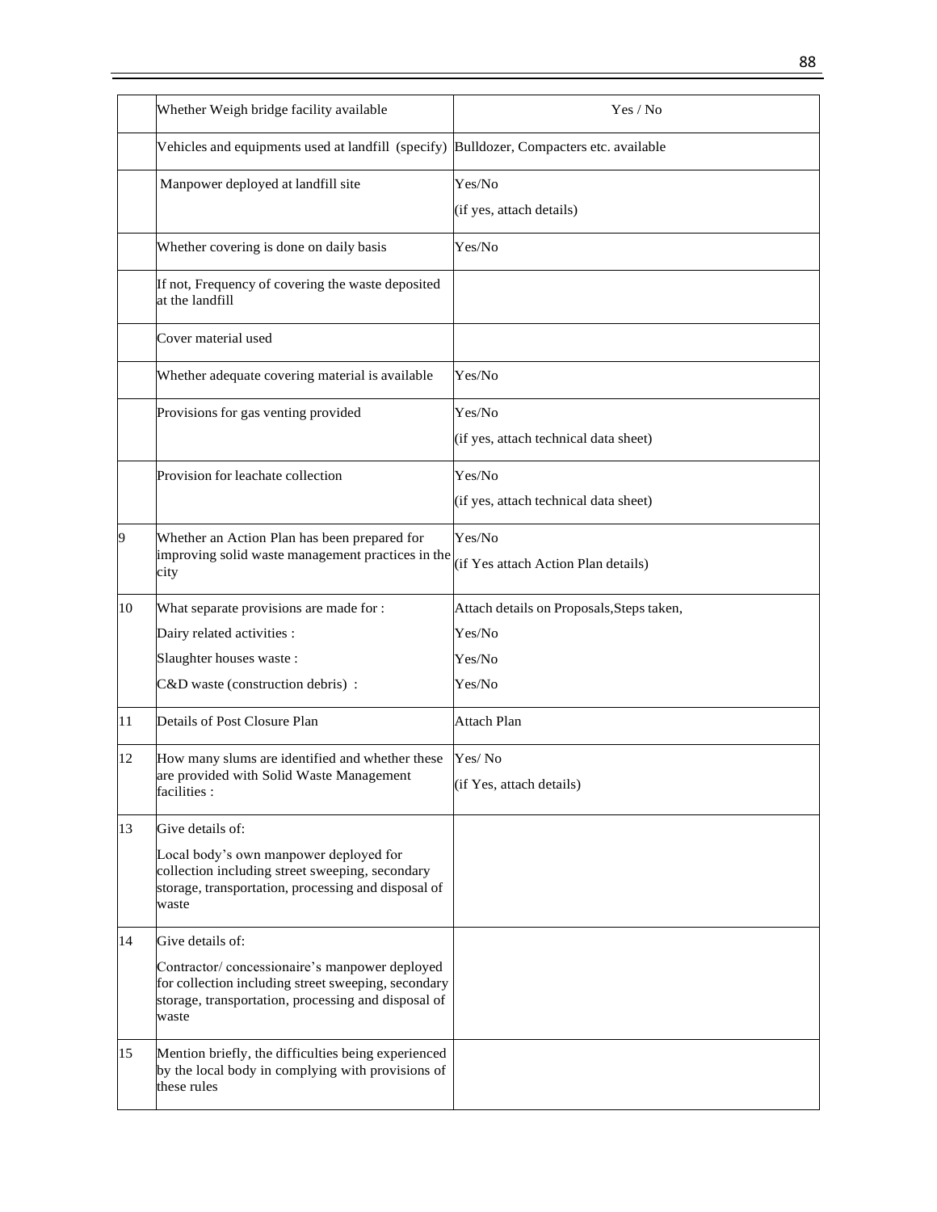| | | |
|---|---|---|
| | Whether Weigh bridge facility available | Yes / No |
| | Vehicles and equipments used at landfill (specify) | Bulldozer, Compacters etc. available |
| | Manpower deployed at landfill site | Yes/No<br>(if yes, attach details) |
| | Whether covering is done on daily basis | Yes/No |
| | If not, Frequency of covering the waste deposited at the landfill | |
| | Cover material used | |
| | Whether adequate covering material is available | Yes/No |
| | Provisions for gas venting provided | Yes/No<br>(if yes, attach technical data sheet) |
| | Provision for leachate collection | Yes/No<br>(if yes, attach technical data sheet) |
| 9 | Whether an Action Plan has been prepared for improving solid waste management practices in the city | Yes/No<br>(if Yes attach Action Plan details) |
| 10 | What separate provisions are made for :<br>Dairy related activities :<br>Slaughter houses waste :<br>C&D waste (construction debris) : | Attach details on Proposals,Steps taken,<br>Yes/No<br>Yes/No<br>Yes/No |
| 11 | Details of Post Closure Plan | Attach Plan |
| 12 | How many slums are identified and whether these are provided with Solid Waste Management facilities : | Yes/ No<br>(if Yes, attach details) |
| 13 | Give details of:<br>Local body's own manpower deployed for collection including street sweeping, secondary storage, transportation, processing and disposal of waste | |
| 14 | Give details of:<br>Contractor/ concessionaire's manpower deployed for collection including street sweeping, secondary storage, transportation, processing and disposal of waste | |
| 15 | Mention briefly, the difficulties being experienced by the local body in complying with provisions of these rules | |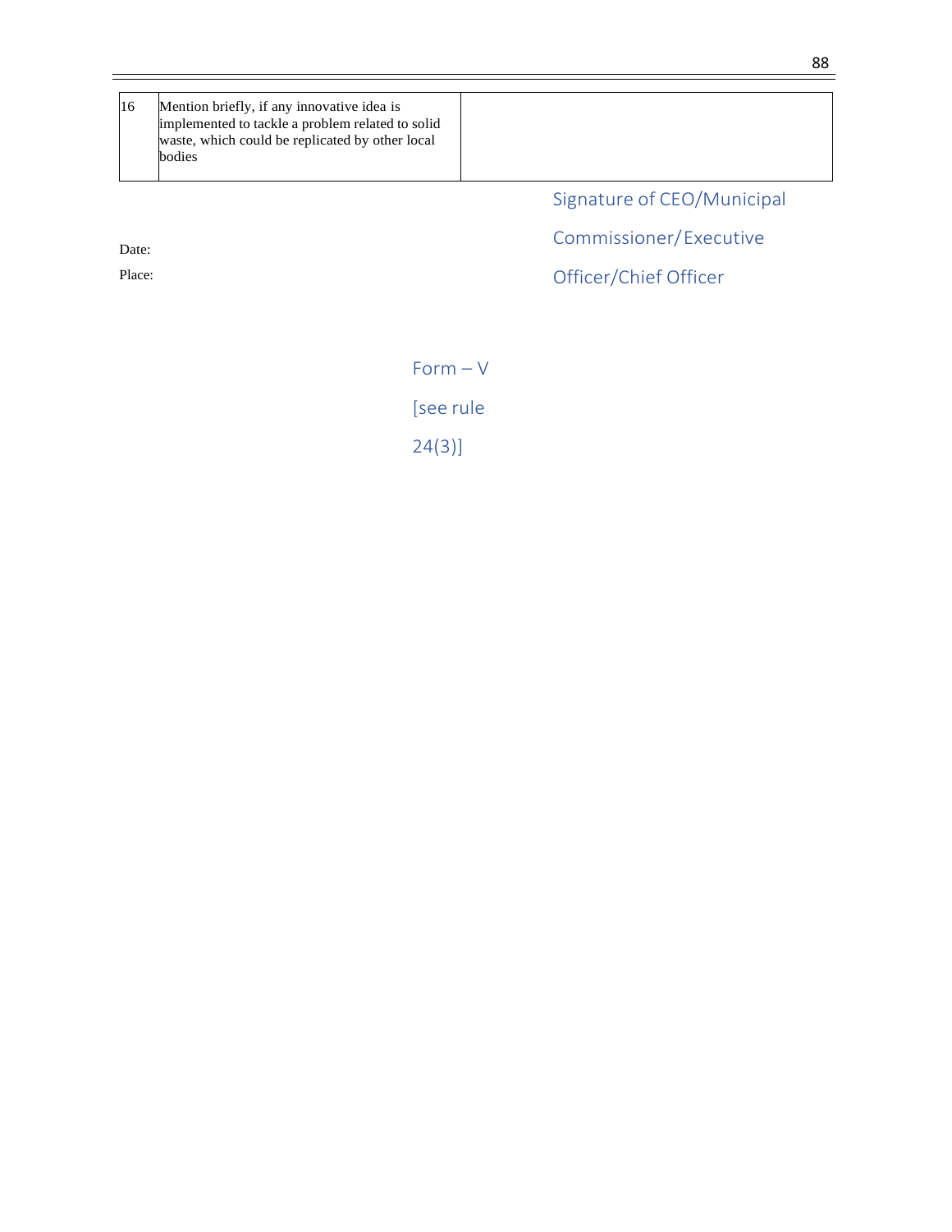| 16 | Mention briefly, if any innovative idea is implemented to tackle a problem related to solid waste, which could be replicated by other local bodies | |
|---|---|---|

Signature of CEO/Municipal Commissioner/Executive Officer/Chief Officer

Date:

Place:

Form – V

[see rule 24(3)]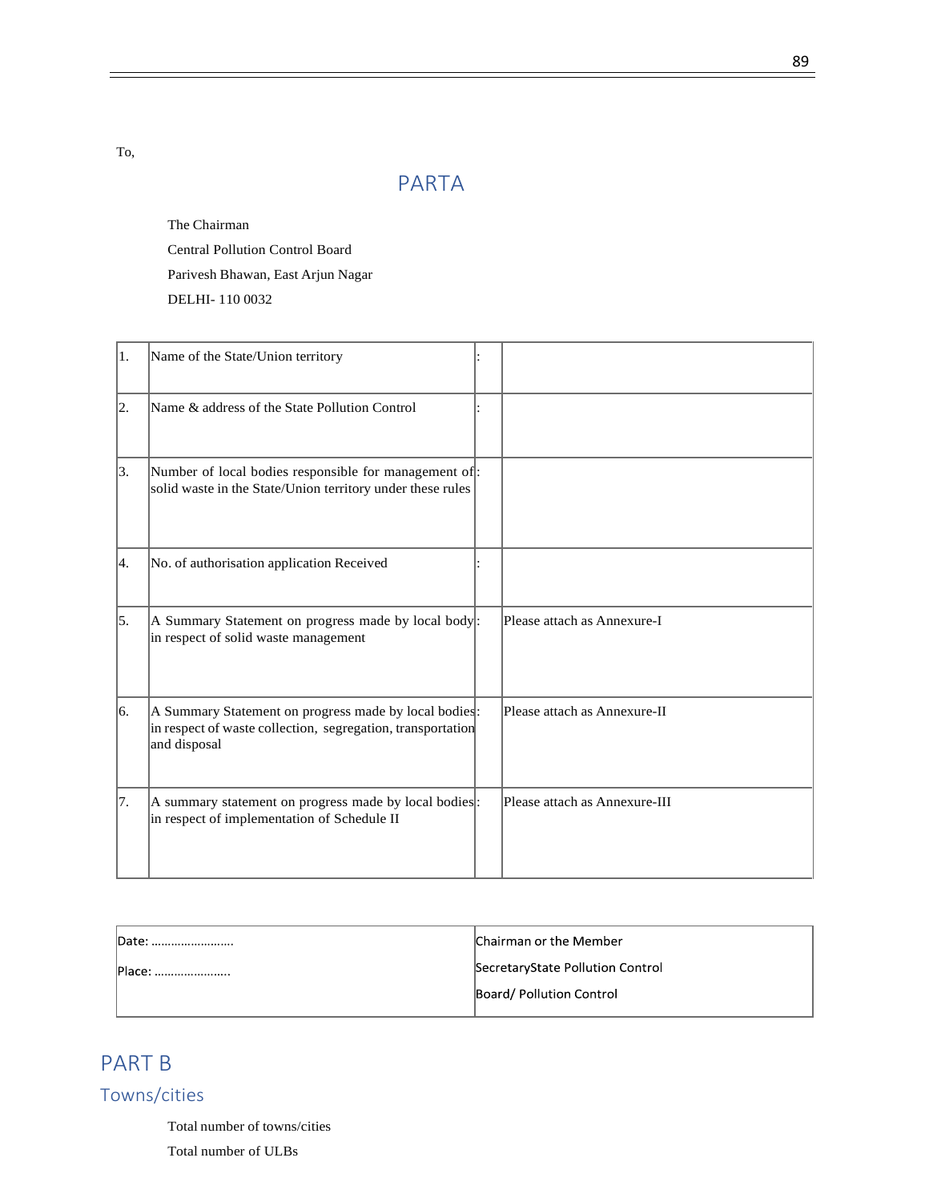To,

# PARTA

The Chairman

Central Pollution Control Board

Parivesh Bhawan, East Arjun Nagar

DELHI- 110 0032

| | | | |
|---|---|---|---|
| 1. | Name of the State/Union territory | : | |
| 2. | Name & address of the State Pollution Control | : | |
| 3. | Number of local bodies responsible for management of solid waste in the State/Union territory under these rules | : | |
| 4. | No. of authorisation application Received | : | |
| 5. | A Summary Statement on progress made by local body in respect of solid waste management | : | Please attach as Annexure-I |
| 6. | A Summary Statement on progress made by local bodies in respect of waste collection, segregation, transportation and disposal | : | Please attach as Annexure-II |
| 7. | A summary statement on progress made by local bodies in respect of implementation of Schedule II | : | Please attach as Annexure-III |

| | |
|---|---|
| Date: ……………………. <br> Place: ………………….. | Chairman or the Member <br> SecretaryState Pollution Control <br> Board/ Pollution Control |

# PART B

## Towns/cities

Total number of towns/cities

Total number of ULBs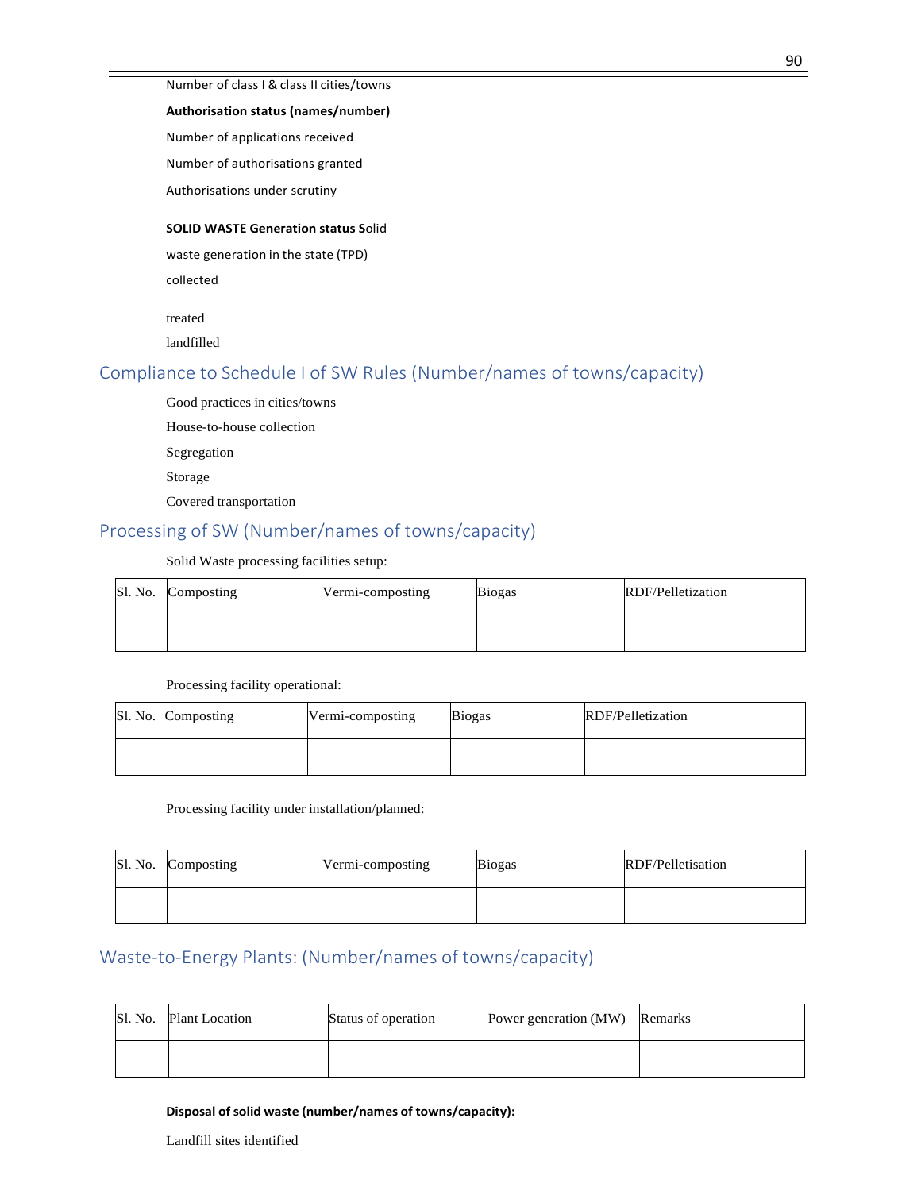Number of class I & class II cities/towns

**Authorisation status (names/number)**

Number of applications received

Number of authorisations granted

Authorisations under scrutiny

**SOLID WASTE Generation status S**olid waste generation in the state (TPD)

collected

treated

landfilled

## Compliance to Schedule I of SW Rules (Number/names of towns/capacity)

Good practices in cities/towns

House-to-house collection

Segregation

Storage

Covered transportation

## Processing of SW (Number/names of towns/capacity)

Solid Waste processing facilities setup:

| Sl. No. | Composting | Vermi-composting | Biogas | RDF/Pelletization |
|---|---|---|---|---|
| | | | | |

Processing facility operational:

| Sl. No. | Composting | Vermi-composting | Biogas | RDF/Pelletization |
|---|---|---|---|---|
| | | | | |

Processing facility under installation/planned:

| Sl. No. | Composting | Vermi-composting | Biogas | RDF/Pelletisation |
|---|---|---|---|---|
| | | | | |

## Waste-to-Energy Plants: (Number/names of towns/capacity)

| Sl. No. | Plant Location | Status of operation | Power generation (MW) | Remarks |
|---|---|---|---|---|
| | | | | |

**Disposal of solid waste (number/names of towns/capacity):**

Landfill sites identified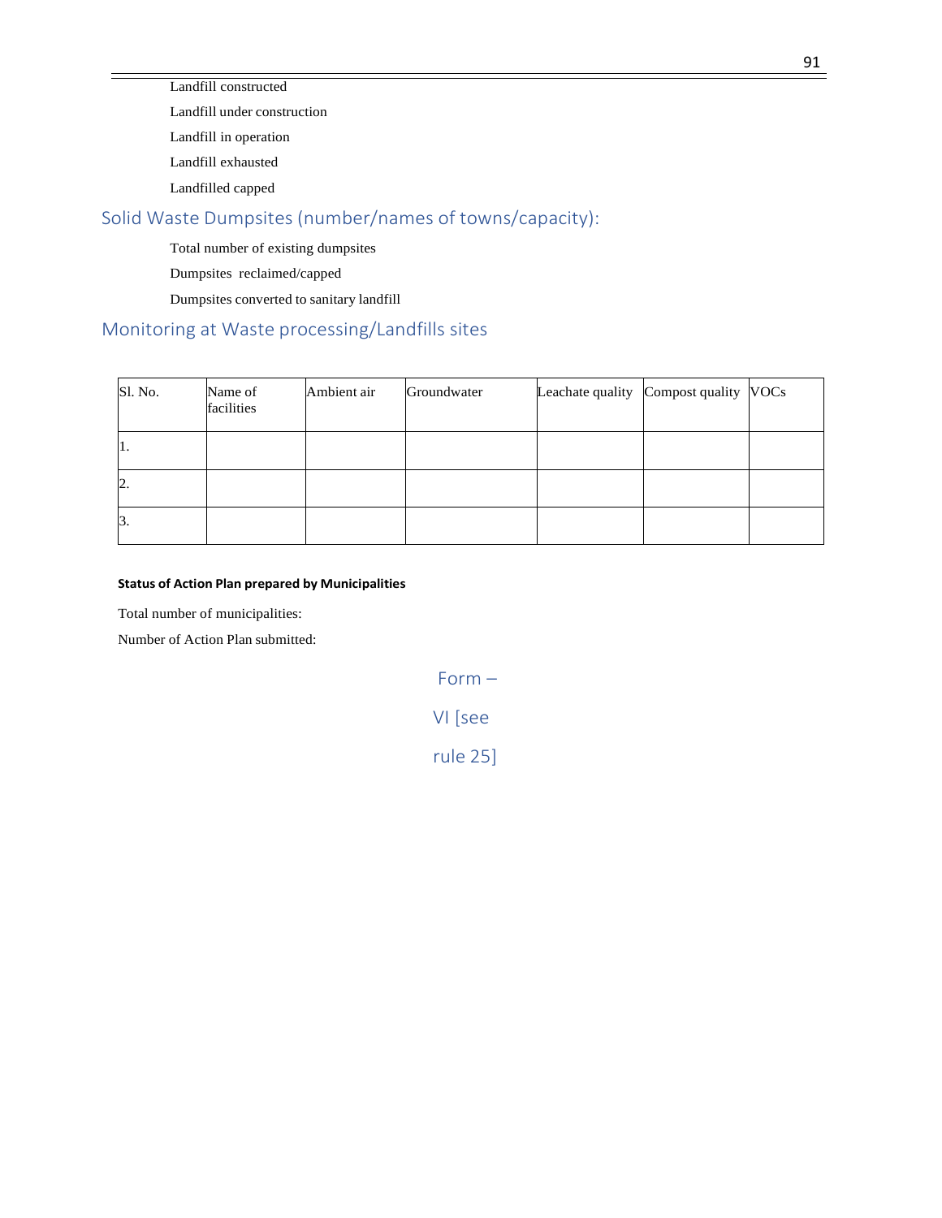Landfill constructed

Landfill under construction

Landfill in operation

Landfill exhausted

Landfilled capped

## Solid Waste Dumpsites (number/names of towns/capacity):

Total number of existing dumpsites

Dumpsites reclaimed/capped

Dumpsites converted to sanitary landfill

## Monitoring at Waste processing/Landfills sites

| Sl. No. | Name of facilities | Ambient air | Groundwater | Leachate quality | Compost quality | VOCs |
|---|---|---|---|---|---|---|
| 1. | | | | | | |
| 2. | | | | | | |
| 3. | | | | | | |

**Status of Action Plan prepared by Municipalities**

Total number of municipalities:

Number of Action Plan submitted:

## Form – VI [see rule 25]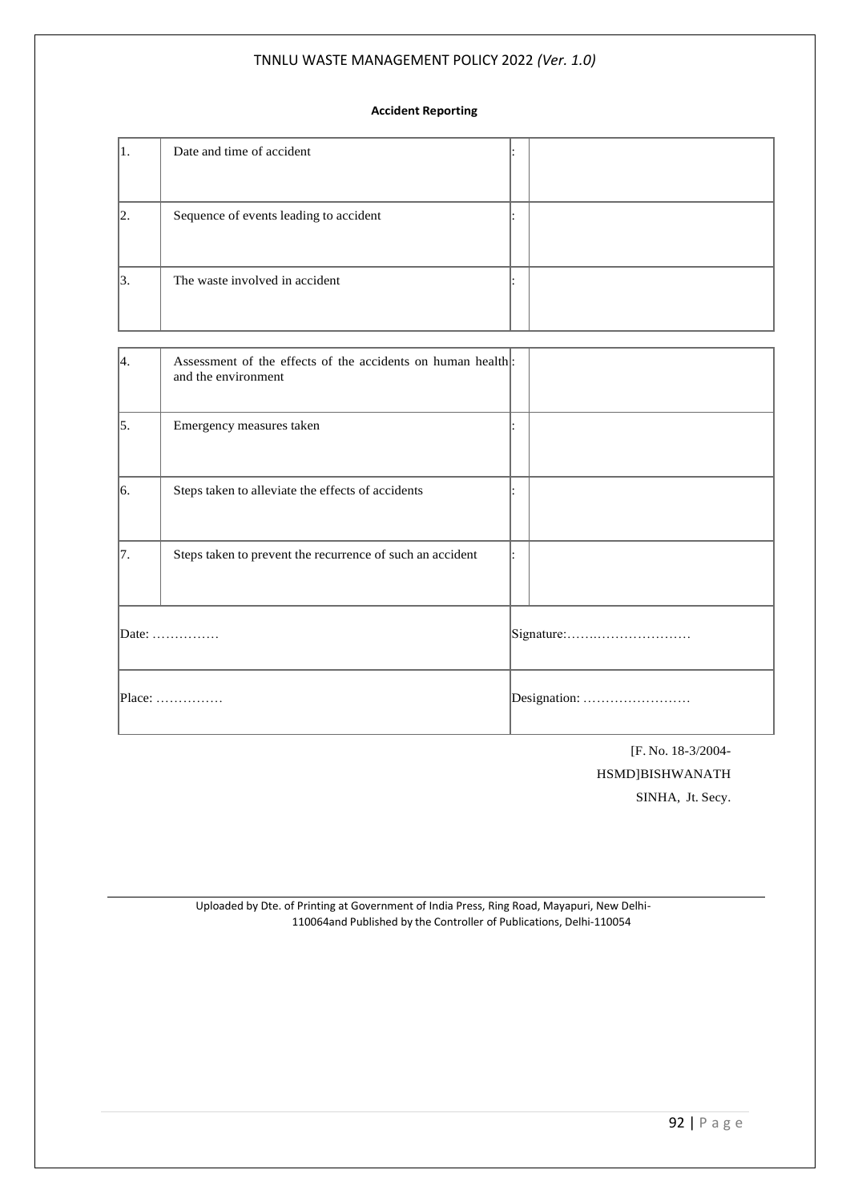**Accident Reporting**

| | | | |
|---|---|---|---|
| 1. | Date and time of accident | : | |
| 2. | Sequence of events leading to accident | : | |
| 3. | The waste involved in accident | : | |
| 4. | Assessment of the effects of the accidents on human health and the environment | : | |
| 5. | Emergency measures taken | : | |
| 6. | Steps taken to alleviate the effects of accidents | : | |
| 7. | Steps taken to prevent the recurrence of such an accident | : | |
| Date: …………… | | Signature:…….………………… | |
| Place: …………… | | Designation: …………………… | |

[F. No. 18-3/2004-HSMD]BISHWANATH SINHA, Jt. Secy.

Uploaded by Dte. of Printing at Government of India Press, Ring Road, Mayapuri, New Delhi-110064and Published by the Controller of Publications, Delhi-110054